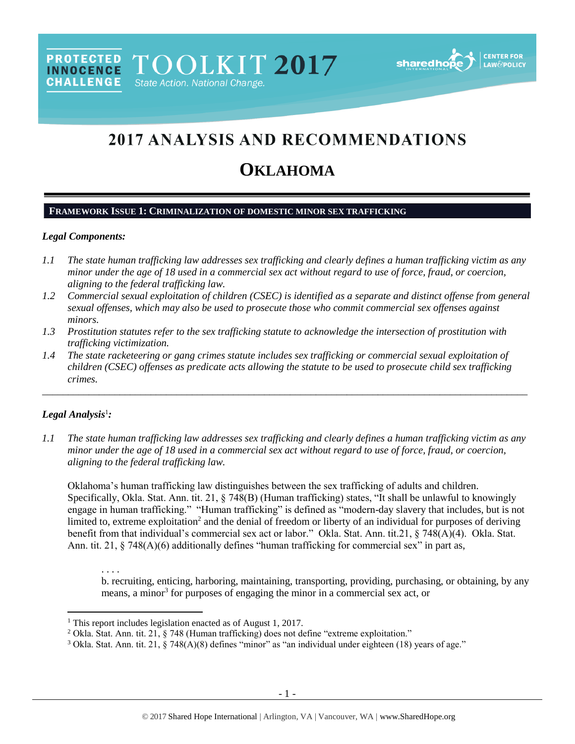PROTECTED INNOCENCE CHALLENGE TOOLKIT 2017 State Action. National Change.

# 2017 ANALYSIS AND RECOMMENDATIONS

# OKLAHOMA

## FRAMEWORK ISSUE 1: CRIMINALIZATION OF DOMESTIC MINOR SEX TRAFFICKING

### *Legal Components:*

*1.1 The state human trafficking law addresses sex trafficking and clearly defines a human trafficking victim as any minor under the age of 18 used in a commercial sex act without regard to use of force, fraud, or coercion, aligning to the federal trafficking law.*

*1.2 Commercial sexual exploitation of children (CSEC) is identified as a separate and distinct offense from general sexual offenses, which may also be used to prosecute those who commit commercial sex offenses against minors.*

*1.3 Prostitution statutes refer to the sex trafficking statute to acknowledge the intersection of prostitution with trafficking victimization.*

*1.4 The state racketeering or gang crimes statute includes sex trafficking or commercial sexual exploitation of children (CSEC) offenses as predicate acts allowing the statute to be used to prosecute child sex trafficking crimes.*

---

### *Legal Analysis*[1]*:*

*1.1 The state human trafficking law addresses sex trafficking and clearly defines a human trafficking victim as any minor under the age of 18 used in a commercial sex act without regard to use of force, fraud, or coercion, aligning to the federal trafficking law.*

Oklahoma's human trafficking law distinguishes between the sex trafficking of adults and children. Specifically, Okla. Stat. Ann. tit. 21, § 748(B) (Human trafficking) states, "It shall be unlawful to knowingly engage in human trafficking." "Human trafficking" is defined as "modern-day slavery that includes, but is not limited to, extreme exploitation[2] and the denial of freedom or liberty of an individual for purposes of deriving benefit from that individual's commercial sex act or labor." Okla. Stat. Ann. tit.21, § 748(A)(4). Okla. Stat. Ann. tit. 21, § 748(A)(6) additionally defines "human trafficking for commercial sex" in part as,

> . . . .
> b. recruiting, enticing, harboring, maintaining, transporting, providing, purchasing, or obtaining, by any means, a minor[3] for purposes of engaging the minor in a commercial sex act, or

---

[1] This report includes legislation enacted as of August 1, 2017.

[2] Okla. Stat. Ann. tit. 21, § 748 (Human trafficking) does not define "extreme exploitation."

[3] Okla. Stat. Ann. tit. 21, § 748(A)(8) defines "minor" as "an individual under eighteen (18) years of age."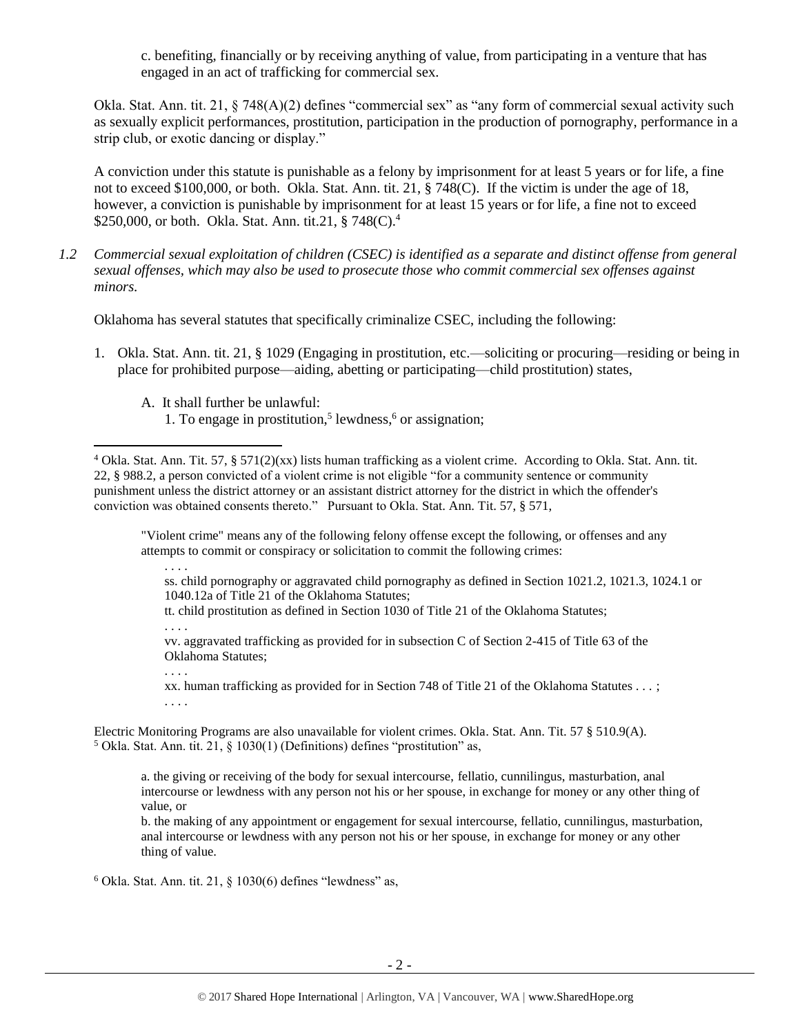c. benefiting, financially or by receiving anything of value, from participating in a venture that has engaged in an act of trafficking for commercial sex.

Okla. Stat. Ann. tit. 21, § 748(A)(2) defines "commercial sex" as "any form of commercial sexual activity such as sexually explicit performances, prostitution, participation in the production of pornography, performance in a strip club, or exotic dancing or display."

A conviction under this statute is punishable as a felony by imprisonment for at least 5 years or for life, a fine not to exceed $100,000, or both. Okla. Stat. Ann. tit. 21, § 748(C). If the victim is under the age of 18, however, a conviction is punishable by imprisonment for at least 15 years or for life, a fine not to exceed $250,000, or both. Okla. Stat. Ann. tit.21, § 748(C).[4]

*1.2 Commercial sexual exploitation of children (CSEC) is identified as a separate and distinct offense from general sexual offenses, which may also be used to prosecute those who commit commercial sex offenses against minors.*

Oklahoma has several statutes that specifically criminalize CSEC, including the following:

1. Okla. Stat. Ann. tit. 21, § 1029 (Engaging in prostitution, etc.—soliciting or procuring—residing or being in place for prohibited purpose—aiding, abetting or participating—child prostitution) states,

   A. It shall further be unlawful:
      1. To engage in prostitution,[5] lewdness,[6] or assignation;

---

[4] Okla. Stat. Ann. Tit. 57, § 571(2)(xx) lists human trafficking as a violent crime. According to Okla. Stat. Ann. tit. 22, § 988.2, a person convicted of a violent crime is not eligible "for a community sentence or community punishment unless the district attorney or an assistant district attorney for the district in which the offender's conviction was obtained consents thereto." Pursuant to Okla. Stat. Ann. Tit. 57, § 571,

> "Violent crime" means any of the following felony offense except the following, or offenses and any attempts to commit or conspiracy or solicitation to commit the following crimes:
>
> . . . .
>
> ss. child pornography or aggravated child pornography as defined in Section 1021.2, 1021.3, 1024.1 or 1040.12a of Title 21 of the Oklahoma Statutes;
>
> tt. child prostitution as defined in Section 1030 of Title 21 of the Oklahoma Statutes;
>
> . . . .
>
> vv. aggravated trafficking as provided for in subsection C of Section 2-415 of Title 63 of the Oklahoma Statutes;
>
> . . . .
>
> xx. human trafficking as provided for in Section 748 of Title 21 of the Oklahoma Statutes . . . ;
>
> . . . .

Electric Monitoring Programs are also unavailable for violent crimes. Okla. Stat. Ann. Tit. 57 § 510.9(A).

[5] Okla. Stat. Ann. tit. 21, § 1030(1) (Definitions) defines "prostitution" as,

> a. the giving or receiving of the body for sexual intercourse, fellatio, cunnilingus, masturbation, anal intercourse or lewdness with any person not his or her spouse, in exchange for money or any other thing of value, or
>
> b. the making of any appointment or engagement for sexual intercourse, fellatio, cunnilingus, masturbation, anal intercourse or lewdness with any person not his or her spouse, in exchange for money or any other thing of value.

[6] Okla. Stat. Ann. tit. 21, § 1030(6) defines "lewdness" as,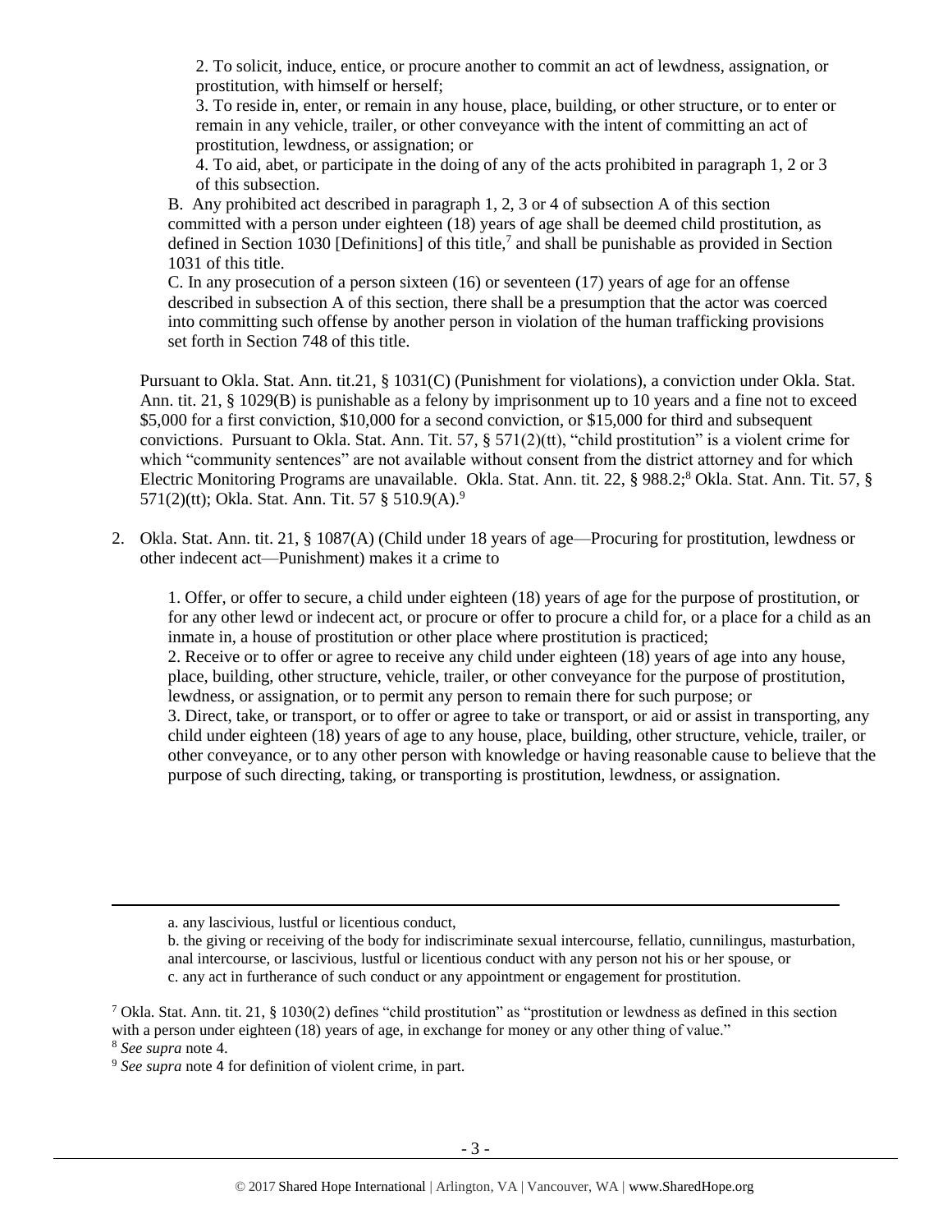2. To solicit, induce, entice, or procure another to commit an act of lewdness, assignation, or prostitution, with himself or herself;

3. To reside in, enter, or remain in any house, place, building, or other structure, or to enter or remain in any vehicle, trailer, or other conveyance with the intent of committing an act of prostitution, lewdness, or assignation; or

4. To aid, abet, or participate in the doing of any of the acts prohibited in paragraph 1, 2 or 3 of this subsection.

B. Any prohibited act described in paragraph 1, 2, 3 or 4 of subsection A of this section committed with a person under eighteen (18) years of age shall be deemed child prostitution, as defined in Section 1030 [Definitions] of this title,[7] and shall be punishable as provided in Section 1031 of this title.

C. In any prosecution of a person sixteen (16) or seventeen (17) years of age for an offense described in subsection A of this section, there shall be a presumption that the actor was coerced into committing such offense by another person in violation of the human trafficking provisions set forth in Section 748 of this title.

Pursuant to Okla. Stat. Ann. tit.21, § 1031(C) (Punishment for violations), a conviction under Okla. Stat. Ann. tit. 21, § 1029(B) is punishable as a felony by imprisonment up to 10 years and a fine not to exceed $5,000 for a first conviction, $10,000 for a second conviction, or $15,000 for third and subsequent convictions. Pursuant to Okla. Stat. Ann. Tit. 57, § 571(2)(tt), "child prostitution" is a violent crime for which "community sentences" are not available without consent from the district attorney and for which Electric Monitoring Programs are unavailable. Okla. Stat. Ann. tit. 22, § 988.2;[8] Okla. Stat. Ann. Tit. 57, § 571(2)(tt); Okla. Stat. Ann. Tit. 57 § 510.9(A).[9]

2. Okla. Stat. Ann. tit. 21, § 1087(A) (Child under 18 years of age—Procuring for prostitution, lewdness or other indecent act—Punishment) makes it a crime to

   1. Offer, or offer to secure, a child under eighteen (18) years of age for the purpose of prostitution, or for any other lewd or indecent act, or procure or offer to procure a child for, or a place for a child as an inmate in, a house of prostitution or other place where prostitution is practiced;

   2. Receive or to offer or agree to receive any child under eighteen (18) years of age into any house, place, building, other structure, vehicle, trailer, or other conveyance for the purpose of prostitution, lewdness, or assignation, or to permit any person to remain there for such purpose; or

   3. Direct, take, or transport, or to offer or agree to take or transport, or aid or assist in transporting, any child under eighteen (18) years of age to any house, place, building, other structure, vehicle, trailer, or other conveyance, or to any other person with knowledge or having reasonable cause to believe that the purpose of such directing, taking, or transporting is prostitution, lewdness, or assignation.

---

a. any lascivious, lustful or licentious conduct,

b. the giving or receiving of the body for indiscriminate sexual intercourse, fellatio, cunnilingus, masturbation, anal intercourse, or lascivious, lustful or licentious conduct with any person not his or her spouse, or

c. any act in furtherance of such conduct or any appointment or engagement for prostitution.

[7] Okla. Stat. Ann. tit. 21, § 1030(2) defines "child prostitution" as "prostitution or lewdness as defined in this section with a person under eighteen (18) years of age, in exchange for money or any other thing of value."

[8] *See supra* note 4.

[9] *See supra* note 4 for definition of violent crime, in part.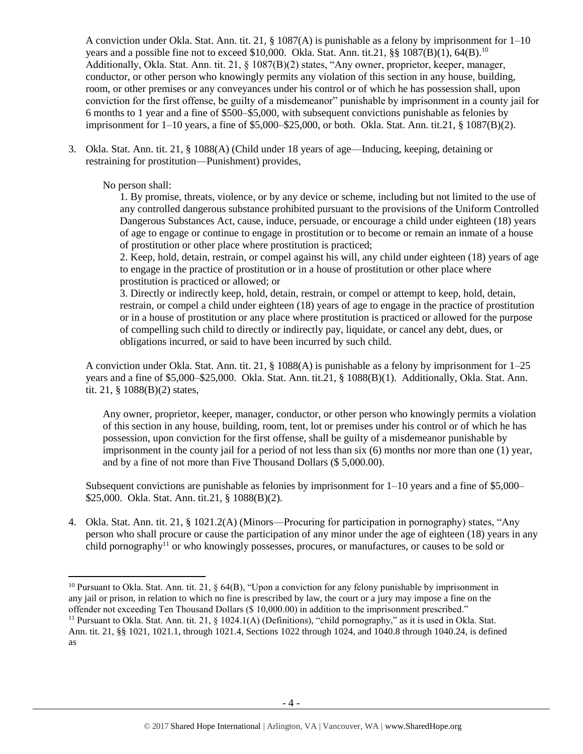A conviction under Okla. Stat. Ann. tit. 21, § 1087(A) is punishable as a felony by imprisonment for 1–10 years and a possible fine not to exceed $10,000. Okla. Stat. Ann. tit.21, §§ 1087(B)(1), 64(B).[10] Additionally, Okla. Stat. Ann. tit. 21, § 1087(B)(2) states, "Any owner, proprietor, keeper, manager, conductor, or other person who knowingly permits any violation of this section in any house, building, room, or other premises or any conveyances under his control or of which he has possession shall, upon conviction for the first offense, be guilty of a misdemeanor" punishable by imprisonment in a county jail for 6 months to 1 year and a fine of $500–$5,000, with subsequent convictions punishable as felonies by imprisonment for 1–10 years, a fine of $5,000–$25,000, or both. Okla. Stat. Ann. tit.21, § 1087(B)(2).

3. Okla. Stat. Ann. tit. 21, § 1088(A) (Child under 18 years of age—Inducing, keeping, detaining or restraining for prostitution—Punishment) provides,

   No person shall:

   1. By promise, threats, violence, or by any device or scheme, including but not limited to the use of any controlled dangerous substance prohibited pursuant to the provisions of the Uniform Controlled Dangerous Substances Act, cause, induce, persuade, or encourage a child under eighteen (18) years of age to engage or continue to engage in prostitution or to become or remain an inmate of a house of prostitution or other place where prostitution is practiced;
   2. Keep, hold, detain, restrain, or compel against his will, any child under eighteen (18) years of age to engage in the practice of prostitution or in a house of prostitution or other place where prostitution is practiced or allowed; or
   3. Directly or indirectly keep, hold, detain, restrain, or compel or attempt to keep, hold, detain, restrain, or compel a child under eighteen (18) years of age to engage in the practice of prostitution or in a house of prostitution or any place where prostitution is practiced or allowed for the purpose of compelling such child to directly or indirectly pay, liquidate, or cancel any debt, dues, or obligations incurred, or said to have been incurred by such child.

   A conviction under Okla. Stat. Ann. tit. 21, § 1088(A) is punishable as a felony by imprisonment for 1–25 years and a fine of $5,000–$25,000. Okla. Stat. Ann. tit.21, § 1088(B)(1). Additionally, Okla. Stat. Ann. tit. 21, § 1088(B)(2) states,

   Any owner, proprietor, keeper, manager, conductor, or other person who knowingly permits a violation of this section in any house, building, room, tent, lot or premises under his control or of which he has possession, upon conviction for the first offense, shall be guilty of a misdemeanor punishable by imprisonment in the county jail for a period of not less than six (6) months nor more than one (1) year, and by a fine of not more than Five Thousand Dollars ($ 5,000.00).

   Subsequent convictions are punishable as felonies by imprisonment for 1–10 years and a fine of $5,000–$25,000. Okla. Stat. Ann. tit.21, § 1088(B)(2).

4. Okla. Stat. Ann. tit. 21, § 1021.2(A) (Minors—Procuring for participation in pornography) states, "Any person who shall procure or cause the participation of any minor under the age of eighteen (18) years in any child pornography[11] or who knowingly possesses, procures, or manufactures, or causes to be sold or

---

[10] Pursuant to Okla. Stat. Ann. tit. 21, § 64(B), "Upon a conviction for any felony punishable by imprisonment in any jail or prison, in relation to which no fine is prescribed by law, the court or a jury may impose a fine on the offender not exceeding Ten Thousand Dollars ($ 10,000.00) in addition to the imprisonment prescribed."

[11] Pursuant to Okla. Stat. Ann. tit. 21, § 1024.1(A) (Definitions), "child pornography," as it is used in Okla. Stat. Ann. tit. 21, §§ 1021, 1021.1, through 1021.4, Sections 1022 through 1024, and 1040.8 through 1040.24, is defined as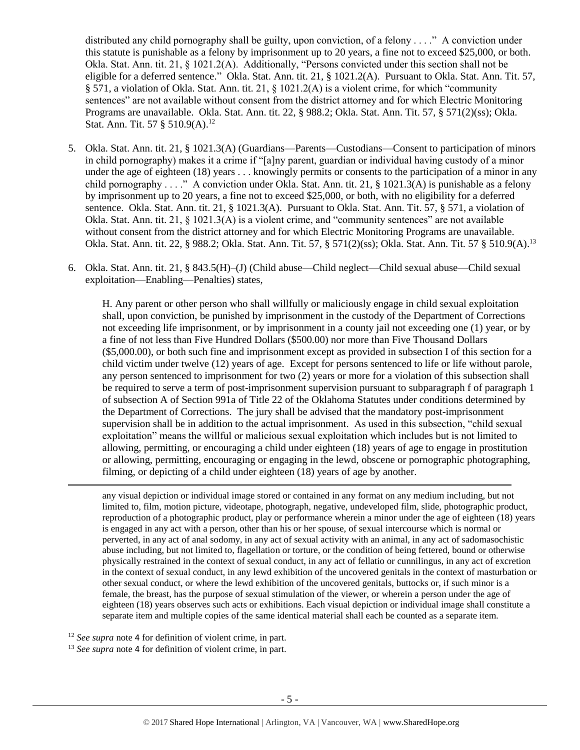distributed any child pornography shall be guilty, upon conviction, of a felony . . . ." A conviction under this statute is punishable as a felony by imprisonment up to 20 years, a fine not to exceed $25,000, or both. Okla. Stat. Ann. tit. 21, § 1021.2(A). Additionally, "Persons convicted under this section shall not be eligible for a deferred sentence." Okla. Stat. Ann. tit. 21, § 1021.2(A). Pursuant to Okla. Stat. Ann. Tit. 57, § 571, a violation of Okla. Stat. Ann. tit. 21, § 1021.2(A) is a violent crime, for which "community sentences" are not available without consent from the district attorney and for which Electric Monitoring Programs are unavailable. Okla. Stat. Ann. tit. 22, § 988.2; Okla. Stat. Ann. Tit. 57, § 571(2)(ss); Okla. Stat. Ann. Tit. 57 § 510.9(A).[12]

5. Okla. Stat. Ann. tit. 21, § 1021.3(A) (Guardians—Parents—Custodians—Consent to participation of minors in child pornography) makes it a crime if "[a]ny parent, guardian or individual having custody of a minor under the age of eighteen (18) years . . . knowingly permits or consents to the participation of a minor in any child pornography . . . ." A conviction under Okla. Stat. Ann. tit. 21, § 1021.3(A) is punishable as a felony by imprisonment up to 20 years, a fine not to exceed $25,000, or both, with no eligibility for a deferred sentence. Okla. Stat. Ann. tit. 21, § 1021.3(A). Pursuant to Okla. Stat. Ann. Tit. 57, § 571, a violation of Okla. Stat. Ann. tit. 21, § 1021.3(A) is a violent crime, and "community sentences" are not available without consent from the district attorney and for which Electric Monitoring Programs are unavailable. Okla. Stat. Ann. tit. 22, § 988.2; Okla. Stat. Ann. Tit. 57, § 571(2)(ss); Okla. Stat. Ann. Tit. 57 § 510.9(A).[13]

6. Okla. Stat. Ann. tit. 21, § 843.5(H)–(J) (Child abuse—Child neglect—Child sexual abuse—Child sexual exploitation—Enabling—Penalties) states,

   H. Any parent or other person who shall willfully or maliciously engage in child sexual exploitation shall, upon conviction, be punished by imprisonment in the custody of the Department of Corrections not exceeding life imprisonment, or by imprisonment in a county jail not exceeding one (1) year, or by a fine of not less than Five Hundred Dollars ($500.00) nor more than Five Thousand Dollars ($5,000.00), or both such fine and imprisonment except as provided in subsection I of this section for a child victim under twelve (12) years of age. Except for persons sentenced to life or life without parole, any person sentenced to imprisonment for two (2) years or more for a violation of this subsection shall be required to serve a term of post-imprisonment supervision pursuant to subparagraph f of paragraph 1 of subsection A of Section 991a of Title 22 of the Oklahoma Statutes under conditions determined by the Department of Corrections. The jury shall be advised that the mandatory post-imprisonment supervision shall be in addition to the actual imprisonment. As used in this subsection, "child sexual exploitation" means the willful or malicious sexual exploitation which includes but is not limited to allowing, permitting, or encouraging a child under eighteen (18) years of age to engage in prostitution or allowing, permitting, encouraging or engaging in the lewd, obscene or pornographic photographing, filming, or depicting of a child under eighteen (18) years of age by another.

---

any visual depiction or individual image stored or contained in any format on any medium including, but not limited to, film, motion picture, videotape, photograph, negative, undeveloped film, slide, photographic product, reproduction of a photographic product, play or performance wherein a minor under the age of eighteen (18) years is engaged in any act with a person, other than his or her spouse, of sexual intercourse which is normal or perverted, in any act of anal sodomy, in any act of sexual activity with an animal, in any act of sadomasochistic abuse including, but not limited to, flagellation or torture, or the condition of being fettered, bound or otherwise physically restrained in the context of sexual conduct, in any act of fellatio or cunnilingus, in any act of excretion in the context of sexual conduct, in any lewd exhibition of the uncovered genitals in the context of masturbation or other sexual conduct, or where the lewd exhibition of the uncovered genitals, buttocks or, if such minor is a female, the breast, has the purpose of sexual stimulation of the viewer, or wherein a person under the age of eighteen (18) years observes such acts or exhibitions. Each visual depiction or individual image shall constitute a separate item and multiple copies of the same identical material shall each be counted as a separate item.

[12] *See supra* note 4 for definition of violent crime, in part.

[13] *See supra* note 4 for definition of violent crime, in part.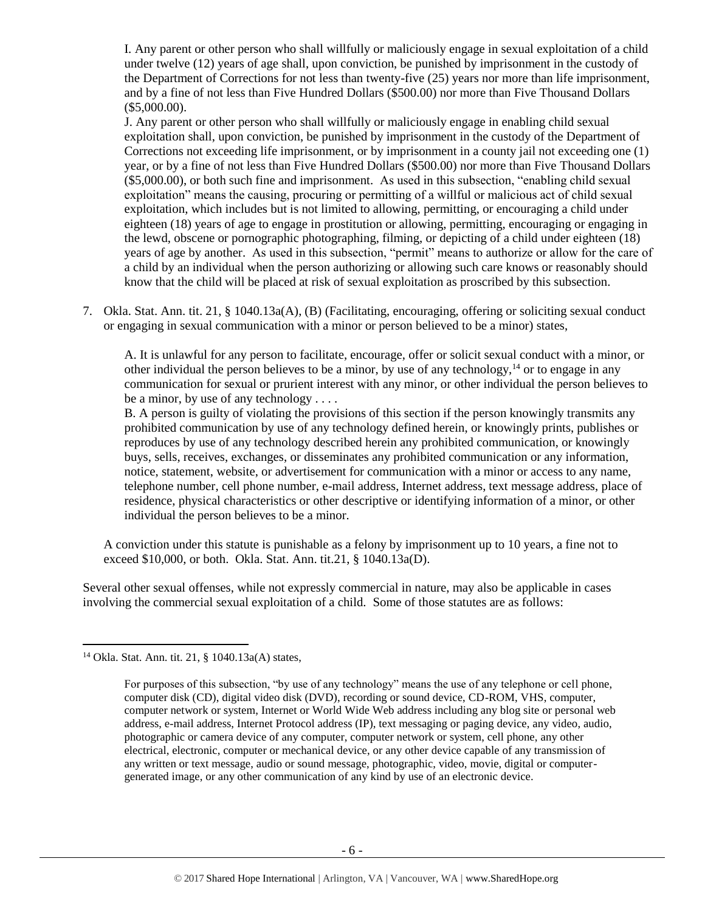I. Any parent or other person who shall willfully or maliciously engage in sexual exploitation of a child under twelve (12) years of age shall, upon conviction, be punished by imprisonment in the custody of the Department of Corrections for not less than twenty-five (25) years nor more than life imprisonment, and by a fine of not less than Five Hundred Dollars ($500.00) nor more than Five Thousand Dollars ($5,000.00).

J. Any parent or other person who shall willfully or maliciously engage in enabling child sexual exploitation shall, upon conviction, be punished by imprisonment in the custody of the Department of Corrections not exceeding life imprisonment, or by imprisonment in a county jail not exceeding one (1) year, or by a fine of not less than Five Hundred Dollars ($500.00) nor more than Five Thousand Dollars ($5,000.00), or both such fine and imprisonment. As used in this subsection, "enabling child sexual exploitation" means the causing, procuring or permitting of a willful or malicious act of child sexual exploitation, which includes but is not limited to allowing, permitting, or encouraging a child under eighteen (18) years of age to engage in prostitution or allowing, permitting, encouraging or engaging in the lewd, obscene or pornographic photographing, filming, or depicting of a child under eighteen (18) years of age by another. As used in this subsection, "permit" means to authorize or allow for the care of a child by an individual when the person authorizing or allowing such care knows or reasonably should know that the child will be placed at risk of sexual exploitation as proscribed by this subsection.

7. Okla. Stat. Ann. tit. 21, § 1040.13a(A), (B) (Facilitating, encouraging, offering or soliciting sexual conduct or engaging in sexual communication with a minor or person believed to be a minor) states,

   A. It is unlawful for any person to facilitate, encourage, offer or solicit sexual conduct with a minor, or other individual the person believes to be a minor, by use of any technology,[14] or to engage in any communication for sexual or prurient interest with any minor, or other individual the person believes to be a minor, by use of any technology . . . .

   B. A person is guilty of violating the provisions of this section if the person knowingly transmits any prohibited communication by use of any technology defined herein, or knowingly prints, publishes or reproduces by use of any technology described herein any prohibited communication, or knowingly buys, sells, receives, exchanges, or disseminates any prohibited communication or any information, notice, statement, website, or advertisement for communication with a minor or access to any name, telephone number, cell phone number, e-mail address, Internet address, text message address, place of residence, physical characteristics or other descriptive or identifying information of a minor, or other individual the person believes to be a minor.

   A conviction under this statute is punishable as a felony by imprisonment up to 10 years, a fine not to exceed $10,000, or both. Okla. Stat. Ann. tit.21, § 1040.13a(D).

Several other sexual offenses, while not expressly commercial in nature, may also be applicable in cases involving the commercial sexual exploitation of a child. Some of those statutes are as follows:

---

[14] Okla. Stat. Ann. tit. 21, § 1040.13a(A) states,

> For purposes of this subsection, "by use of any technology" means the use of any telephone or cell phone, computer disk (CD), digital video disk (DVD), recording or sound device, CD-ROM, VHS, computer, computer network or system, Internet or World Wide Web address including any blog site or personal web address, e-mail address, Internet Protocol address (IP), text messaging or paging device, any video, audio, photographic or camera device of any computer, computer network or system, cell phone, any other electrical, electronic, computer or mechanical device, or any other device capable of any transmission of any written or text message, audio or sound message, photographic, video, movie, digital or computer-generated image, or any other communication of any kind by use of an electronic device.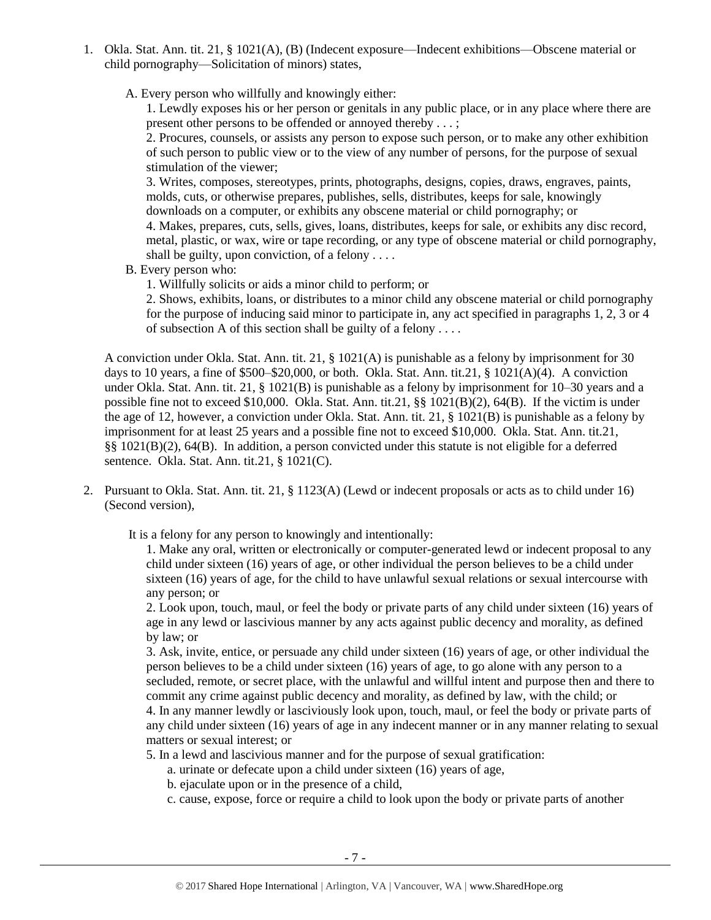1. Okla. Stat. Ann. tit. 21, § 1021(A), (B) (Indecent exposure—Indecent exhibitions—Obscene material or child pornography—Solicitation of minors) states,

   A. Every person who willfully and knowingly either:

      1. Lewdly exposes his or her person or genitals in any public place, or in any place where there are present other persons to be offended or annoyed thereby . . . ;

      2. Procures, counsels, or assists any person to expose such person, or to make any other exhibition of such person to public view or to the view of any number of persons, for the purpose of sexual stimulation of the viewer;

      3. Writes, composes, stereotypes, prints, photographs, designs, copies, draws, engraves, paints, molds, cuts, or otherwise prepares, publishes, sells, distributes, keeps for sale, knowingly downloads on a computer, or exhibits any obscene material or child pornography; or

      4. Makes, prepares, cuts, sells, gives, loans, distributes, keeps for sale, or exhibits any disc record, metal, plastic, or wax, wire or tape recording, or any type of obscene material or child pornography, shall be guilty, upon conviction, of a felony . . . .

   B. Every person who:

      1. Willfully solicits or aids a minor child to perform; or

      2. Shows, exhibits, loans, or distributes to a minor child any obscene material or child pornography for the purpose of inducing said minor to participate in, any act specified in paragraphs 1, 2, 3 or 4 of subsection A of this section shall be guilty of a felony . . . .

   A conviction under Okla. Stat. Ann. tit. 21, § 1021(A) is punishable as a felony by imprisonment for 30 days to 10 years, a fine of $500–$20,000, or both. Okla. Stat. Ann. tit.21, § 1021(A)(4). A conviction under Okla. Stat. Ann. tit. 21, § 1021(B) is punishable as a felony by imprisonment for 10–30 years and a possible fine not to exceed $10,000. Okla. Stat. Ann. tit.21, §§ 1021(B)(2), 64(B). If the victim is under the age of 12, however, a conviction under Okla. Stat. Ann. tit. 21, § 1021(B) is punishable as a felony by imprisonment for at least 25 years and a possible fine not to exceed $10,000. Okla. Stat. Ann. tit.21, §§ 1021(B)(2), 64(B). In addition, a person convicted under this statute is not eligible for a deferred sentence. Okla. Stat. Ann. tit.21, § 1021(C).

2. Pursuant to Okla. Stat. Ann. tit. 21, § 1123(A) (Lewd or indecent proposals or acts as to child under 16) (Second version),

   It is a felony for any person to knowingly and intentionally:

      1. Make any oral, written or electronically or computer-generated lewd or indecent proposal to any child under sixteen (16) years of age, or other individual the person believes to be a child under sixteen (16) years of age, for the child to have unlawful sexual relations or sexual intercourse with any person; or

      2. Look upon, touch, maul, or feel the body or private parts of any child under sixteen (16) years of age in any lewd or lascivious manner by any acts against public decency and morality, as defined by law; or

      3. Ask, invite, entice, or persuade any child under sixteen (16) years of age, or other individual the person believes to be a child under sixteen (16) years of age, to go alone with any person to a secluded, remote, or secret place, with the unlawful and willful intent and purpose then and there to commit any crime against public decency and morality, as defined by law, with the child; or

      4. In any manner lewdly or lasciviously look upon, touch, maul, or feel the body or private parts of any child under sixteen (16) years of age in any indecent manner or in any manner relating to sexual matters or sexual interest; or

      5. In a lewd and lascivious manner and for the purpose of sexual gratification:

         a. urinate or defecate upon a child under sixteen (16) years of age,

         b. ejaculate upon or in the presence of a child,

         c. cause, expose, force or require a child to look upon the body or private parts of another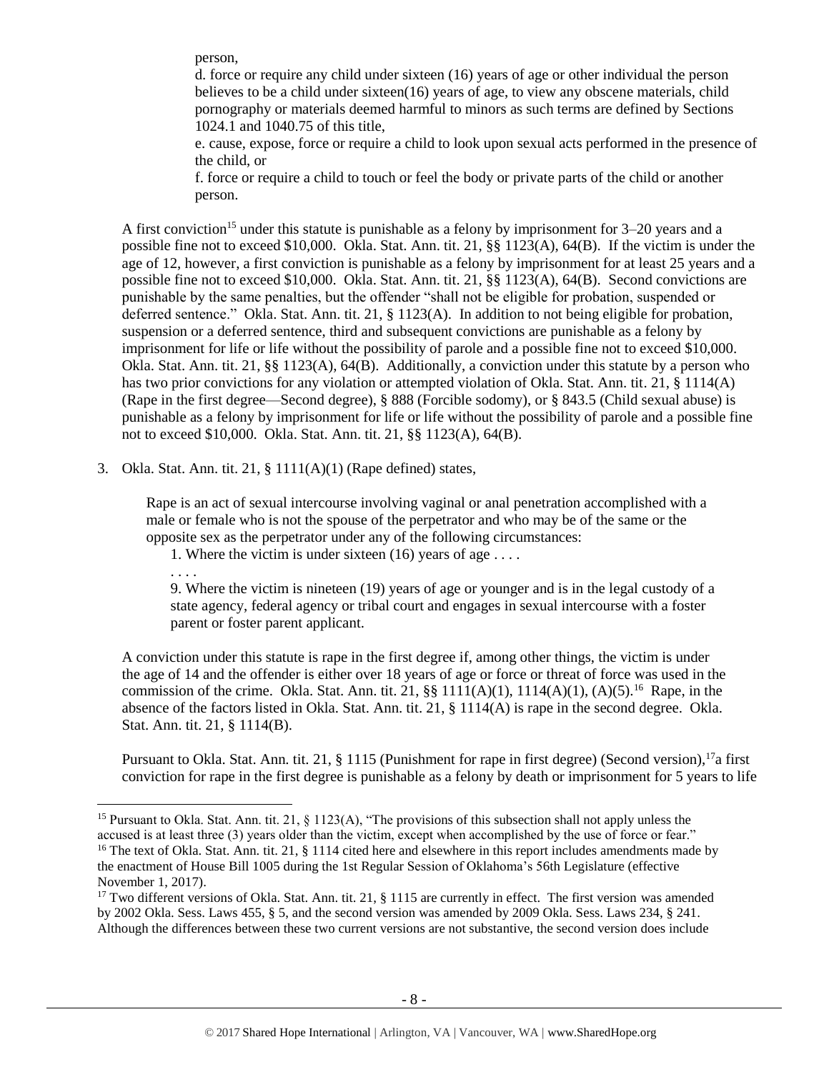person,

d. force or require any child under sixteen (16) years of age or other individual the person believes to be a child under sixteen(16) years of age, to view any obscene materials, child pornography or materials deemed harmful to minors as such terms are defined by Sections 1024.1 and 1040.75 of this title,

e. cause, expose, force or require a child to look upon sexual acts performed in the presence of the child, or

f. force or require a child to touch or feel the body or private parts of the child or another person.

A first conviction[15] under this statute is punishable as a felony by imprisonment for 3–20 years and a possible fine not to exceed $10,000. Okla. Stat. Ann. tit. 21, §§ 1123(A), 64(B). If the victim is under the age of 12, however, a first conviction is punishable as a felony by imprisonment for at least 25 years and a possible fine not to exceed $10,000. Okla. Stat. Ann. tit. 21, §§ 1123(A), 64(B). Second convictions are punishable by the same penalties, but the offender "shall not be eligible for probation, suspended or deferred sentence." Okla. Stat. Ann. tit. 21, § 1123(A). In addition to not being eligible for probation, suspension or a deferred sentence, third and subsequent convictions are punishable as a felony by imprisonment for life or life without the possibility of parole and a possible fine not to exceed $10,000. Okla. Stat. Ann. tit. 21, §§ 1123(A), 64(B). Additionally, a conviction under this statute by a person who has two prior convictions for any violation or attempted violation of Okla. Stat. Ann. tit. 21, § 1114(A) (Rape in the first degree—Second degree), § 888 (Forcible sodomy), or § 843.5 (Child sexual abuse) is punishable as a felony by imprisonment for life or life without the possibility of parole and a possible fine not to exceed $10,000. Okla. Stat. Ann. tit. 21, §§ 1123(A), 64(B).

3. Okla. Stat. Ann. tit. 21, § 1111(A)(1) (Rape defined) states,

   Rape is an act of sexual intercourse involving vaginal or anal penetration accomplished with a male or female who is not the spouse of the perpetrator and who may be of the same or the opposite sex as the perpetrator under any of the following circumstances:

   1. Where the victim is under sixteen (16) years of age . . . .

   . . . .

   9. Where the victim is nineteen (19) years of age or younger and is in the legal custody of a state agency, federal agency or tribal court and engages in sexual intercourse with a foster parent or foster parent applicant.

A conviction under this statute is rape in the first degree if, among other things, the victim is under the age of 14 and the offender is either over 18 years of age or force or threat of force was used in the commission of the crime. Okla. Stat. Ann. tit. 21, §§ 1111(A)(1), 1114(A)(1), (A)(5).[16] Rape, in the absence of the factors listed in Okla. Stat. Ann. tit. 21, § 1114(A) is rape in the second degree. Okla. Stat. Ann. tit. 21, § 1114(B).

Pursuant to Okla. Stat. Ann. tit. 21, § 1115 (Punishment for rape in first degree) (Second version),[17] a first conviction for rape in the first degree is punishable as a felony by death or imprisonment for 5 years to life

---

[15] Pursuant to Okla. Stat. Ann. tit. 21, § 1123(A), "The provisions of this subsection shall not apply unless the accused is at least three (3) years older than the victim, except when accomplished by the use of force or fear."

[16] The text of Okla. Stat. Ann. tit. 21, § 1114 cited here and elsewhere in this report includes amendments made by the enactment of House Bill 1005 during the 1st Regular Session of Oklahoma's 56th Legislature (effective November 1, 2017).

[17] Two different versions of Okla. Stat. Ann. tit. 21, § 1115 are currently in effect. The first version was amended by 2002 Okla. Sess. Laws 455, § 5, and the second version was amended by 2009 Okla. Sess. Laws 234, § 241. Although the differences between these two current versions are not substantive, the second version does include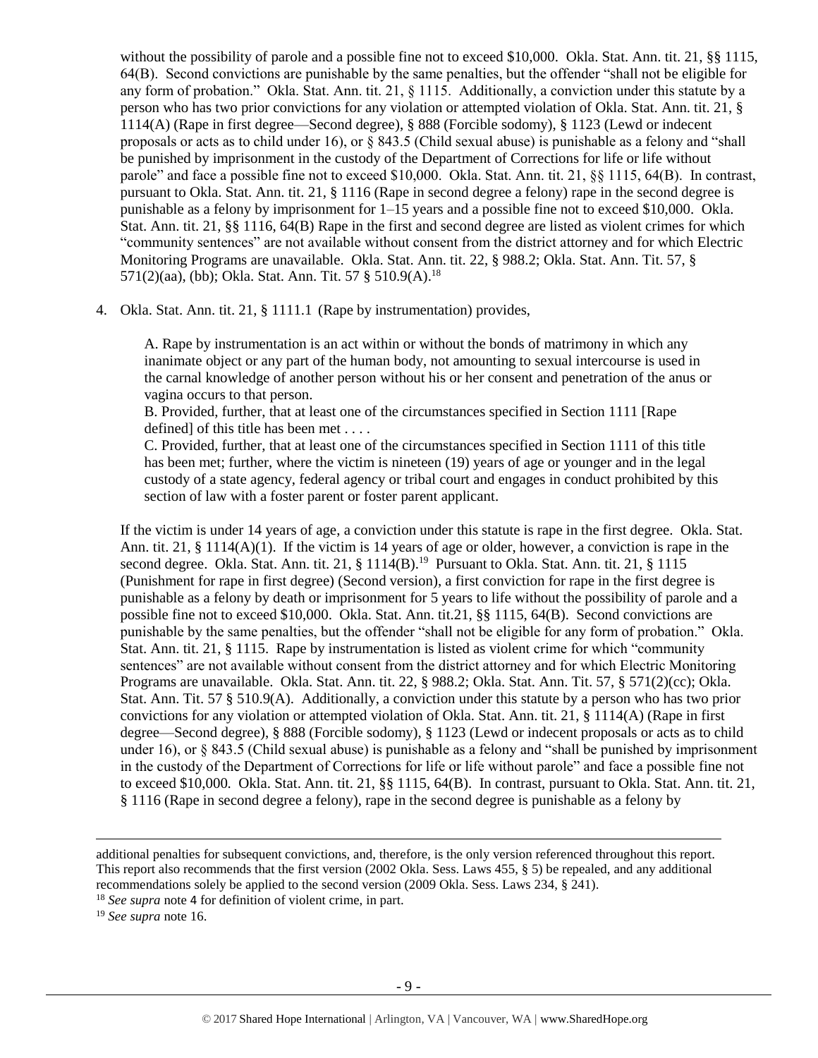without the possibility of parole and a possible fine not to exceed $10,000. Okla. Stat. Ann. tit. 21, §§ 1115, 64(B). Second convictions are punishable by the same penalties, but the offender "shall not be eligible for any form of probation." Okla. Stat. Ann. tit. 21, § 1115. Additionally, a conviction under this statute by a person who has two prior convictions for any violation or attempted violation of Okla. Stat. Ann. tit. 21, § 1114(A) (Rape in first degree—Second degree), § 888 (Forcible sodomy), § 1123 (Lewd or indecent proposals or acts as to child under 16), or § 843.5 (Child sexual abuse) is punishable as a felony and "shall be punished by imprisonment in the custody of the Department of Corrections for life or life without parole" and face a possible fine not to exceed $10,000. Okla. Stat. Ann. tit. 21, §§ 1115, 64(B). In contrast, pursuant to Okla. Stat. Ann. tit. 21, § 1116 (Rape in second degree a felony) rape in the second degree is punishable as a felony by imprisonment for 1–15 years and a possible fine not to exceed $10,000. Okla. Stat. Ann. tit. 21, §§ 1116, 64(B) Rape in the first and second degree are listed as violent crimes for which "community sentences" are not available without consent from the district attorney and for which Electric Monitoring Programs are unavailable. Okla. Stat. Ann. tit. 22, § 988.2; Okla. Stat. Ann. Tit. 57, § 571(2)(aa), (bb); Okla. Stat. Ann. Tit. 57 § 510.9(A).[18]

4. Okla. Stat. Ann. tit. 21, § 1111.1 (Rape by instrumentation) provides,

   A. Rape by instrumentation is an act within or without the bonds of matrimony in which any inanimate object or any part of the human body, not amounting to sexual intercourse is used in the carnal knowledge of another person without his or her consent and penetration of the anus or vagina occurs to that person.
   B. Provided, further, that at least one of the circumstances specified in Section 1111 [Rape defined] of this title has been met . . . .
   C. Provided, further, that at least one of the circumstances specified in Section 1111 of this title has been met; further, where the victim is nineteen (19) years of age or younger and in the legal custody of a state agency, federal agency or tribal court and engages in conduct prohibited by this section of law with a foster parent or foster parent applicant.

   If the victim is under 14 years of age, a conviction under this statute is rape in the first degree. Okla. Stat. Ann. tit. 21, § 1114(A)(1). If the victim is 14 years of age or older, however, a conviction is rape in the second degree. Okla. Stat. Ann. tit. 21, § 1114(B).[19] Pursuant to Okla. Stat. Ann. tit. 21, § 1115 (Punishment for rape in first degree) (Second version), a first conviction for rape in the first degree is punishable as a felony by death or imprisonment for 5 years to life without the possibility of parole and a possible fine not to exceed $10,000. Okla. Stat. Ann. tit.21, §§ 1115, 64(B). Second convictions are punishable by the same penalties, but the offender "shall not be eligible for any form of probation." Okla. Stat. Ann. tit. 21, § 1115. Rape by instrumentation is listed as violent crime for which "community sentences" are not available without consent from the district attorney and for which Electric Monitoring Programs are unavailable. Okla. Stat. Ann. tit. 22, § 988.2; Okla. Stat. Ann. Tit. 57, § 571(2)(cc); Okla. Stat. Ann. Tit. 57 § 510.9(A). Additionally, a conviction under this statute by a person who has two prior convictions for any violation or attempted violation of Okla. Stat. Ann. tit. 21, § 1114(A) (Rape in first degree—Second degree), § 888 (Forcible sodomy), § 1123 (Lewd or indecent proposals or acts as to child under 16), or § 843.5 (Child sexual abuse) is punishable as a felony and "shall be punished by imprisonment in the custody of the Department of Corrections for life or life without parole" and face a possible fine not to exceed $10,000. Okla. Stat. Ann. tit. 21, §§ 1115, 64(B). In contrast, pursuant to Okla. Stat. Ann. tit. 21, § 1116 (Rape in second degree a felony), rape in the second degree is punishable as a felony by

---

additional penalties for subsequent convictions, and, therefore, is the only version referenced throughout this report. This report also recommends that the first version (2002 Okla. Sess. Laws 455, § 5) be repealed, and any additional recommendations solely be applied to the second version (2009 Okla. Sess. Laws 234, § 241).

[18] *See supra* note 4 for definition of violent crime, in part.

[19] *See supra* note 16.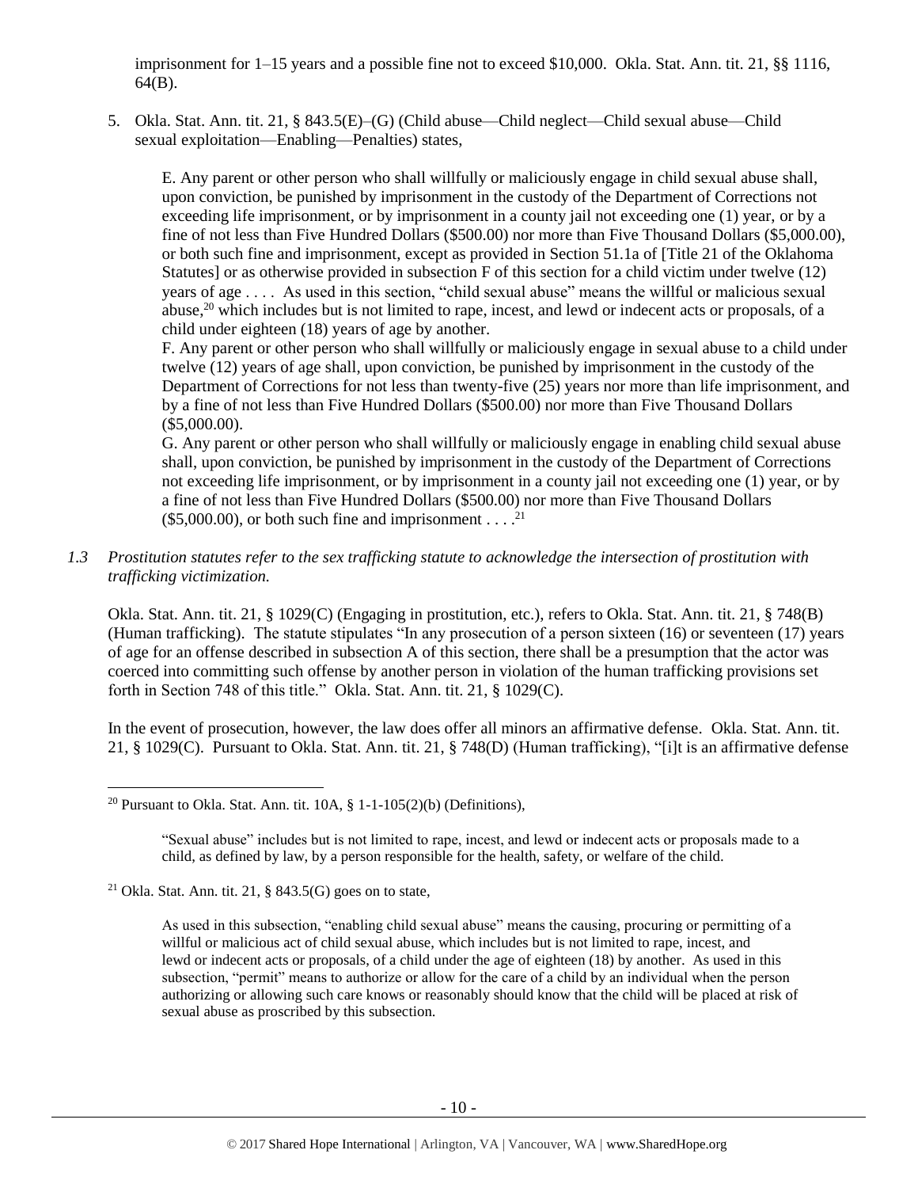imprisonment for 1–15 years and a possible fine not to exceed $10,000. Okla. Stat. Ann. tit. 21, §§ 1116, 64(B).

5. Okla. Stat. Ann. tit. 21, § 843.5(E)–(G) (Child abuse—Child neglect—Child sexual abuse—Child sexual exploitation—Enabling—Penalties) states,

   E. Any parent or other person who shall willfully or maliciously engage in child sexual abuse shall, upon conviction, be punished by imprisonment in the custody of the Department of Corrections not exceeding life imprisonment, or by imprisonment in a county jail not exceeding one (1) year, or by a fine of not less than Five Hundred Dollars ($500.00) nor more than Five Thousand Dollars ($5,000.00), or both such fine and imprisonment, except as provided in Section 51.1a of [Title 21 of the Oklahoma Statutes] or as otherwise provided in subsection F of this section for a child victim under twelve (12) years of age . . . . As used in this section, "child sexual abuse" means the willful or malicious sexual abuse,[20] which includes but is not limited to rape, incest, and lewd or indecent acts or proposals, of a child under eighteen (18) years of age by another.

   F. Any parent or other person who shall willfully or maliciously engage in sexual abuse to a child under twelve (12) years of age shall, upon conviction, be punished by imprisonment in the custody of the Department of Corrections for not less than twenty-five (25) years nor more than life imprisonment, and by a fine of not less than Five Hundred Dollars ($500.00) nor more than Five Thousand Dollars ($5,000.00).

   G. Any parent or other person who shall willfully or maliciously engage in enabling child sexual abuse shall, upon conviction, be punished by imprisonment in the custody of the Department of Corrections not exceeding life imprisonment, or by imprisonment in a county jail not exceeding one (1) year, or by a fine of not less than Five Hundred Dollars ($500.00) nor more than Five Thousand Dollars ($5,000.00), or both such fine and imprisonment . . . .[21]

*1.3 Prostitution statutes refer to the sex trafficking statute to acknowledge the intersection of prostitution with trafficking victimization.*

Okla. Stat. Ann. tit. 21, § 1029(C) (Engaging in prostitution, etc.), refers to Okla. Stat. Ann. tit. 21, § 748(B) (Human trafficking). The statute stipulates "In any prosecution of a person sixteen (16) or seventeen (17) years of age for an offense described in subsection A of this section, there shall be a presumption that the actor was coerced into committing such offense by another person in violation of the human trafficking provisions set forth in Section 748 of this title." Okla. Stat. Ann. tit. 21, § 1029(C).

In the event of prosecution, however, the law does offer all minors an affirmative defense. Okla. Stat. Ann. tit. 21, § 1029(C). Pursuant to Okla. Stat. Ann. tit. 21, § 748(D) (Human trafficking), "[i]t is an affirmative defense

---

[20] Pursuant to Okla. Stat. Ann. tit. 10A, § 1-1-105(2)(b) (Definitions),

> "Sexual abuse" includes but is not limited to rape, incest, and lewd or indecent acts or proposals made to a child, as defined by law, by a person responsible for the health, safety, or welfare of the child.

[21] Okla. Stat. Ann. tit. 21, § 843.5(G) goes on to state,

> As used in this subsection, "enabling child sexual abuse" means the causing, procuring or permitting of a willful or malicious act of child sexual abuse, which includes but is not limited to rape, incest, and lewd or indecent acts or proposals, of a child under the age of eighteen (18) by another. As used in this subsection, "permit" means to authorize or allow for the care of a child by an individual when the person authorizing or allowing such care knows or reasonably should know that the child will be placed at risk of sexual abuse as proscribed by this subsection.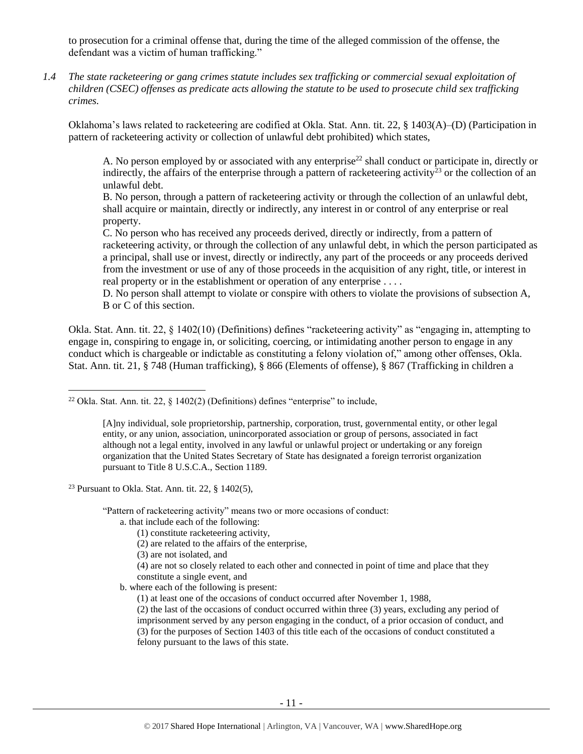to prosecution for a criminal offense that, during the time of the alleged commission of the offense, the defendant was a victim of human trafficking."

*1.4 The state racketeering or gang crimes statute includes sex trafficking or commercial sexual exploitation of children (CSEC) offenses as predicate acts allowing the statute to be used to prosecute child sex trafficking crimes.*

Oklahoma's laws related to racketeering are codified at Okla. Stat. Ann. tit. 22, § 1403(A)–(D) (Participation in pattern of racketeering activity or collection of unlawful debt prohibited) which states,

> A. No person employed by or associated with any enterprise[22] shall conduct or participate in, directly or indirectly, the affairs of the enterprise through a pattern of racketeering activity[23] or the collection of an unlawful debt.
>
> B. No person, through a pattern of racketeering activity or through the collection of an unlawful debt, shall acquire or maintain, directly or indirectly, any interest in or control of any enterprise or real property.
>
> C. No person who has received any proceeds derived, directly or indirectly, from a pattern of racketeering activity, or through the collection of any unlawful debt, in which the person participated as a principal, shall use or invest, directly or indirectly, any part of the proceeds or any proceeds derived from the investment or use of any of those proceeds in the acquisition of any right, title, or interest in real property or in the establishment or operation of any enterprise . . . .
>
> D. No person shall attempt to violate or conspire with others to violate the provisions of subsection A, B or C of this section.

Okla. Stat. Ann. tit. 22, § 1402(10) (Definitions) defines "racketeering activity" as "engaging in, attempting to engage in, conspiring to engage in, or soliciting, coercing, or intimidating another person to engage in any conduct which is chargeable or indictable as constituting a felony violation of," among other offenses, Okla. Stat. Ann. tit. 21, § 748 (Human trafficking), § 866 (Elements of offense), § 867 (Trafficking in children a

---

[22] Okla. Stat. Ann. tit. 22, § 1402(2) (Definitions) defines "enterprise" to include,

> [A]ny individual, sole proprietorship, partnership, corporation, trust, governmental entity, or other legal entity, or any union, association, unincorporated association or group of persons, associated in fact although not a legal entity, involved in any lawful or unlawful project or undertaking or any foreign organization that the United States Secretary of State has designated a foreign terrorist organization pursuant to Title 8 U.S.C.A., Section 1189.

[23] Pursuant to Okla. Stat. Ann. tit. 22, § 1402(5),

> "Pattern of racketeering activity" means two or more occasions of conduct:
>
> a. that include each of the following:
>
> (1) constitute racketeering activity,
>
> (2) are related to the affairs of the enterprise,
>
> (3) are not isolated, and
>
> (4) are not so closely related to each other and connected in point of time and place that they constitute a single event, and
>
> b. where each of the following is present:
>
> (1) at least one of the occasions of conduct occurred after November 1, 1988,
>
> (2) the last of the occasions of conduct occurred within three (3) years, excluding any period of imprisonment served by any person engaging in the conduct, of a prior occasion of conduct, and
>
> (3) for the purposes of Section 1403 of this title each of the occasions of conduct constituted a felony pursuant to the laws of this state.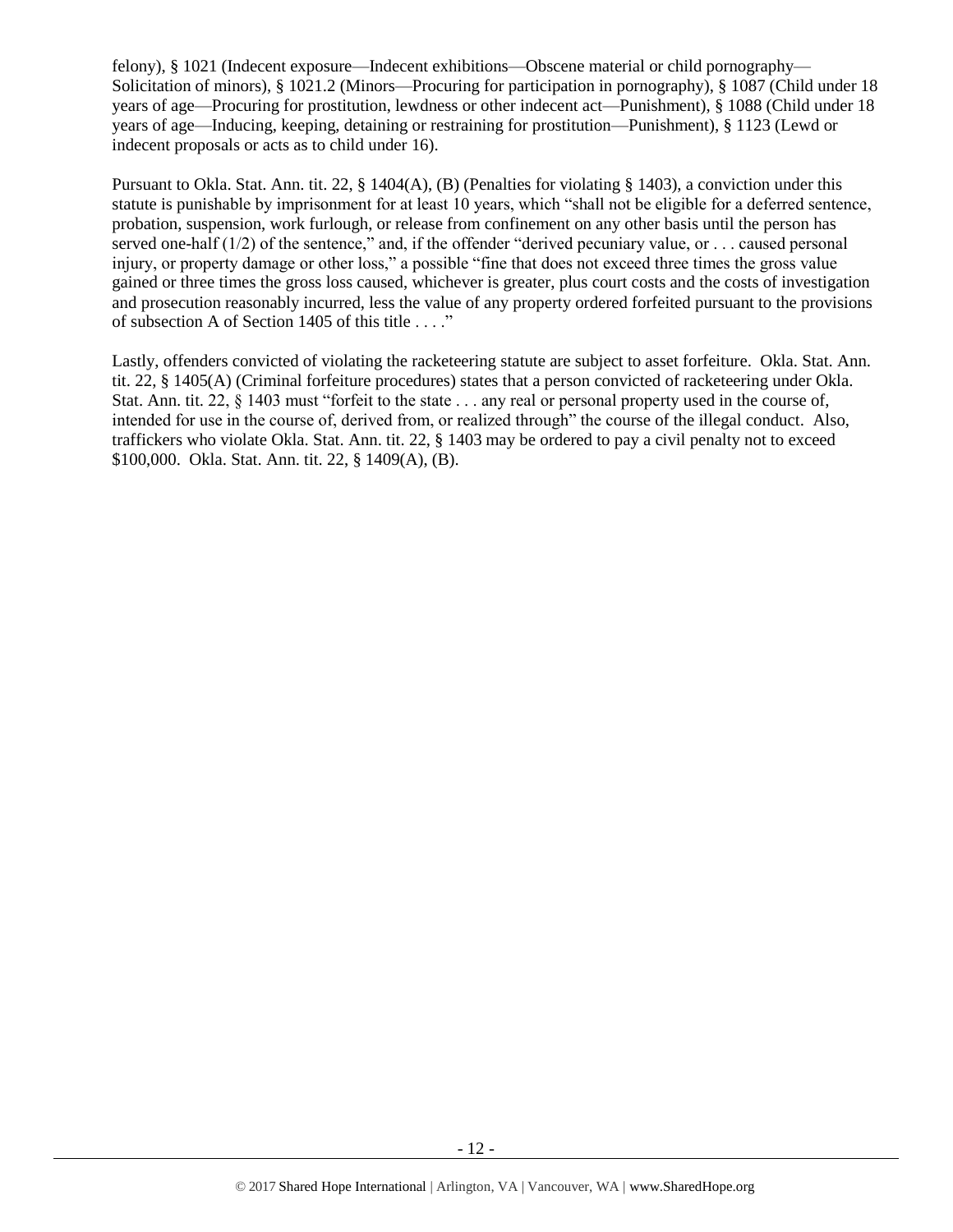felony), § 1021 (Indecent exposure—Indecent exhibitions—Obscene material or child pornography—Solicitation of minors), § 1021.2 (Minors—Procuring for participation in pornography), § 1087 (Child under 18 years of age—Procuring for prostitution, lewdness or other indecent act—Punishment), § 1088 (Child under 18 years of age—Inducing, keeping, detaining or restraining for prostitution—Punishment), § 1123 (Lewd or indecent proposals or acts as to child under 16).

Pursuant to Okla. Stat. Ann. tit. 22, § 1404(A), (B) (Penalties for violating § 1403), a conviction under this statute is punishable by imprisonment for at least 10 years, which "shall not be eligible for a deferred sentence, probation, suspension, work furlough, or release from confinement on any other basis until the person has served one-half (1/2) of the sentence," and, if the offender "derived pecuniary value, or . . . caused personal injury, or property damage or other loss," a possible "fine that does not exceed three times the gross value gained or three times the gross loss caused, whichever is greater, plus court costs and the costs of investigation and prosecution reasonably incurred, less the value of any property ordered forfeited pursuant to the provisions of subsection A of Section 1405 of this title . . . ."

Lastly, offenders convicted of violating the racketeering statute are subject to asset forfeiture. Okla. Stat. Ann. tit. 22, § 1405(A) (Criminal forfeiture procedures) states that a person convicted of racketeering under Okla. Stat. Ann. tit. 22, § 1403 must "forfeit to the state . . . any real or personal property used in the course of, intended for use in the course of, derived from, or realized through" the course of the illegal conduct. Also, traffickers who violate Okla. Stat. Ann. tit. 22, § 1403 may be ordered to pay a civil penalty not to exceed $100,000. Okla. Stat. Ann. tit. 22, § 1409(A), (B).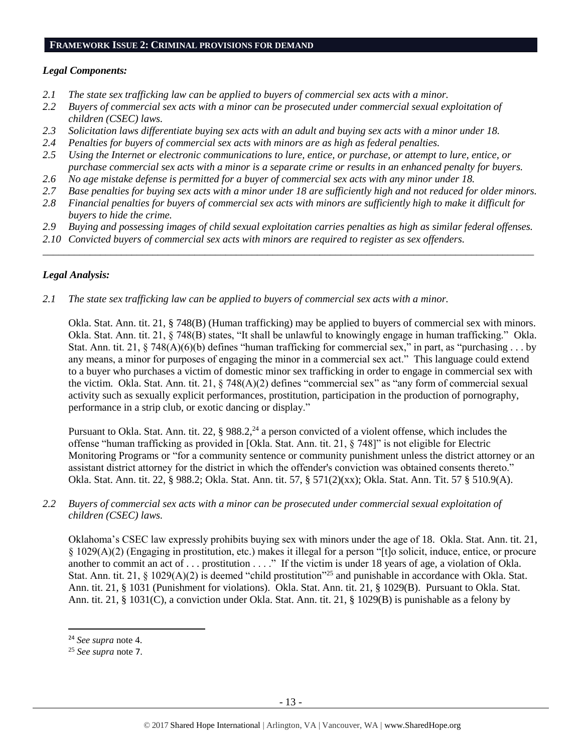## FRAMEWORK ISSUE 2: CRIMINAL PROVISIONS FOR DEMAND

### *Legal Components:*

*2.1 The state sex trafficking law can be applied to buyers of commercial sex acts with a minor.*

*2.2 Buyers of commercial sex acts with a minor can be prosecuted under commercial sexual exploitation of children (CSEC) laws.*

*2.3 Solicitation laws differentiate buying sex acts with an adult and buying sex acts with a minor under 18.*

*2.4 Penalties for buyers of commercial sex acts with minors are as high as federal penalties.*

*2.5 Using the Internet or electronic communications to lure, entice, or purchase, or attempt to lure, entice, or purchase commercial sex acts with a minor is a separate crime or results in an enhanced penalty for buyers.*

*2.6 No age mistake defense is permitted for a buyer of commercial sex acts with any minor under 18.*

*2.7 Base penalties for buying sex acts with a minor under 18 are sufficiently high and not reduced for older minors.*

*2.8 Financial penalties for buyers of commercial sex acts with minors are sufficiently high to make it difficult for buyers to hide the crime.*

*2.9 Buying and possessing images of child sexual exploitation carries penalties as high as similar federal offenses.*

*2.10 Convicted buyers of commercial sex acts with minors are required to register as sex offenders.*

---

### *Legal Analysis:*

*2.1 The state sex trafficking law can be applied to buyers of commercial sex acts with a minor.*

Okla. Stat. Ann. tit. 21, § 748(B) (Human trafficking) may be applied to buyers of commercial sex with minors. Okla. Stat. Ann. tit. 21, § 748(B) states, "It shall be unlawful to knowingly engage in human trafficking." Okla. Stat. Ann. tit. 21, § 748(A)(6)(b) defines "human trafficking for commercial sex," in part, as "purchasing . . . by any means, a minor for purposes of engaging the minor in a commercial sex act." This language could extend to a buyer who purchases a victim of domestic minor sex trafficking in order to engage in commercial sex with the victim. Okla. Stat. Ann. tit. 21, § 748(A)(2) defines "commercial sex" as "any form of commercial sexual activity such as sexually explicit performances, prostitution, participation in the production of pornography, performance in a strip club, or exotic dancing or display."

Pursuant to Okla. Stat. Ann. tit. 22, § 988.2,[24] a person convicted of a violent offense, which includes the offense "human trafficking as provided in [Okla. Stat. Ann. tit. 21, § 748]" is not eligible for Electric Monitoring Programs or "for a community sentence or community punishment unless the district attorney or an assistant district attorney for the district in which the offender's conviction was obtained consents thereto." Okla. Stat. Ann. tit. 22, § 988.2; Okla. Stat. Ann. tit. 57, § 571(2)(xx); Okla. Stat. Ann. Tit. 57 § 510.9(A).

*2.2 Buyers of commercial sex acts with a minor can be prosecuted under commercial sexual exploitation of children (CSEC) laws.*

Oklahoma's CSEC law expressly prohibits buying sex with minors under the age of 18. Okla. Stat. Ann. tit. 21, § 1029(A)(2) (Engaging in prostitution, etc.) makes it illegal for a person "[t]o solicit, induce, entice, or procure another to commit an act of . . . prostitution . . . ." If the victim is under 18 years of age, a violation of Okla. Stat. Ann. tit. 21, § 1029(A)(2) is deemed "child prostitution"[25] and punishable in accordance with Okla. Stat. Ann. tit. 21, § 1031 (Punishment for violations). Okla. Stat. Ann. tit. 21, § 1029(B). Pursuant to Okla. Stat. Ann. tit. 21, § 1031(C), a conviction under Okla. Stat. Ann. tit. 21, § 1029(B) is punishable as a felony by

---

[24] *See supra* note 4.

[25] *See supra* note 7.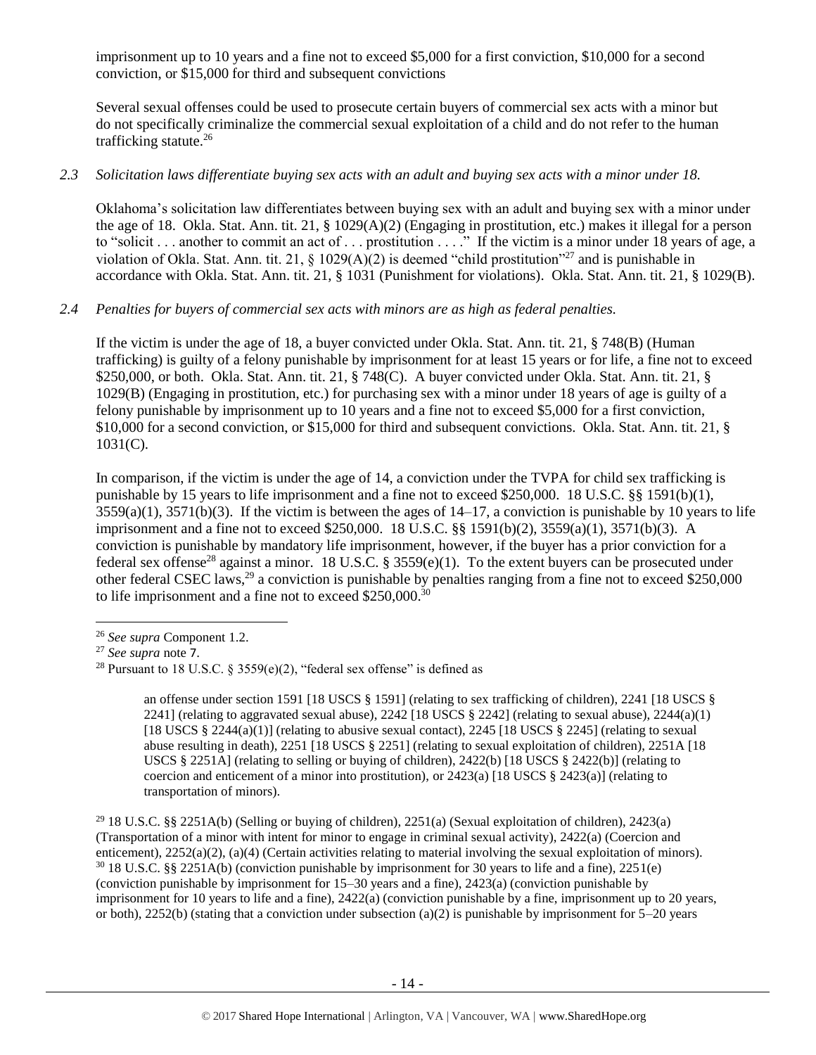imprisonment up to 10 years and a fine not to exceed $5,000 for a first conviction, $10,000 for a second conviction, or $15,000 for third and subsequent convictions

Several sexual offenses could be used to prosecute certain buyers of commercial sex acts with a minor but do not specifically criminalize the commercial sexual exploitation of a child and do not refer to the human trafficking statute.[26]

*2.3 Solicitation laws differentiate buying sex acts with an adult and buying sex acts with a minor under 18.*

Oklahoma's solicitation law differentiates between buying sex with an adult and buying sex with a minor under the age of 18. Okla. Stat. Ann. tit. 21, § 1029(A)(2) (Engaging in prostitution, etc.) makes it illegal for a person to "solicit . . . another to commit an act of . . . prostitution . . . ." If the victim is a minor under 18 years of age, a violation of Okla. Stat. Ann. tit. 21, § 1029(A)(2) is deemed "child prostitution"[27] and is punishable in accordance with Okla. Stat. Ann. tit. 21, § 1031 (Punishment for violations). Okla. Stat. Ann. tit. 21, § 1029(B).

*2.4 Penalties for buyers of commercial sex acts with minors are as high as federal penalties.*

If the victim is under the age of 18, a buyer convicted under Okla. Stat. Ann. tit. 21, § 748(B) (Human trafficking) is guilty of a felony punishable by imprisonment for at least 15 years or for life, a fine not to exceed $250,000, or both. Okla. Stat. Ann. tit. 21, § 748(C). A buyer convicted under Okla. Stat. Ann. tit. 21, § 1029(B) (Engaging in prostitution, etc.) for purchasing sex with a minor under 18 years of age is guilty of a felony punishable by imprisonment up to 10 years and a fine not to exceed $5,000 for a first conviction, $10,000 for a second conviction, or $15,000 for third and subsequent convictions. Okla. Stat. Ann. tit. 21, § 1031(C).

In comparison, if the victim is under the age of 14, a conviction under the TVPA for child sex trafficking is punishable by 15 years to life imprisonment and a fine not to exceed $250,000. 18 U.S.C. §§ 1591(b)(1), 3559(a)(1), 3571(b)(3). If the victim is between the ages of 14–17, a conviction is punishable by 10 years to life imprisonment and a fine not to exceed $250,000. 18 U.S.C. §§ 1591(b)(2), 3559(a)(1), 3571(b)(3). A conviction is punishable by mandatory life imprisonment, however, if the buyer has a prior conviction for a federal sex offense[28] against a minor. 18 U.S.C. § 3559(e)(1). To the extent buyers can be prosecuted under other federal CSEC laws,[29] a conviction is punishable by penalties ranging from a fine not to exceed $250,000 to life imprisonment and a fine not to exceed $250,000.[30]

---

[26] *See supra* Component 1.2.

[27] *See supra* note 7.

[28] Pursuant to 18 U.S.C. § 3559(e)(2), "federal sex offense" is defined as

> an offense under section 1591 [18 USCS § 1591] (relating to sex trafficking of children), 2241 [18 USCS § 2241] (relating to aggravated sexual abuse), 2242 [18 USCS § 2242] (relating to sexual abuse), 2244(a)(1) [18 USCS § 2244(a)(1)] (relating to abusive sexual contact), 2245 [18 USCS § 2245] (relating to sexual abuse resulting in death), 2251 [18 USCS § 2251] (relating to sexual exploitation of children), 2251A [18 USCS § 2251A] (relating to selling or buying of children), 2422(b) [18 USCS § 2422(b)] (relating to coercion and enticement of a minor into prostitution), or 2423(a) [18 USCS § 2423(a)] (relating to transportation of minors).

[29] 18 U.S.C. §§ 2251A(b) (Selling or buying of children), 2251(a) (Sexual exploitation of children), 2423(a) (Transportation of a minor with intent for minor to engage in criminal sexual activity), 2422(a) (Coercion and enticement), 2252(a)(2), (a)(4) (Certain activities relating to material involving the sexual exploitation of minors).

[30] 18 U.S.C. §§ 2251A(b) (conviction punishable by imprisonment for 30 years to life and a fine), 2251(e) (conviction punishable by imprisonment for 15–30 years and a fine), 2423(a) (conviction punishable by imprisonment for 10 years to life and a fine), 2422(a) (conviction punishable by a fine, imprisonment up to 20 years, or both), 2252(b) (stating that a conviction under subsection (a)(2) is punishable by imprisonment for 5–20 years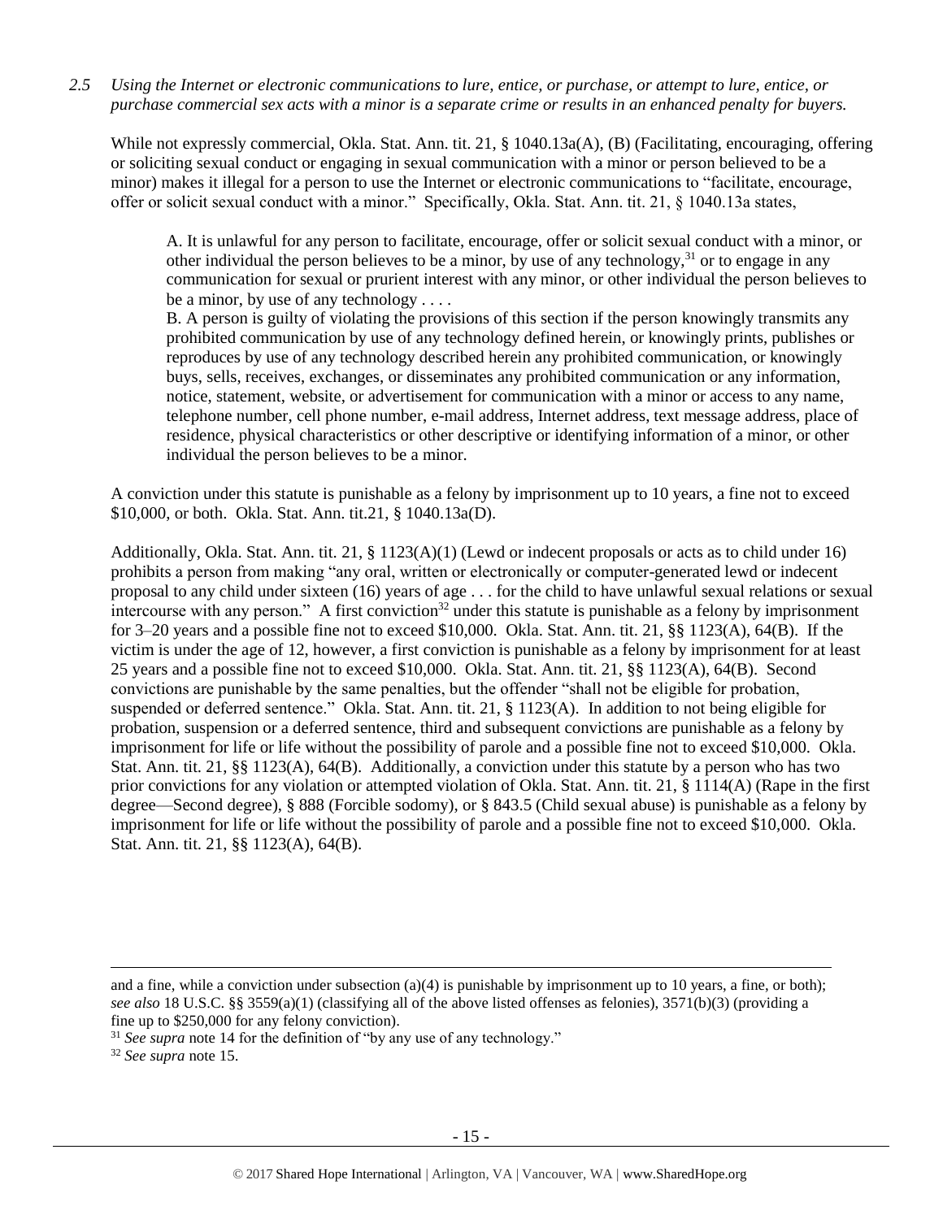*2.5 Using the Internet or electronic communications to lure, entice, or purchase, or attempt to lure, entice, or purchase commercial sex acts with a minor is a separate crime or results in an enhanced penalty for buyers.*

While not expressly commercial, Okla. Stat. Ann. tit. 21, § 1040.13a(A), (B) (Facilitating, encouraging, offering or soliciting sexual conduct or engaging in sexual communication with a minor or person believed to be a minor) makes it illegal for a person to use the Internet or electronic communications to "facilitate, encourage, offer or solicit sexual conduct with a minor." Specifically, Okla. Stat. Ann. tit. 21, § 1040.13a states,

> A. It is unlawful for any person to facilitate, encourage, offer or solicit sexual conduct with a minor, or other individual the person believes to be a minor, by use of any technology,[31] or to engage in any communication for sexual or prurient interest with any minor, or other individual the person believes to be a minor, by use of any technology . . . .
>
> B. A person is guilty of violating the provisions of this section if the person knowingly transmits any prohibited communication by use of any technology defined herein, or knowingly prints, publishes or reproduces by use of any technology described herein any prohibited communication, or knowingly buys, sells, receives, exchanges, or disseminates any prohibited communication or any information, notice, statement, website, or advertisement for communication with a minor or access to any name, telephone number, cell phone number, e-mail address, Internet address, text message address, place of residence, physical characteristics or other descriptive or identifying information of a minor, or other individual the person believes to be a minor.

A conviction under this statute is punishable as a felony by imprisonment up to 10 years, a fine not to exceed $10,000, or both. Okla. Stat. Ann. tit.21, § 1040.13a(D).

Additionally, Okla. Stat. Ann. tit. 21, § 1123(A)(1) (Lewd or indecent proposals or acts as to child under 16) prohibits a person from making "any oral, written or electronically or computer-generated lewd or indecent proposal to any child under sixteen (16) years of age . . . for the child to have unlawful sexual relations or sexual intercourse with any person." A first conviction[32] under this statute is punishable as a felony by imprisonment for 3–20 years and a possible fine not to exceed $10,000. Okla. Stat. Ann. tit. 21, §§ 1123(A), 64(B). If the victim is under the age of 12, however, a first conviction is punishable as a felony by imprisonment for at least 25 years and a possible fine not to exceed $10,000. Okla. Stat. Ann. tit. 21, §§ 1123(A), 64(B). Second convictions are punishable by the same penalties, but the offender "shall not be eligible for probation, suspended or deferred sentence." Okla. Stat. Ann. tit. 21, § 1123(A). In addition to not being eligible for probation, suspension or a deferred sentence, third and subsequent convictions are punishable as a felony by imprisonment for life or life without the possibility of parole and a possible fine not to exceed $10,000. Okla. Stat. Ann. tit. 21, §§ 1123(A), 64(B). Additionally, a conviction under this statute by a person who has two prior convictions for any violation or attempted violation of Okla. Stat. Ann. tit. 21, § 1114(A) (Rape in the first degree—Second degree), § 888 (Forcible sodomy), or § 843.5 (Child sexual abuse) is punishable as a felony by imprisonment for life or life without the possibility of parole and a possible fine not to exceed $10,000. Okla. Stat. Ann. tit. 21, §§ 1123(A), 64(B).

---

and a fine, while a conviction under subsection (a)(4) is punishable by imprisonment up to 10 years, a fine, or both); *see also* 18 U.S.C. §§ 3559(a)(1) (classifying all of the above listed offenses as felonies), 3571(b)(3) (providing a fine up to $250,000 for any felony conviction).

[31] *See supra* note 14 for the definition of "by any use of any technology."

[32] *See supra* note 15.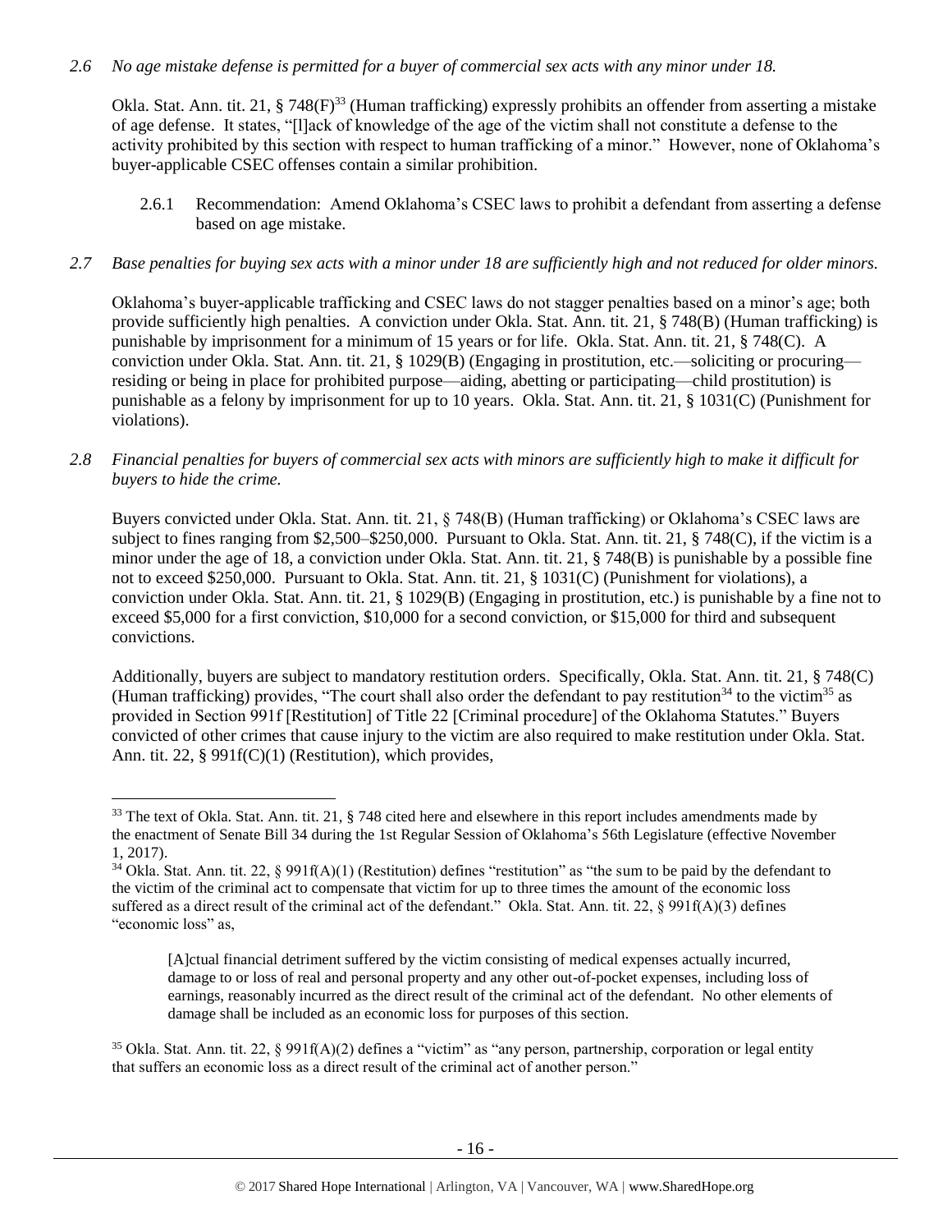*2.6 No age mistake defense is permitted for a buyer of commercial sex acts with any minor under 18.*

Okla. Stat. Ann. tit. 21, § 748(F)[33] (Human trafficking) expressly prohibits an offender from asserting a mistake of age defense. It states, "[l]ack of knowledge of the age of the victim shall not constitute a defense to the activity prohibited by this section with respect to human trafficking of a minor." However, none of Oklahoma's buyer-applicable CSEC offenses contain a similar prohibition.

2.6.1 Recommendation: Amend Oklahoma's CSEC laws to prohibit a defendant from asserting a defense based on age mistake.

*2.7 Base penalties for buying sex acts with a minor under 18 are sufficiently high and not reduced for older minors.*

Oklahoma's buyer-applicable trafficking and CSEC laws do not stagger penalties based on a minor's age; both provide sufficiently high penalties. A conviction under Okla. Stat. Ann. tit. 21, § 748(B) (Human trafficking) is punishable by imprisonment for a minimum of 15 years or for life. Okla. Stat. Ann. tit. 21, § 748(C). A conviction under Okla. Stat. Ann. tit. 21, § 1029(B) (Engaging in prostitution, etc.—soliciting or procuring—residing or being in place for prohibited purpose—aiding, abetting or participating—child prostitution) is punishable as a felony by imprisonment for up to 10 years. Okla. Stat. Ann. tit. 21, § 1031(C) (Punishment for violations).

*2.8 Financial penalties for buyers of commercial sex acts with minors are sufficiently high to make it difficult for buyers to hide the crime.*

Buyers convicted under Okla. Stat. Ann. tit. 21, § 748(B) (Human trafficking) or Oklahoma's CSEC laws are subject to fines ranging from $2,500–$250,000. Pursuant to Okla. Stat. Ann. tit. 21, § 748(C), if the victim is a minor under the age of 18, a conviction under Okla. Stat. Ann. tit. 21, § 748(B) is punishable by a possible fine not to exceed $250,000. Pursuant to Okla. Stat. Ann. tit. 21, § 1031(C) (Punishment for violations), a conviction under Okla. Stat. Ann. tit. 21, § 1029(B) (Engaging in prostitution, etc.) is punishable by a fine not to exceed $5,000 for a first conviction, $10,000 for a second conviction, or $15,000 for third and subsequent convictions.

Additionally, buyers are subject to mandatory restitution orders. Specifically, Okla. Stat. Ann. tit. 21, § 748(C) (Human trafficking) provides, "The court shall also order the defendant to pay restitution[34] to the victim[35] as provided in Section 991f [Restitution] of Title 22 [Criminal procedure] of the Oklahoma Statutes." Buyers convicted of other crimes that cause injury to the victim are also required to make restitution under Okla. Stat. Ann. tit. 22, § 991f(C)(1) (Restitution), which provides,

---

[33] The text of Okla. Stat. Ann. tit. 21, § 748 cited here and elsewhere in this report includes amendments made by the enactment of Senate Bill 34 during the 1st Regular Session of Oklahoma's 56th Legislature (effective November 1, 2017).

[34] Okla. Stat. Ann. tit. 22, § 991f(A)(1) (Restitution) defines "restitution" as "the sum to be paid by the defendant to the victim of the criminal act to compensate that victim for up to three times the amount of the economic loss suffered as a direct result of the criminal act of the defendant." Okla. Stat. Ann. tit. 22, § 991f(A)(3) defines "economic loss" as,

> [A]ctual financial detriment suffered by the victim consisting of medical expenses actually incurred, damage to or loss of real and personal property and any other out-of-pocket expenses, including loss of earnings, reasonably incurred as the direct result of the criminal act of the defendant. No other elements of damage shall be included as an economic loss for purposes of this section.

[35] Okla. Stat. Ann. tit. 22, § 991f(A)(2) defines a "victim" as "any person, partnership, corporation or legal entity that suffers an economic loss as a direct result of the criminal act of another person."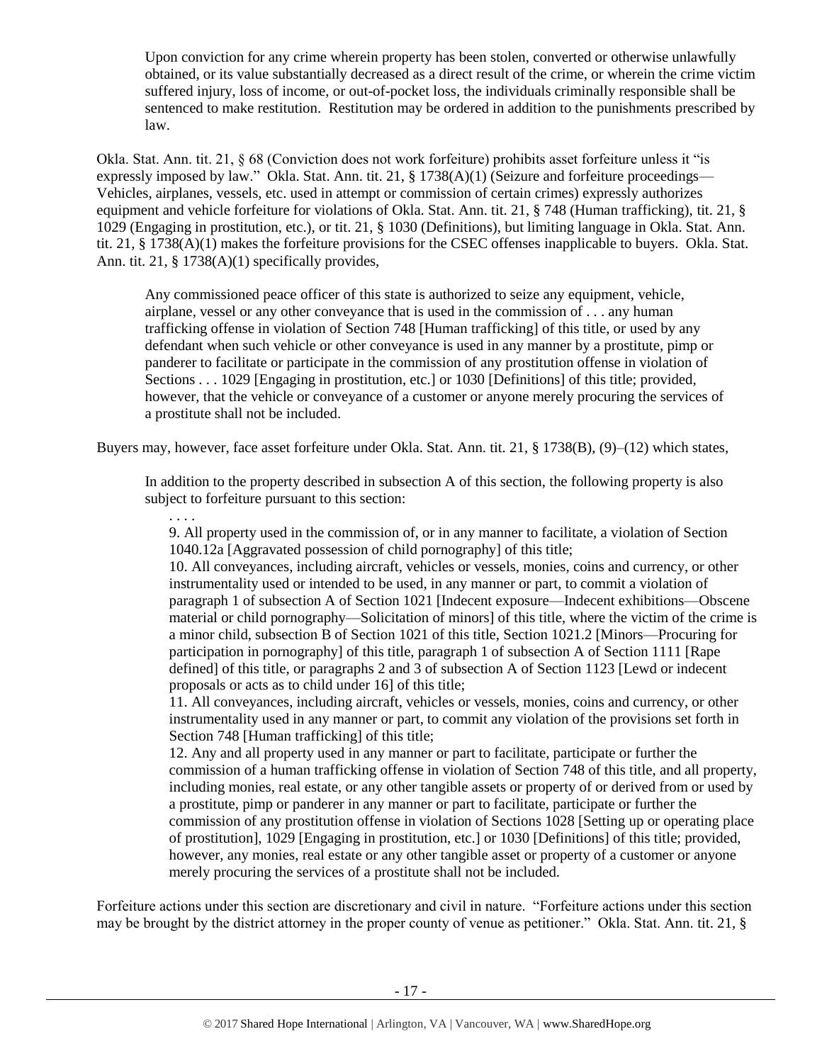> Upon conviction for any crime wherein property has been stolen, converted or otherwise unlawfully obtained, or its value substantially decreased as a direct result of the crime, or wherein the crime victim suffered injury, loss of income, or out-of-pocket loss, the individuals criminally responsible shall be sentenced to make restitution. Restitution may be ordered in addition to the punishments prescribed by law.

Okla. Stat. Ann. tit. 21, § 68 (Conviction does not work forfeiture) prohibits asset forfeiture unless it "is expressly imposed by law." Okla. Stat. Ann. tit. 21, § 1738(A)(1) (Seizure and forfeiture proceedings—Vehicles, airplanes, vessels, etc. used in attempt or commission of certain crimes) expressly authorizes equipment and vehicle forfeiture for violations of Okla. Stat. Ann. tit. 21, § 748 (Human trafficking), tit. 21, § 1029 (Engaging in prostitution, etc.), or tit. 21, § 1030 (Definitions), but limiting language in Okla. Stat. Ann. tit. 21, § 1738(A)(1) makes the forfeiture provisions for the CSEC offenses inapplicable to buyers. Okla. Stat. Ann. tit. 21, § 1738(A)(1) specifically provides,

> Any commissioned peace officer of this state is authorized to seize any equipment, vehicle, airplane, vessel or any other conveyance that is used in the commission of . . . any human trafficking offense in violation of Section 748 [Human trafficking] of this title, or used by any defendant when such vehicle or other conveyance is used in any manner by a prostitute, pimp or panderer to facilitate or participate in the commission of any prostitution offense in violation of Sections . . . 1029 [Engaging in prostitution, etc.] or 1030 [Definitions] of this title; provided, however, that the vehicle or conveyance of a customer or anyone merely procuring the services of a prostitute shall not be included.

Buyers may, however, face asset forfeiture under Okla. Stat. Ann. tit. 21, § 1738(B), (9)–(12) which states,

> In addition to the property described in subsection A of this section, the following property is also subject to forfeiture pursuant to this section:
>
> . . . .
>
> 9. All property used in the commission of, or in any manner to facilitate, a violation of Section 1040.12a [Aggravated possession of child pornography] of this title;
>
> 10. All conveyances, including aircraft, vehicles or vessels, monies, coins and currency, or other instrumentality used or intended to be used, in any manner or part, to commit a violation of paragraph 1 of subsection A of Section 1021 [Indecent exposure—Indecent exhibitions—Obscene material or child pornography—Solicitation of minors] of this title, where the victim of the crime is a minor child, subsection B of Section 1021 of this title, Section 1021.2 [Minors—Procuring for participation in pornography] of this title, paragraph 1 of subsection A of Section 1111 [Rape defined] of this title, or paragraphs 2 and 3 of subsection A of Section 1123 [Lewd or indecent proposals or acts as to child under 16] of this title;
>
> 11. All conveyances, including aircraft, vehicles or vessels, monies, coins and currency, or other instrumentality used in any manner or part, to commit any violation of the provisions set forth in Section 748 [Human trafficking] of this title;
>
> 12. Any and all property used in any manner or part to facilitate, participate or further the commission of a human trafficking offense in violation of Section 748 of this title, and all property, including monies, real estate, or any other tangible assets or property of or derived from or used by a prostitute, pimp or panderer in any manner or part to facilitate, participate or further the commission of any prostitution offense in violation of Sections 1028 [Setting up or operating place of prostitution], 1029 [Engaging in prostitution, etc.] or 1030 [Definitions] of this title; provided, however, any monies, real estate or any other tangible asset or property of a customer or anyone merely procuring the services of a prostitute shall not be included.

Forfeiture actions under this section are discretionary and civil in nature. "Forfeiture actions under this section may be brought by the district attorney in the proper county of venue as petitioner." Okla. Stat. Ann. tit. 21, §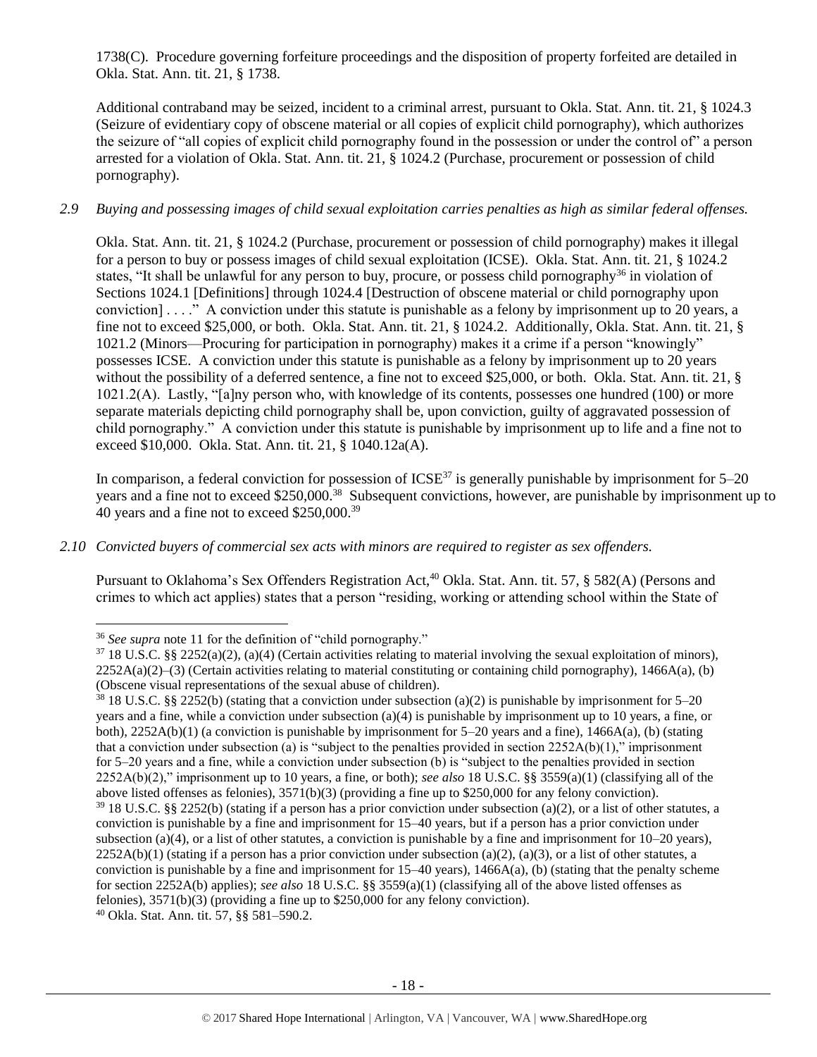1738(C). Procedure governing forfeiture proceedings and the disposition of property forfeited are detailed in Okla. Stat. Ann. tit. 21, § 1738.

Additional contraband may be seized, incident to a criminal arrest, pursuant to Okla. Stat. Ann. tit. 21, § 1024.3 (Seizure of evidentiary copy of obscene material or all copies of explicit child pornography), which authorizes the seizure of "all copies of explicit child pornography found in the possession or under the control of" a person arrested for a violation of Okla. Stat. Ann. tit. 21, § 1024.2 (Purchase, procurement or possession of child pornography).

*2.9 Buying and possessing images of child sexual exploitation carries penalties as high as similar federal offenses.*

Okla. Stat. Ann. tit. 21, § 1024.2 (Purchase, procurement or possession of child pornography) makes it illegal for a person to buy or possess images of child sexual exploitation (ICSE). Okla. Stat. Ann. tit. 21, § 1024.2 states, "It shall be unlawful for any person to buy, procure, or possess child pornography[36] in violation of Sections 1024.1 [Definitions] through 1024.4 [Destruction of obscene material or child pornography upon conviction] . . . ." A conviction under this statute is punishable as a felony by imprisonment up to 20 years, a fine not to exceed $25,000, or both. Okla. Stat. Ann. tit. 21, § 1024.2. Additionally, Okla. Stat. Ann. tit. 21, § 1021.2 (Minors—Procuring for participation in pornography) makes it a crime if a person "knowingly" possesses ICSE. A conviction under this statute is punishable as a felony by imprisonment up to 20 years without the possibility of a deferred sentence, a fine not to exceed $25,000, or both. Okla. Stat. Ann. tit. 21, § 1021.2(A). Lastly, "[a]ny person who, with knowledge of its contents, possesses one hundred (100) or more separate materials depicting child pornography shall be, upon conviction, guilty of aggravated possession of child pornography." A conviction under this statute is punishable by imprisonment up to life and a fine not to exceed $10,000. Okla. Stat. Ann. tit. 21, § 1040.12a(A).

In comparison, a federal conviction for possession of ICSE[37] is generally punishable by imprisonment for 5–20 years and a fine not to exceed $250,000.[38] Subsequent convictions, however, are punishable by imprisonment up to 40 years and a fine not to exceed $250,000.[39]

*2.10 Convicted buyers of commercial sex acts with minors are required to register as sex offenders.*

Pursuant to Oklahoma's Sex Offenders Registration Act,[40] Okla. Stat. Ann. tit. 57, § 582(A) (Persons and crimes to which act applies) states that a person "residing, working or attending school within the State of

---

[36] *See supra* note 11 for the definition of "child pornography."

[37] 18 U.S.C. §§ 2252(a)(2), (a)(4) (Certain activities relating to material involving the sexual exploitation of minors), 2252A(a)(2)–(3) (Certain activities relating to material constituting or containing child pornography), 1466A(a), (b) (Obscene visual representations of the sexual abuse of children).

[38] 18 U.S.C. §§ 2252(b) (stating that a conviction under subsection (a)(2) is punishable by imprisonment for 5–20 years and a fine, while a conviction under subsection (a)(4) is punishable by imprisonment up to 10 years, a fine, or both), 2252A(b)(1) (a conviction is punishable by imprisonment for 5–20 years and a fine), 1466A(a), (b) (stating that a conviction under subsection (a) is "subject to the penalties provided in section 2252A(b)(1)," imprisonment for 5–20 years and a fine, while a conviction under subsection (b) is "subject to the penalties provided in section 2252A(b)(2)," imprisonment up to 10 years, a fine, or both); *see also* 18 U.S.C. §§ 3559(a)(1) (classifying all of the above listed offenses as felonies), 3571(b)(3) (providing a fine up to $250,000 for any felony conviction).

[39] 18 U.S.C. §§ 2252(b) (stating if a person has a prior conviction under subsection (a)(2), or a list of other statutes, a conviction is punishable by a fine and imprisonment for 15–40 years, but if a person has a prior conviction under subsection (a)(4), or a list of other statutes, a conviction is punishable by a fine and imprisonment for 10–20 years), 2252A(b)(1) (stating if a person has a prior conviction under subsection (a)(2), (a)(3), or a list of other statutes, a conviction is punishable by a fine and imprisonment for 15–40 years), 1466A(a), (b) (stating that the penalty scheme for section 2252A(b) applies); *see also* 18 U.S.C. §§ 3559(a)(1) (classifying all of the above listed offenses as felonies), 3571(b)(3) (providing a fine up to $250,000 for any felony conviction).

[40] Okla. Stat. Ann. tit. 57, §§ 581–590.2.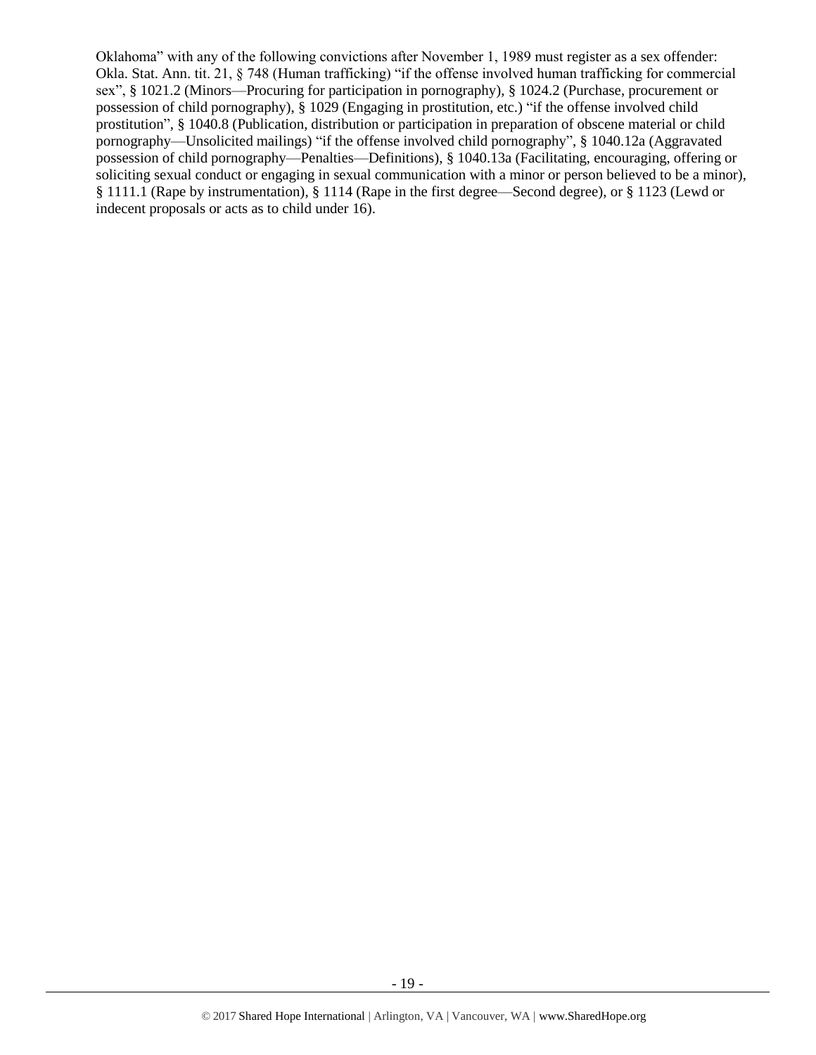Oklahoma" with any of the following convictions after November 1, 1989 must register as a sex offender: Okla. Stat. Ann. tit. 21, § 748 (Human trafficking) "if the offense involved human trafficking for commercial sex", § 1021.2 (Minors—Procuring for participation in pornography), § 1024.2 (Purchase, procurement or possession of child pornography), § 1029 (Engaging in prostitution, etc.) "if the offense involved child prostitution", § 1040.8 (Publication, distribution or participation in preparation of obscene material or child pornography—Unsolicited mailings) "if the offense involved child pornography", § 1040.12a (Aggravated possession of child pornography—Penalties—Definitions), § 1040.13a (Facilitating, encouraging, offering or soliciting sexual conduct or engaging in sexual communication with a minor or person believed to be a minor), § 1111.1 (Rape by instrumentation), § 1114 (Rape in the first degree—Second degree), or § 1123 (Lewd or indecent proposals or acts as to child under 16).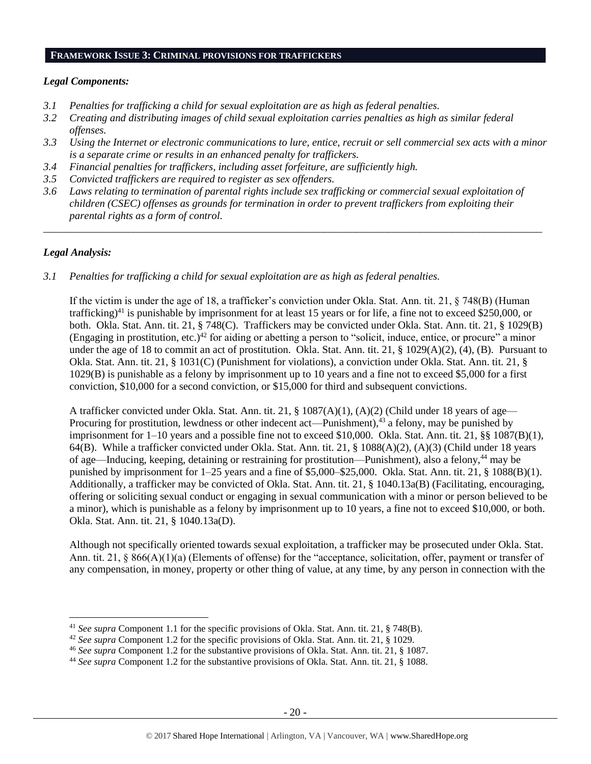## FRAMEWORK ISSUE 3: CRIMINAL PROVISIONS FOR TRAFFICKERS

### *Legal Components:*

*3.1 Penalties for trafficking a child for sexual exploitation are as high as federal penalties.*
*3.2 Creating and distributing images of child sexual exploitation carries penalties as high as similar federal offenses.*
*3.3 Using the Internet or electronic communications to lure, entice, recruit or sell commercial sex acts with a minor is a separate crime or results in an enhanced penalty for traffickers.*
*3.4 Financial penalties for traffickers, including asset forfeiture, are sufficiently high.*
*3.5 Convicted traffickers are required to register as sex offenders.*
*3.6 Laws relating to termination of parental rights include sex trafficking or commercial sexual exploitation of children (CSEC) offenses as grounds for termination in order to prevent traffickers from exploiting their parental rights as a form of control.*

---

### *Legal Analysis:*

*3.1 Penalties for trafficking a child for sexual exploitation are as high as federal penalties.*

If the victim is under the age of 18, a trafficker's conviction under Okla. Stat. Ann. tit. 21, § 748(B) (Human trafficking)[41] is punishable by imprisonment for at least 15 years or for life, a fine not to exceed $250,000, or both. Okla. Stat. Ann. tit. 21, § 748(C). Traffickers may be convicted under Okla. Stat. Ann. tit. 21, § 1029(B) (Engaging in prostitution, etc.)[42] for aiding or abetting a person to "solicit, induce, entice, or procure" a minor under the age of 18 to commit an act of prostitution. Okla. Stat. Ann. tit. 21, § 1029(A)(2), (4), (B). Pursuant to Okla. Stat. Ann. tit. 21, § 1031(C) (Punishment for violations), a conviction under Okla. Stat. Ann. tit. 21, § 1029(B) is punishable as a felony by imprisonment up to 10 years and a fine not to exceed $5,000 for a first conviction, $10,000 for a second conviction, or $15,000 for third and subsequent convictions.

A trafficker convicted under Okla. Stat. Ann. tit. 21, § 1087(A)(1), (A)(2) (Child under 18 years of age—Procuring for prostitution, lewdness or other indecent act—Punishment),[43] a felony, may be punished by imprisonment for 1–10 years and a possible fine not to exceed $10,000. Okla. Stat. Ann. tit. 21, §§ 1087(B)(1), 64(B). While a trafficker convicted under Okla. Stat. Ann. tit. 21, § 1088(A)(2), (A)(3) (Child under 18 years of age—Inducing, keeping, detaining or restraining for prostitution—Punishment), also a felony,[44] may be punished by imprisonment for 1–25 years and a fine of $5,000–$25,000. Okla. Stat. Ann. tit. 21, § 1088(B)(1). Additionally, a trafficker may be convicted of Okla. Stat. Ann. tit. 21, § 1040.13a(B) (Facilitating, encouraging, offering or soliciting sexual conduct or engaging in sexual communication with a minor or person believed to be a minor), which is punishable as a felony by imprisonment up to 10 years, a fine not to exceed $10,000, or both. Okla. Stat. Ann. tit. 21, § 1040.13a(D).

Although not specifically oriented towards sexual exploitation, a trafficker may be prosecuted under Okla. Stat. Ann. tit. 21, § 866(A)(1)(a) (Elements of offense) for the "acceptance, solicitation, offer, payment or transfer of any compensation, in money, property or other thing of value, at any time, by any person in connection with the

---

[41] *See supra* Component 1.1 for the specific provisions of Okla. Stat. Ann. tit. 21, § 748(B).
[42] *See supra* Component 1.2 for the specific provisions of Okla. Stat. Ann. tit. 21, § 1029.
[46] *See supra* Component 1.2 for the substantive provisions of Okla. Stat. Ann. tit. 21, § 1087.
[44] *See supra* Component 1.2 for the substantive provisions of Okla. Stat. Ann. tit. 21, § 1088.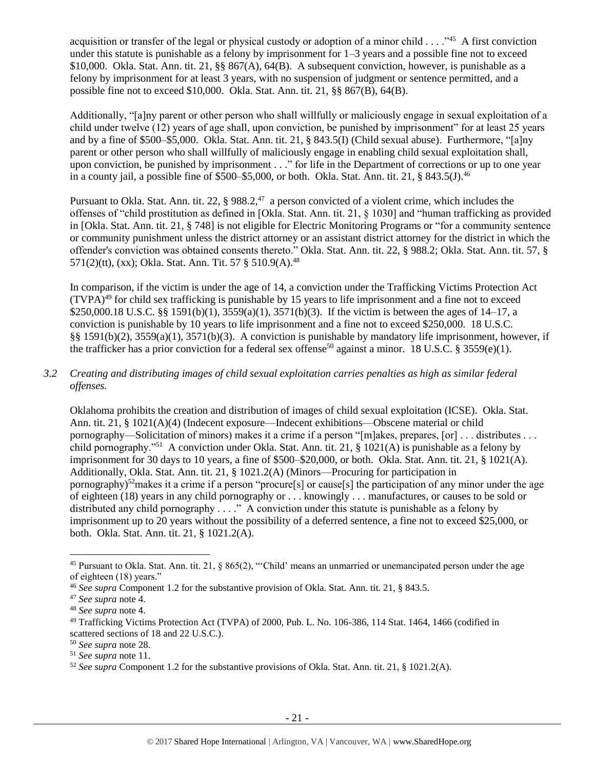acquisition or transfer of the legal or physical custody or adoption of a minor child . . . ."[45] A first conviction under this statute is punishable as a felony by imprisonment for 1–3 years and a possible fine not to exceed $10,000. Okla. Stat. Ann. tit. 21, §§ 867(A), 64(B). A subsequent conviction, however, is punishable as a felony by imprisonment for at least 3 years, with no suspension of judgment or sentence permitted, and a possible fine not to exceed $10,000. Okla. Stat. Ann. tit. 21, §§ 867(B), 64(B).

Additionally, "[a]ny parent or other person who shall willfully or maliciously engage in sexual exploitation of a child under twelve (12) years of age shall, upon conviction, be punished by imprisonment" for at least 25 years and by a fine of $500–$5,000. Okla. Stat. Ann. tit. 21, § 843.5(I) (Child sexual abuse). Furthermore, "[a]ny parent or other person who shall willfully of maliciously engage in enabling child sexual exploitation shall, upon conviction, be punished by imprisonment . . ." for life in the Department of corrections or up to one year in a county jail, a possible fine of $500–$5,000, or both. Okla. Stat. Ann. tit. 21, § 843.5(J).[46]

Pursuant to Okla. Stat. Ann. tit. 22, § 988.2,[47] a person convicted of a violent crime, which includes the offenses of "child prostitution as defined in [Okla. Stat. Ann. tit. 21, § 1030] and "human trafficking as provided in [Okla. Stat. Ann. tit. 21, § 748] is not eligible for Electric Monitoring Programs or "for a community sentence or community punishment unless the district attorney or an assistant district attorney for the district in which the offender's conviction was obtained consents thereto." Okla. Stat. Ann. tit. 22, § 988.2; Okla. Stat. Ann. tit. 57, § 571(2)(tt), (xx); Okla. Stat. Ann. Tit. 57 § 510.9(A).[48]

In comparison, if the victim is under the age of 14, a conviction under the Trafficking Victims Protection Act (TVPA)[49] for child sex trafficking is punishable by 15 years to life imprisonment and a fine not to exceed $250,000.18 U.S.C. §§ 1591(b)(1), 3559(a)(1), 3571(b)(3). If the victim is between the ages of 14–17, a conviction is punishable by 10 years to life imprisonment and a fine not to exceed $250,000. 18 U.S.C. §§ 1591(b)(2), 3559(a)(1), 3571(b)(3). A conviction is punishable by mandatory life imprisonment, however, if the trafficker has a prior conviction for a federal sex offense[50] against a minor. 18 U.S.C. § 3559(e)(1).

*3.2 Creating and distributing images of child sexual exploitation carries penalties as high as similar federal offenses.*

Oklahoma prohibits the creation and distribution of images of child sexual exploitation (ICSE). Okla. Stat. Ann. tit. 21, § 1021(A)(4) (Indecent exposure—Indecent exhibitions—Obscene material or child pornography—Solicitation of minors) makes it a crime if a person "[m]akes, prepares, [or] . . . distributes . . . child pornography."[51] A conviction under Okla. Stat. Ann. tit. 21, § 1021(A) is punishable as a felony by imprisonment for 30 days to 10 years, a fine of $500–$20,000, or both. Okla. Stat. Ann. tit. 21, § 1021(A). Additionally, Okla. Stat. Ann. tit. 21, § 1021.2(A) (Minors—Procuring for participation in pornography)[52] makes it a crime if a person "procure[s] or cause[s] the participation of any minor under the age of eighteen (18) years in any child pornography or . . . knowingly . . . manufactures, or causes to be sold or distributed any child pornography . . . ." A conviction under this statute is punishable as a felony by imprisonment up to 20 years without the possibility of a deferred sentence, a fine not to exceed $25,000, or both. Okla. Stat. Ann. tit. 21, § 1021.2(A).

[45] Pursuant to Okla. Stat. Ann. tit. 21, § 865(2), "'Child' means an unmarried or unemancipated person under the age of eighteen (18) years."
[46] *See supra* Component 1.2 for the substantive provision of Okla. Stat. Ann. tit. 21, § 843.5.
[47] *See supra* note 4.
[48] *See supra* note 4.
[49] Trafficking Victims Protection Act (TVPA) of 2000, Pub. L. No. 106-386, 114 Stat. 1464, 1466 (codified in scattered sections of 18 and 22 U.S.C.).
[50] *See supra* note 28.
[51] *See supra* note 11.
[52] *See supra* Component 1.2 for the substantive provisions of Okla. Stat. Ann. tit. 21, § 1021.2(A).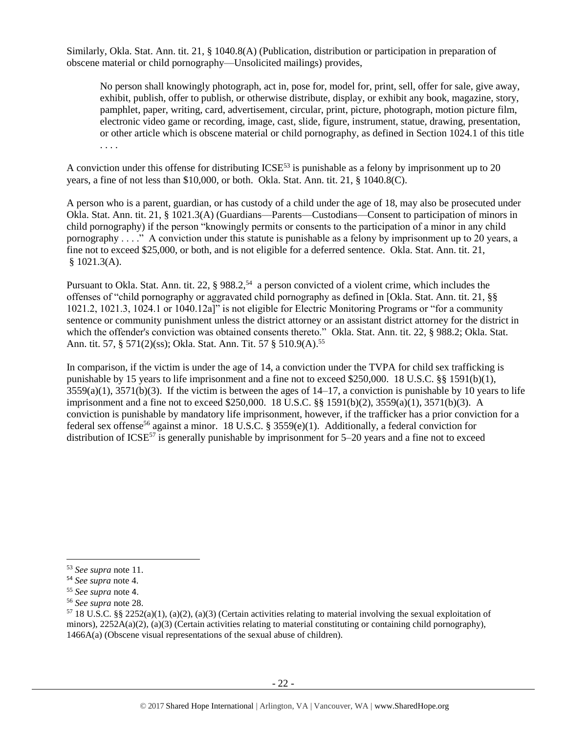Similarly, Okla. Stat. Ann. tit. 21, § 1040.8(A) (Publication, distribution or participation in preparation of obscene material or child pornography—Unsolicited mailings) provides,

> No person shall knowingly photograph, act in, pose for, model for, print, sell, offer for sale, give away, exhibit, publish, offer to publish, or otherwise distribute, display, or exhibit any book, magazine, story, pamphlet, paper, writing, card, advertisement, circular, print, picture, photograph, motion picture film, electronic video game or recording, image, cast, slide, figure, instrument, statue, drawing, presentation, or other article which is obscene material or child pornography, as defined in Section 1024.1 of this title . . . .

A conviction under this offense for distributing ICSE[53] is punishable as a felony by imprisonment up to 20 years, a fine of not less than $10,000, or both. Okla. Stat. Ann. tit. 21, § 1040.8(C).

A person who is a parent, guardian, or has custody of a child under the age of 18, may also be prosecuted under Okla. Stat. Ann. tit. 21, § 1021.3(A) (Guardians—Parents—Custodians—Consent to participation of minors in child pornography) if the person "knowingly permits or consents to the participation of a minor in any child pornography . . . ." A conviction under this statute is punishable as a felony by imprisonment up to 20 years, a fine not to exceed $25,000, or both, and is not eligible for a deferred sentence. Okla. Stat. Ann. tit. 21, § 1021.3(A).

Pursuant to Okla. Stat. Ann. tit. 22, § 988.2,[54] a person convicted of a violent crime, which includes the offenses of "child pornography or aggravated child pornography as defined in [Okla. Stat. Ann. tit. 21, §§ 1021.2, 1021.3, 1024.1 or 1040.12a]" is not eligible for Electric Monitoring Programs or "for a community sentence or community punishment unless the district attorney or an assistant district attorney for the district in which the offender's conviction was obtained consents thereto." Okla. Stat. Ann. tit. 22, § 988.2; Okla. Stat. Ann. tit. 57, § 571(2)(ss); Okla. Stat. Ann. Tit. 57 § 510.9(A).[55]

In comparison, if the victim is under the age of 14, a conviction under the TVPA for child sex trafficking is punishable by 15 years to life imprisonment and a fine not to exceed $250,000. 18 U.S.C. §§ 1591(b)(1), 3559(a)(1), 3571(b)(3). If the victim is between the ages of 14–17, a conviction is punishable by 10 years to life imprisonment and a fine not to exceed $250,000. 18 U.S.C. §§ 1591(b)(2), 3559(a)(1), 3571(b)(3). A conviction is punishable by mandatory life imprisonment, however, if the trafficker has a prior conviction for a federal sex offense[56] against a minor. 18 U.S.C. § 3559(e)(1). Additionally, a federal conviction for distribution of ICSE[57] is generally punishable by imprisonment for 5–20 years and a fine not to exceed

---

[53] *See supra* note 11.

[54] *See supra* note 4.

[55] *See supra* note 4.

[56] *See supra* note 28.

[57] 18 U.S.C. §§ 2252(a)(1), (a)(2), (a)(3) (Certain activities relating to material involving the sexual exploitation of minors), 2252A(a)(2), (a)(3) (Certain activities relating to material constituting or containing child pornography), 1466A(a) (Obscene visual representations of the sexual abuse of children).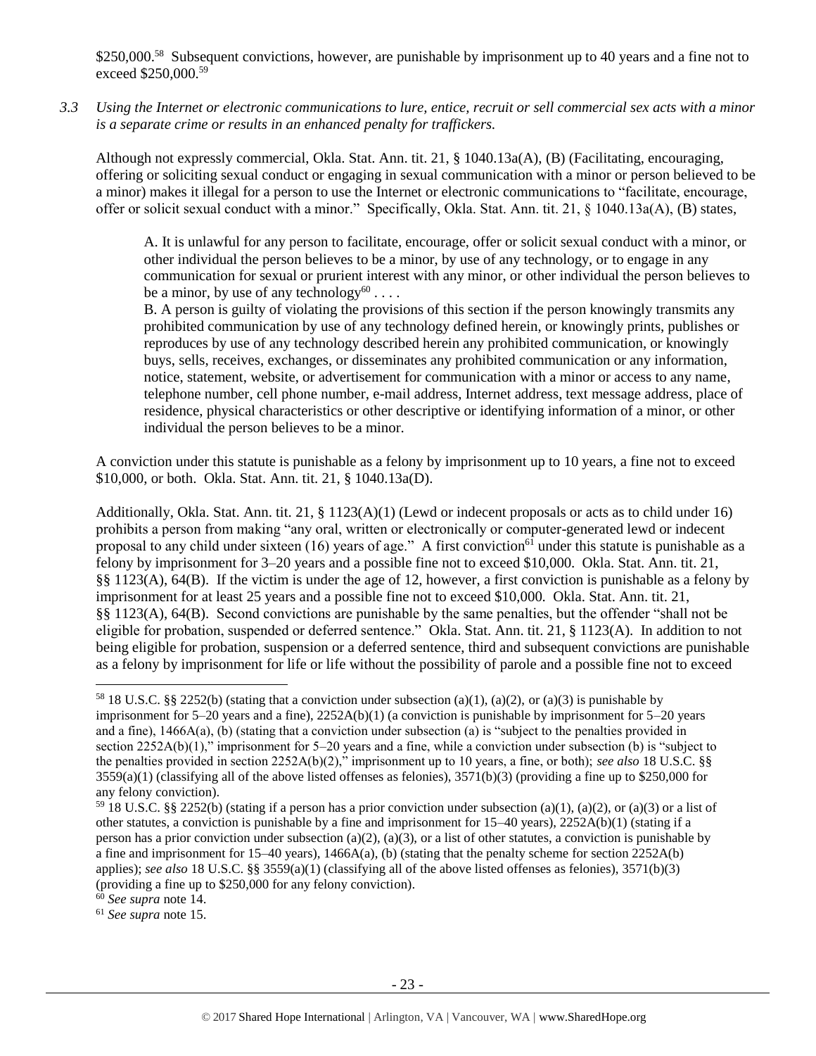$250,000.[58] Subsequent convictions, however, are punishable by imprisonment up to 40 years and a fine not to exceed $250,000.[59]

*3.3 Using the Internet or electronic communications to lure, entice, recruit or sell commercial sex acts with a minor is a separate crime or results in an enhanced penalty for traffickers.*

Although not expressly commercial, Okla. Stat. Ann. tit. 21, § 1040.13a(A), (B) (Facilitating, encouraging, offering or soliciting sexual conduct or engaging in sexual communication with a minor or person believed to be a minor) makes it illegal for a person to use the Internet or electronic communications to "facilitate, encourage, offer or solicit sexual conduct with a minor." Specifically, Okla. Stat. Ann. tit. 21, § 1040.13a(A), (B) states,

> A. It is unlawful for any person to facilitate, encourage, offer or solicit sexual conduct with a minor, or other individual the person believes to be a minor, by use of any technology, or to engage in any communication for sexual or prurient interest with any minor, or other individual the person believes to be a minor, by use of any technology[60] . . . .
>
> B. A person is guilty of violating the provisions of this section if the person knowingly transmits any prohibited communication by use of any technology defined herein, or knowingly prints, publishes or reproduces by use of any technology described herein any prohibited communication, or knowingly buys, sells, receives, exchanges, or disseminates any prohibited communication or any information, notice, statement, website, or advertisement for communication with a minor or access to any name, telephone number, cell phone number, e-mail address, Internet address, text message address, place of residence, physical characteristics or other descriptive or identifying information of a minor, or other individual the person believes to be a minor.

A conviction under this statute is punishable as a felony by imprisonment up to 10 years, a fine not to exceed $10,000, or both. Okla. Stat. Ann. tit. 21, § 1040.13a(D).

Additionally, Okla. Stat. Ann. tit. 21, § 1123(A)(1) (Lewd or indecent proposals or acts as to child under 16) prohibits a person from making "any oral, written or electronically or computer-generated lewd or indecent proposal to any child under sixteen (16) years of age." A first conviction[61] under this statute is punishable as a felony by imprisonment for 3–20 years and a possible fine not to exceed $10,000. Okla. Stat. Ann. tit. 21, §§ 1123(A), 64(B). If the victim is under the age of 12, however, a first conviction is punishable as a felony by imprisonment for at least 25 years and a possible fine not to exceed $10,000. Okla. Stat. Ann. tit. 21, §§ 1123(A), 64(B). Second convictions are punishable by the same penalties, but the offender "shall not be eligible for probation, suspended or deferred sentence." Okla. Stat. Ann. tit. 21, § 1123(A). In addition to not being eligible for probation, suspension or a deferred sentence, third and subsequent convictions are punishable as a felony by imprisonment for life or life without the possibility of parole and a possible fine not to exceed

---

[58] 18 U.S.C. §§ 2252(b) (stating that a conviction under subsection (a)(1), (a)(2), or (a)(3) is punishable by imprisonment for 5–20 years and a fine), 2252A(b)(1) (a conviction is punishable by imprisonment for 5–20 years and a fine), 1466A(a), (b) (stating that a conviction under subsection (a) is "subject to the penalties provided in section 2252A(b)(1)," imprisonment for 5–20 years and a fine, while a conviction under subsection (b) is "subject to the penalties provided in section 2252A(b)(2)," imprisonment up to 10 years, a fine, or both); *see also* 18 U.S.C. §§ 3559(a)(1) (classifying all of the above listed offenses as felonies), 3571(b)(3) (providing a fine up to $250,000 for any felony conviction).

[59] 18 U.S.C. §§ 2252(b) (stating if a person has a prior conviction under subsection (a)(1), (a)(2), or (a)(3) or a list of other statutes, a conviction is punishable by a fine and imprisonment for 15–40 years), 2252A(b)(1) (stating if a person has a prior conviction under subsection (a)(2), (a)(3), or a list of other statutes, a conviction is punishable by a fine and imprisonment for 15–40 years), 1466A(a), (b) (stating that the penalty scheme for section 2252A(b) applies); *see also* 18 U.S.C. §§ 3559(a)(1) (classifying all of the above listed offenses as felonies), 3571(b)(3) (providing a fine up to $250,000 for any felony conviction).

[60] *See supra* note 14.

[61] *See supra* note 15.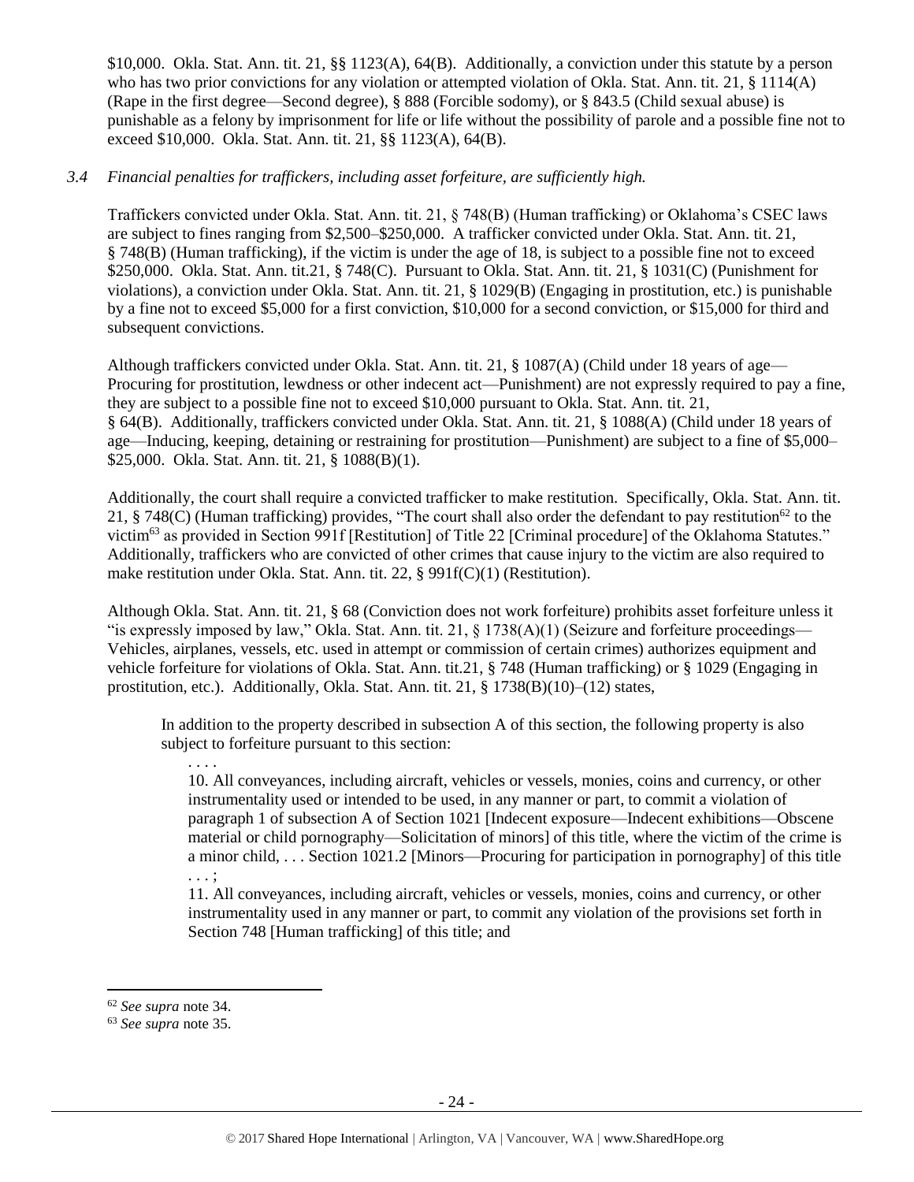$10,000. Okla. Stat. Ann. tit. 21, §§ 1123(A), 64(B). Additionally, a conviction under this statute by a person who has two prior convictions for any violation or attempted violation of Okla. Stat. Ann. tit. 21, § 1114(A) (Rape in the first degree—Second degree), § 888 (Forcible sodomy), or § 843.5 (Child sexual abuse) is punishable as a felony by imprisonment for life or life without the possibility of parole and a possible fine not to exceed $10,000. Okla. Stat. Ann. tit. 21, §§ 1123(A), 64(B).

*3.4 Financial penalties for traffickers, including asset forfeiture, are sufficiently high.*

Traffickers convicted under Okla. Stat. Ann. tit. 21, § 748(B) (Human trafficking) or Oklahoma's CSEC laws are subject to fines ranging from $2,500–$250,000. A trafficker convicted under Okla. Stat. Ann. tit. 21, § 748(B) (Human trafficking), if the victim is under the age of 18, is subject to a possible fine not to exceed $250,000. Okla. Stat. Ann. tit.21, § 748(C). Pursuant to Okla. Stat. Ann. tit. 21, § 1031(C) (Punishment for violations), a conviction under Okla. Stat. Ann. tit. 21, § 1029(B) (Engaging in prostitution, etc.) is punishable by a fine not to exceed $5,000 for a first conviction, $10,000 for a second conviction, or $15,000 for third and subsequent convictions.

Although traffickers convicted under Okla. Stat. Ann. tit. 21, § 1087(A) (Child under 18 years of age—Procuring for prostitution, lewdness or other indecent act—Punishment) are not expressly required to pay a fine, they are subject to a possible fine not to exceed $10,000 pursuant to Okla. Stat. Ann. tit. 21, § 64(B). Additionally, traffickers convicted under Okla. Stat. Ann. tit. 21, § 1088(A) (Child under 18 years of age—Inducing, keeping, detaining or restraining for prostitution—Punishment) are subject to a fine of $5,000–$25,000. Okla. Stat. Ann. tit. 21, § 1088(B)(1).

Additionally, the court shall require a convicted trafficker to make restitution. Specifically, Okla. Stat. Ann. tit. 21, § 748(C) (Human trafficking) provides, "The court shall also order the defendant to pay restitution[62] to the victim[63] as provided in Section 991f [Restitution] of Title 22 [Criminal procedure] of the Oklahoma Statutes." Additionally, traffickers who are convicted of other crimes that cause injury to the victim are also required to make restitution under Okla. Stat. Ann. tit. 22, § 991f(C)(1) (Restitution).

Although Okla. Stat. Ann. tit. 21, § 68 (Conviction does not work forfeiture) prohibits asset forfeiture unless it "is expressly imposed by law," Okla. Stat. Ann. tit. 21, § 1738(A)(1) (Seizure and forfeiture proceedings—Vehicles, airplanes, vessels, etc. used in attempt or commission of certain crimes) authorizes equipment and vehicle forfeiture for violations of Okla. Stat. Ann. tit.21, § 748 (Human trafficking) or § 1029 (Engaging in prostitution, etc.). Additionally, Okla. Stat. Ann. tit. 21, § 1738(B)(10)–(12) states,

> In addition to the property described in subsection A of this section, the following property is also subject to forfeiture pursuant to this section:
>
> . . . .
>
> 10. All conveyances, including aircraft, vehicles or vessels, monies, coins and currency, or other instrumentality used or intended to be used, in any manner or part, to commit a violation of paragraph 1 of subsection A of Section 1021 [Indecent exposure—Indecent exhibitions—Obscene material or child pornography—Solicitation of minors] of this title, where the victim of the crime is a minor child, . . . Section 1021.2 [Minors—Procuring for participation in pornography] of this title . . . ;
>
> 11. All conveyances, including aircraft, vehicles or vessels, monies, coins and currency, or other instrumentality used in any manner or part, to commit any violation of the provisions set forth in Section 748 [Human trafficking] of this title; and

---

[62] *See supra* note 34.

[63] *See supra* note 35.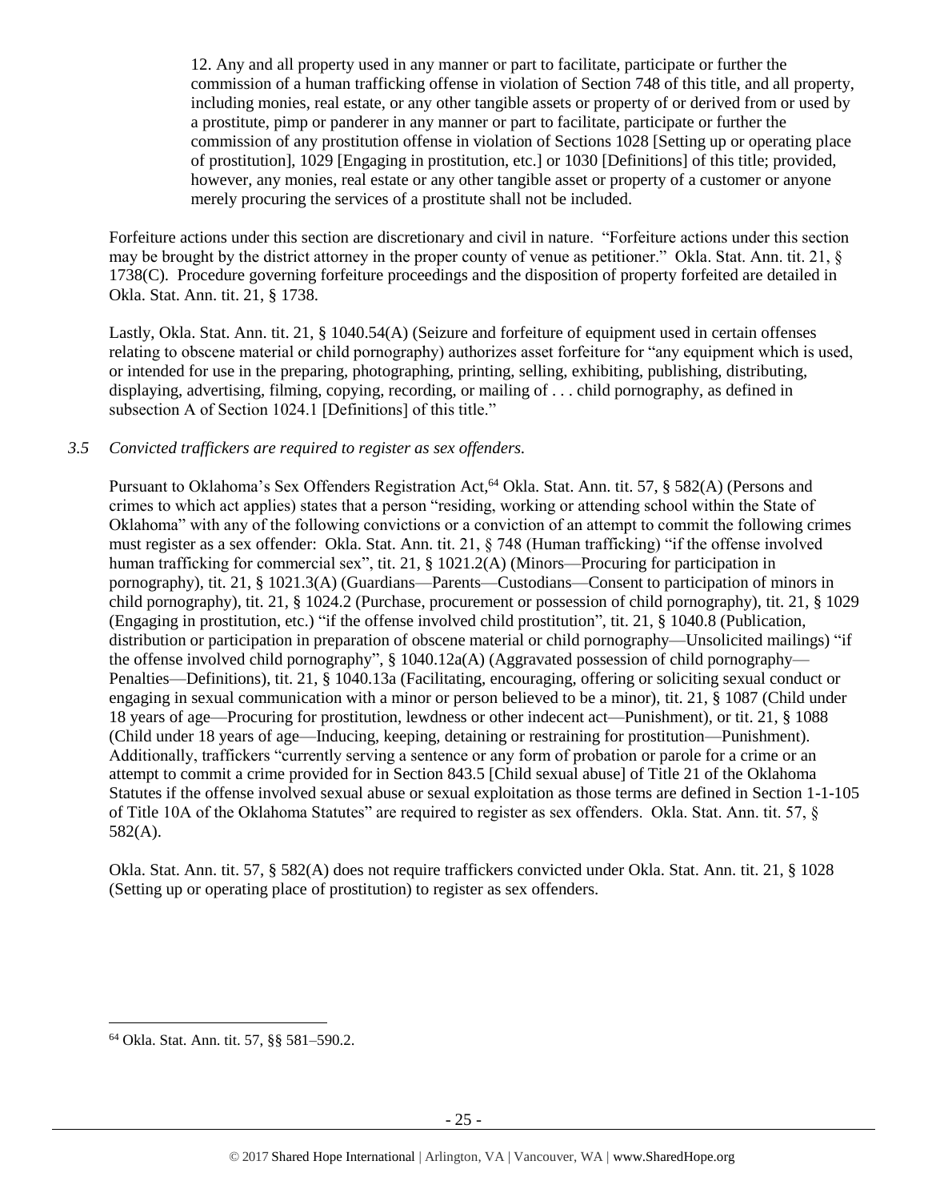12. Any and all property used in any manner or part to facilitate, participate or further the commission of a human trafficking offense in violation of Section 748 of this title, and all property, including monies, real estate, or any other tangible assets or property of or derived from or used by a prostitute, pimp or panderer in any manner or part to facilitate, participate or further the commission of any prostitution offense in violation of Sections 1028 [Setting up or operating place of prostitution], 1029 [Engaging in prostitution, etc.] or 1030 [Definitions] of this title; provided, however, any monies, real estate or any other tangible asset or property of a customer or anyone merely procuring the services of a prostitute shall not be included.

Forfeiture actions under this section are discretionary and civil in nature. "Forfeiture actions under this section may be brought by the district attorney in the proper county of venue as petitioner." Okla. Stat. Ann. tit. 21, § 1738(C). Procedure governing forfeiture proceedings and the disposition of property forfeited are detailed in Okla. Stat. Ann. tit. 21, § 1738.

Lastly, Okla. Stat. Ann. tit. 21, § 1040.54(A) (Seizure and forfeiture of equipment used in certain offenses relating to obscene material or child pornography) authorizes asset forfeiture for "any equipment which is used, or intended for use in the preparing, photographing, printing, selling, exhibiting, publishing, distributing, displaying, advertising, filming, copying, recording, or mailing of . . . child pornography, as defined in subsection A of Section 1024.1 [Definitions] of this title."

*3.5 Convicted traffickers are required to register as sex offenders.*

Pursuant to Oklahoma's Sex Offenders Registration Act,[64] Okla. Stat. Ann. tit. 57, § 582(A) (Persons and crimes to which act applies) states that a person "residing, working or attending school within the State of Oklahoma" with any of the following convictions or a conviction of an attempt to commit the following crimes must register as a sex offender: Okla. Stat. Ann. tit. 21, § 748 (Human trafficking) "if the offense involved human trafficking for commercial sex", tit. 21, § 1021.2(A) (Minors—Procuring for participation in pornography), tit. 21, § 1021.3(A) (Guardians—Parents—Custodians—Consent to participation of minors in child pornography), tit. 21, § 1024.2 (Purchase, procurement or possession of child pornography), tit. 21, § 1029 (Engaging in prostitution, etc.) "if the offense involved child prostitution", tit. 21, § 1040.8 (Publication, distribution or participation in preparation of obscene material or child pornography—Unsolicited mailings) "if the offense involved child pornography", § 1040.12a(A) (Aggravated possession of child pornography—Penalties—Definitions), tit. 21, § 1040.13a (Facilitating, encouraging, offering or soliciting sexual conduct or engaging in sexual communication with a minor or person believed to be a minor), tit. 21, § 1087 (Child under 18 years of age—Procuring for prostitution, lewdness or other indecent act—Punishment), or tit. 21, § 1088 (Child under 18 years of age—Inducing, keeping, detaining or restraining for prostitution—Punishment). Additionally, traffickers "currently serving a sentence or any form of probation or parole for a crime or an attempt to commit a crime provided for in Section 843.5 [Child sexual abuse] of Title 21 of the Oklahoma Statutes if the offense involved sexual abuse or sexual exploitation as those terms are defined in Section 1-1-105 of Title 10A of the Oklahoma Statutes" are required to register as sex offenders. Okla. Stat. Ann. tit. 57, § 582(A).

Okla. Stat. Ann. tit. 57, § 582(A) does not require traffickers convicted under Okla. Stat. Ann. tit. 21, § 1028 (Setting up or operating place of prostitution) to register as sex offenders.

[64] Okla. Stat. Ann. tit. 57, §§ 581–590.2.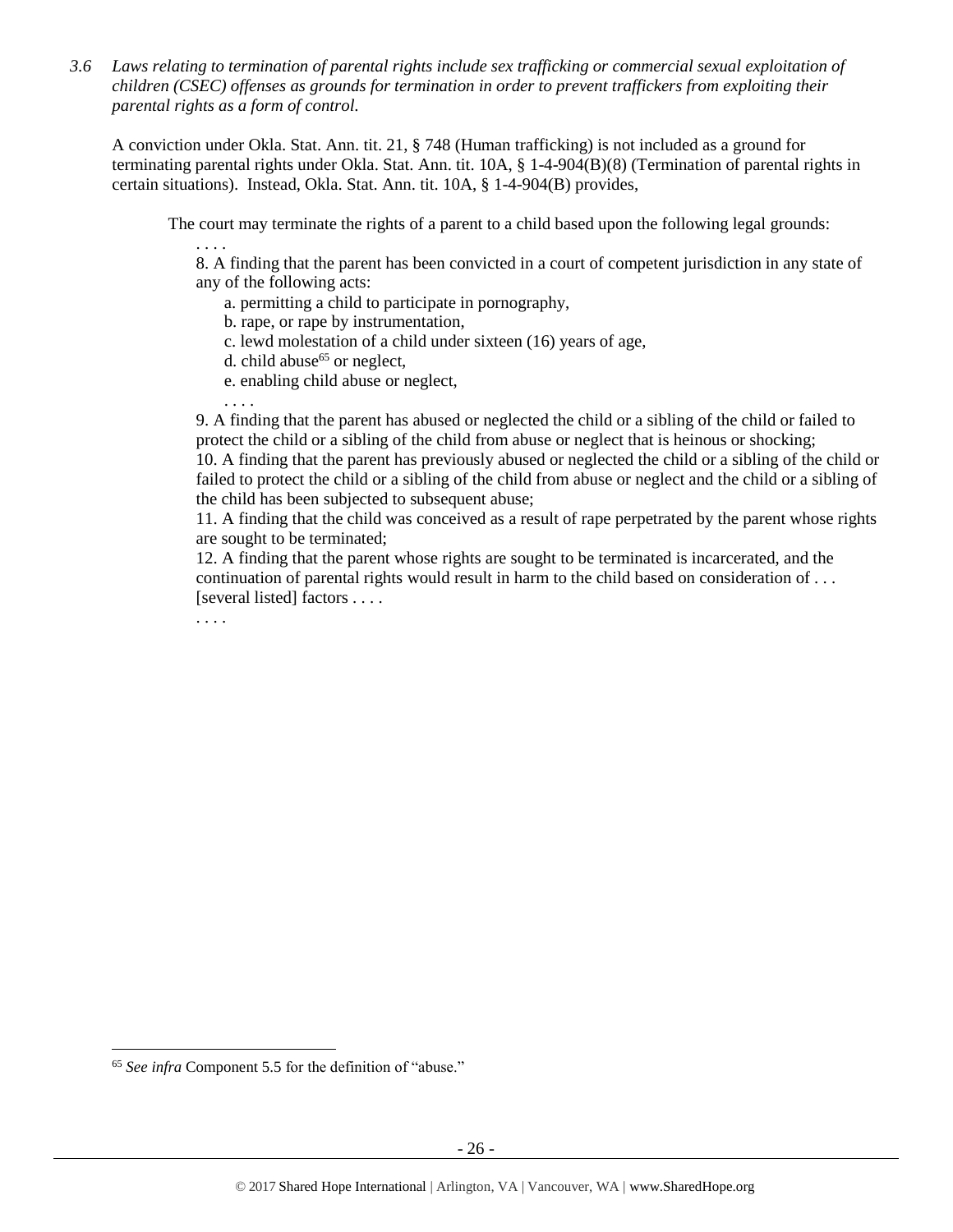*3.6 Laws relating to termination of parental rights include sex trafficking or commercial sexual exploitation of children (CSEC) offenses as grounds for termination in order to prevent traffickers from exploiting their parental rights as a form of control.*

A conviction under Okla. Stat. Ann. tit. 21, § 748 (Human trafficking) is not included as a ground for terminating parental rights under Okla. Stat. Ann. tit. 10A, § 1-4-904(B)(8) (Termination of parental rights in certain situations). Instead, Okla. Stat. Ann. tit. 10A, § 1-4-904(B) provides,

> The court may terminate the rights of a parent to a child based upon the following legal grounds:
>
> . . . .
>
> 8. A finding that the parent has been convicted in a court of competent jurisdiction in any state of any of the following acts:
>
> a. permitting a child to participate in pornography,
>
> b. rape, or rape by instrumentation,
>
> c. lewd molestation of a child under sixteen (16) years of age,
>
> d. child abuse[65] or neglect,
>
> e. enabling child abuse or neglect,
>
> . . . .
>
> 9. A finding that the parent has abused or neglected the child or a sibling of the child or failed to protect the child or a sibling of the child from abuse or neglect that is heinous or shocking;
>
> 10. A finding that the parent has previously abused or neglected the child or a sibling of the child or failed to protect the child or a sibling of the child from abuse or neglect and the child or a sibling of the child has been subjected to subsequent abuse;
>
> 11. A finding that the child was conceived as a result of rape perpetrated by the parent whose rights are sought to be terminated;
>
> 12. A finding that the parent whose rights are sought to be terminated is incarcerated, and the continuation of parental rights would result in harm to the child based on consideration of . . . [several listed] factors . . . .
>
> . . . .

[65] *See infra* Component 5.5 for the definition of "abuse."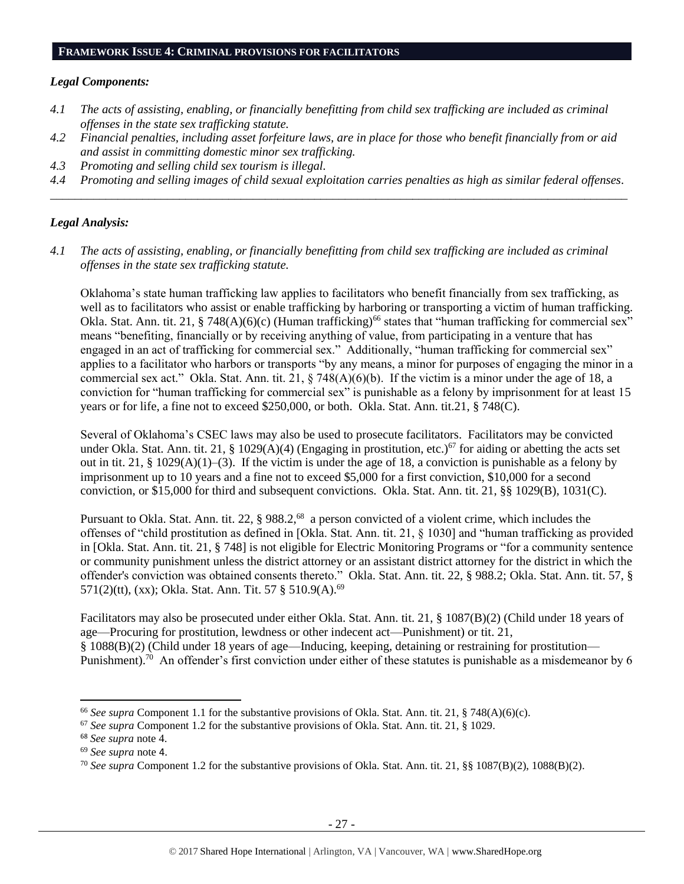## FRAMEWORK ISSUE 4: CRIMINAL PROVISIONS FOR FACILITATORS

### *Legal Components:*

*4.1 The acts of assisting, enabling, or financially benefitting from child sex trafficking are included as criminal offenses in the state sex trafficking statute.*

*4.2 Financial penalties, including asset forfeiture laws, are in place for those who benefit financially from or aid and assist in committing domestic minor sex trafficking.*

*4.3 Promoting and selling child sex tourism is illegal.*

*4.4 Promoting and selling images of child sexual exploitation carries penalties as high as similar federal offenses.*

---

### *Legal Analysis:*

*4.1 The acts of assisting, enabling, or financially benefitting from child sex trafficking are included as criminal offenses in the state sex trafficking statute.*

Oklahoma's state human trafficking law applies to facilitators who benefit financially from sex trafficking, as well as to facilitators who assist or enable trafficking by harboring or transporting a victim of human trafficking. Okla. Stat. Ann. tit. 21, § 748(A)(6)(c) (Human trafficking)[66] states that "human trafficking for commercial sex" means "benefiting, financially or by receiving anything of value, from participating in a venture that has engaged in an act of trafficking for commercial sex." Additionally, "human trafficking for commercial sex" applies to a facilitator who harbors or transports "by any means, a minor for purposes of engaging the minor in a commercial sex act." Okla. Stat. Ann. tit. 21, § 748(A)(6)(b). If the victim is a minor under the age of 18, a conviction for "human trafficking for commercial sex" is punishable as a felony by imprisonment for at least 15 years or for life, a fine not to exceed $250,000, or both. Okla. Stat. Ann. tit.21, § 748(C).

Several of Oklahoma's CSEC laws may also be used to prosecute facilitators. Facilitators may be convicted under Okla. Stat. Ann. tit. 21, § 1029(A)(4) (Engaging in prostitution, etc.)[67] for aiding or abetting the acts set out in tit. 21, § 1029(A)(1)–(3). If the victim is under the age of 18, a conviction is punishable as a felony by imprisonment up to 10 years and a fine not to exceed $5,000 for a first conviction, $10,000 for a second conviction, or $15,000 for third and subsequent convictions. Okla. Stat. Ann. tit. 21, §§ 1029(B), 1031(C).

Pursuant to Okla. Stat. Ann. tit. 22, § 988.2,[68] a person convicted of a violent crime, which includes the offenses of "child prostitution as defined in [Okla. Stat. Ann. tit. 21, § 1030] and "human trafficking as provided in [Okla. Stat. Ann. tit. 21, § 748] is not eligible for Electric Monitoring Programs or "for a community sentence or community punishment unless the district attorney or an assistant district attorney for the district in which the offender's conviction was obtained consents thereto." Okla. Stat. Ann. tit. 22, § 988.2; Okla. Stat. Ann. tit. 57, § 571(2)(tt), (xx); Okla. Stat. Ann. Tit. 57 § 510.9(A).[69]

Facilitators may also be prosecuted under either Okla. Stat. Ann. tit. 21, § 1087(B)(2) (Child under 18 years of age—Procuring for prostitution, lewdness or other indecent act—Punishment) or tit. 21, § 1088(B)(2) (Child under 18 years of age—Inducing, keeping, detaining or restraining for prostitution—Punishment).[70] An offender's first conviction under either of these statutes is punishable as a misdemeanor by 6

---

[66] *See supra* Component 1.1 for the substantive provisions of Okla. Stat. Ann. tit. 21, § 748(A)(6)(c).

[67] *See supra* Component 1.2 for the substantive provisions of Okla. Stat. Ann. tit. 21, § 1029.

[68] *See supra* note 4.

[69] *See supra* note 4.

[70] *See supra* Component 1.2 for the substantive provisions of Okla. Stat. Ann. tit. 21, §§ 1087(B)(2), 1088(B)(2).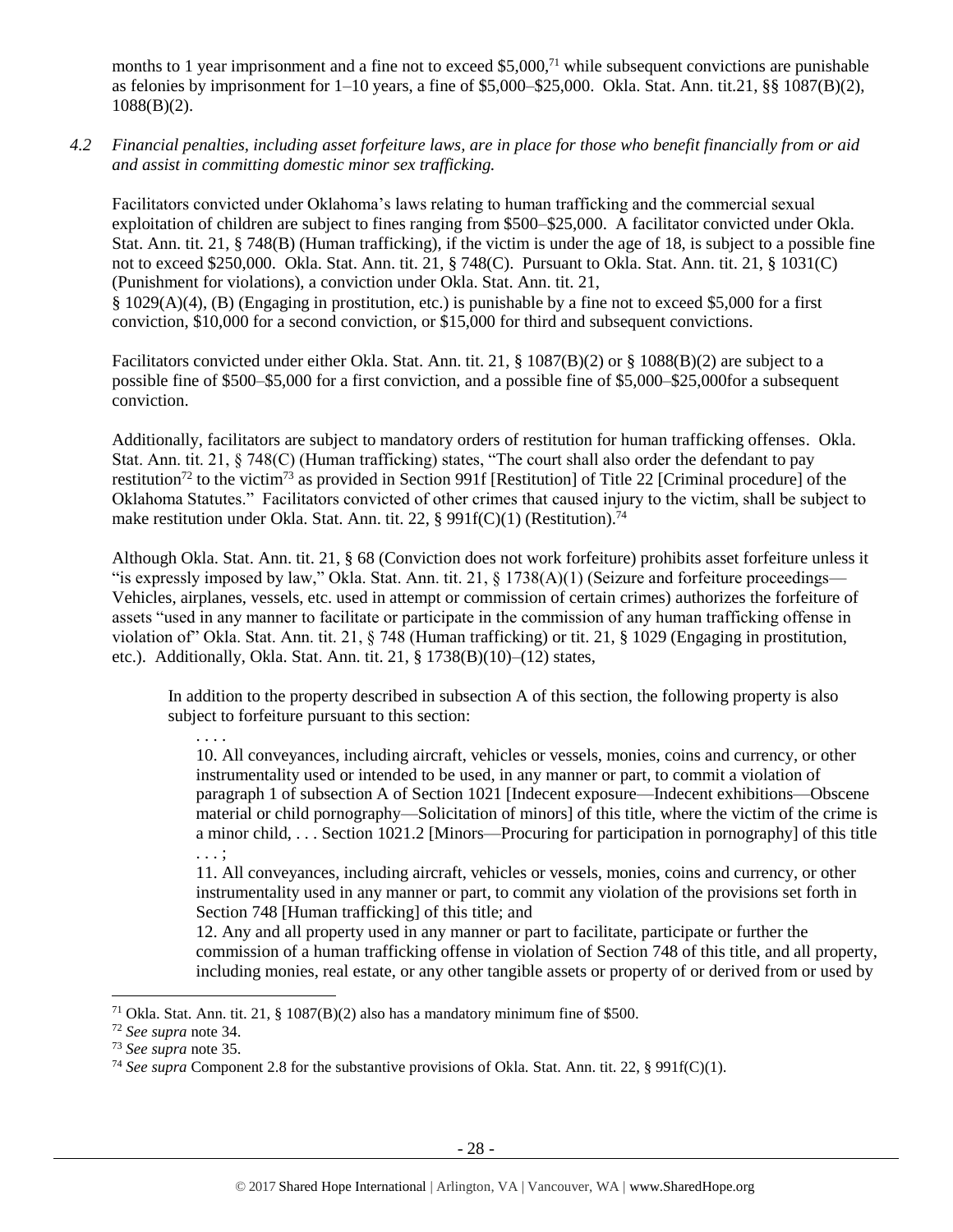months to 1 year imprisonment and a fine not to exceed $5,000,[71] while subsequent convictions are punishable as felonies by imprisonment for 1–10 years, a fine of $5,000–$25,000. Okla. Stat. Ann. tit.21, §§ 1087(B)(2), 1088(B)(2).

*4.2 Financial penalties, including asset forfeiture laws, are in place for those who benefit financially from or aid and assist in committing domestic minor sex trafficking.*

Facilitators convicted under Oklahoma's laws relating to human trafficking and the commercial sexual exploitation of children are subject to fines ranging from $500–$25,000. A facilitator convicted under Okla. Stat. Ann. tit. 21, § 748(B) (Human trafficking), if the victim is under the age of 18, is subject to a possible fine not to exceed $250,000. Okla. Stat. Ann. tit. 21, § 748(C). Pursuant to Okla. Stat. Ann. tit. 21, § 1031(C) (Punishment for violations), a conviction under Okla. Stat. Ann. tit. 21, § 1029(A)(4), (B) (Engaging in prostitution, etc.) is punishable by a fine not to exceed $5,000 for a first conviction, $10,000 for a second conviction, or $15,000 for third and subsequent convictions.

Facilitators convicted under either Okla. Stat. Ann. tit. 21, § 1087(B)(2) or § 1088(B)(2) are subject to a possible fine of $500–$5,000 for a first conviction, and a possible fine of $5,000–$25,000for a subsequent conviction.

Additionally, facilitators are subject to mandatory orders of restitution for human trafficking offenses. Okla. Stat. Ann. tit. 21, § 748(C) (Human trafficking) states, "The court shall also order the defendant to pay restitution[72] to the victim[73] as provided in Section 991f [Restitution] of Title 22 [Criminal procedure] of the Oklahoma Statutes." Facilitators convicted of other crimes that caused injury to the victim, shall be subject to make restitution under Okla. Stat. Ann. tit. 22, § 991f(C)(1) (Restitution).[74]

Although Okla. Stat. Ann. tit. 21, § 68 (Conviction does not work forfeiture) prohibits asset forfeiture unless it "is expressly imposed by law," Okla. Stat. Ann. tit. 21, § 1738(A)(1) (Seizure and forfeiture proceedings—Vehicles, airplanes, vessels, etc. used in attempt or commission of certain crimes) authorizes the forfeiture of assets "used in any manner to facilitate or participate in the commission of any human trafficking offense in violation of" Okla. Stat. Ann. tit. 21, § 748 (Human trafficking) or tit. 21, § 1029 (Engaging in prostitution, etc.). Additionally, Okla. Stat. Ann. tit. 21, § 1738(B)(10)–(12) states,

> In addition to the property described in subsection A of this section, the following property is also subject to forfeiture pursuant to this section:
>
> . . . .
>
> 10. All conveyances, including aircraft, vehicles or vessels, monies, coins and currency, or other instrumentality used or intended to be used, in any manner or part, to commit a violation of paragraph 1 of subsection A of Section 1021 [Indecent exposure—Indecent exhibitions—Obscene material or child pornography—Solicitation of minors] of this title, where the victim of the crime is a minor child, . . . Section 1021.2 [Minors—Procuring for participation in pornography] of this title . . . ;
>
> 11. All conveyances, including aircraft, vehicles or vessels, monies, coins and currency, or other instrumentality used in any manner or part, to commit any violation of the provisions set forth in Section 748 [Human trafficking] of this title; and
>
> 12. Any and all property used in any manner or part to facilitate, participate or further the commission of a human trafficking offense in violation of Section 748 of this title, and all property, including monies, real estate, or any other tangible assets or property of or derived from or used by

[71] Okla. Stat. Ann. tit. 21, § 1087(B)(2) also has a mandatory minimum fine of $500.

[72] *See supra* note 34.

[73] *See supra* note 35.

[74] *See supra* Component 2.8 for the substantive provisions of Okla. Stat. Ann. tit. 22, § 991f(C)(1).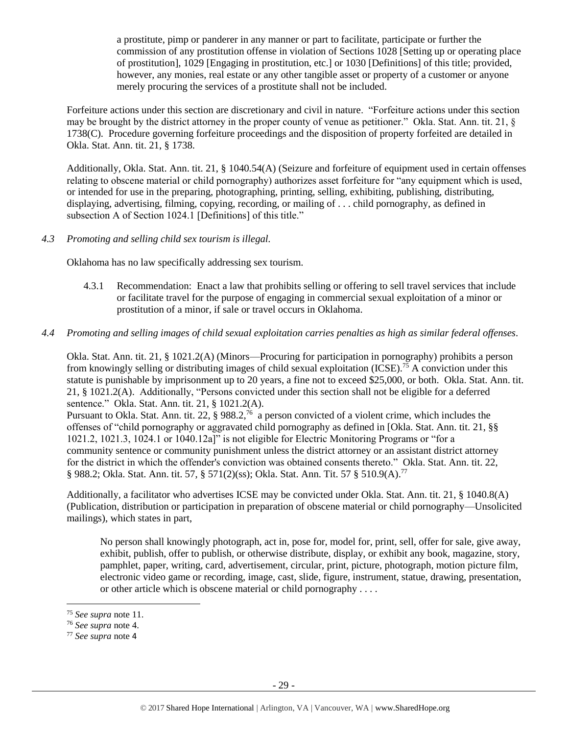a prostitute, pimp or panderer in any manner or part to facilitate, participate or further the commission of any prostitution offense in violation of Sections 1028 [Setting up or operating place of prostitution], 1029 [Engaging in prostitution, etc.] or 1030 [Definitions] of this title; provided, however, any monies, real estate or any other tangible asset or property of a customer or anyone merely procuring the services of a prostitute shall not be included.

Forfeiture actions under this section are discretionary and civil in nature. "Forfeiture actions under this section may be brought by the district attorney in the proper county of venue as petitioner." Okla. Stat. Ann. tit. 21, § 1738(C). Procedure governing forfeiture proceedings and the disposition of property forfeited are detailed in Okla. Stat. Ann. tit. 21, § 1738.

Additionally, Okla. Stat. Ann. tit. 21, § 1040.54(A) (Seizure and forfeiture of equipment used in certain offenses relating to obscene material or child pornography) authorizes asset forfeiture for "any equipment which is used, or intended for use in the preparing, photographing, printing, selling, exhibiting, publishing, distributing, displaying, advertising, filming, copying, recording, or mailing of . . . child pornography, as defined in subsection A of Section 1024.1 [Definitions] of this title."

*4.3 Promoting and selling child sex tourism is illegal.*

Oklahoma has no law specifically addressing sex tourism.

4.3.1 Recommendation: Enact a law that prohibits selling or offering to sell travel services that include or facilitate travel for the purpose of engaging in commercial sexual exploitation of a minor or prostitution of a minor, if sale or travel occurs in Oklahoma.

*4.4 Promoting and selling images of child sexual exploitation carries penalties as high as similar federal offenses.*

Okla. Stat. Ann. tit. 21, § 1021.2(A) (Minors—Procuring for participation in pornography) prohibits a person from knowingly selling or distributing images of child sexual exploitation (ICSE).[75] A conviction under this statute is punishable by imprisonment up to 20 years, a fine not to exceed $25,000, or both. Okla. Stat. Ann. tit. 21, § 1021.2(A). Additionally, "Persons convicted under this section shall not be eligible for a deferred sentence." Okla. Stat. Ann. tit. 21, § 1021.2(A).
Pursuant to Okla. Stat. Ann. tit. 22, § 988.2,[76] a person convicted of a violent crime, which includes the offenses of "child pornography or aggravated child pornography as defined in [Okla. Stat. Ann. tit. 21, §§ 1021.2, 1021.3, 1024.1 or 1040.12a]" is not eligible for Electric Monitoring Programs or "for a community sentence or community punishment unless the district attorney or an assistant district attorney for the district in which the offender's conviction was obtained consents thereto." Okla. Stat. Ann. tit. 22, § 988.2; Okla. Stat. Ann. tit. 57, § 571(2)(ss); Okla. Stat. Ann. Tit. 57 § 510.9(A).[77]

Additionally, a facilitator who advertises ICSE may be convicted under Okla. Stat. Ann. tit. 21, § 1040.8(A) (Publication, distribution or participation in preparation of obscene material or child pornography—Unsolicited mailings), which states in part,

> No person shall knowingly photograph, act in, pose for, model for, print, sell, offer for sale, give away, exhibit, publish, offer to publish, or otherwise distribute, display, or exhibit any book, magazine, story, pamphlet, paper, writing, card, advertisement, circular, print, picture, photograph, motion picture film, electronic video game or recording, image, cast, slide, figure, instrument, statue, drawing, presentation, or other article which is obscene material or child pornography . . . .

[75] *See supra* note 11.
[76] *See supra* note 4.
[77] *See supra* note 4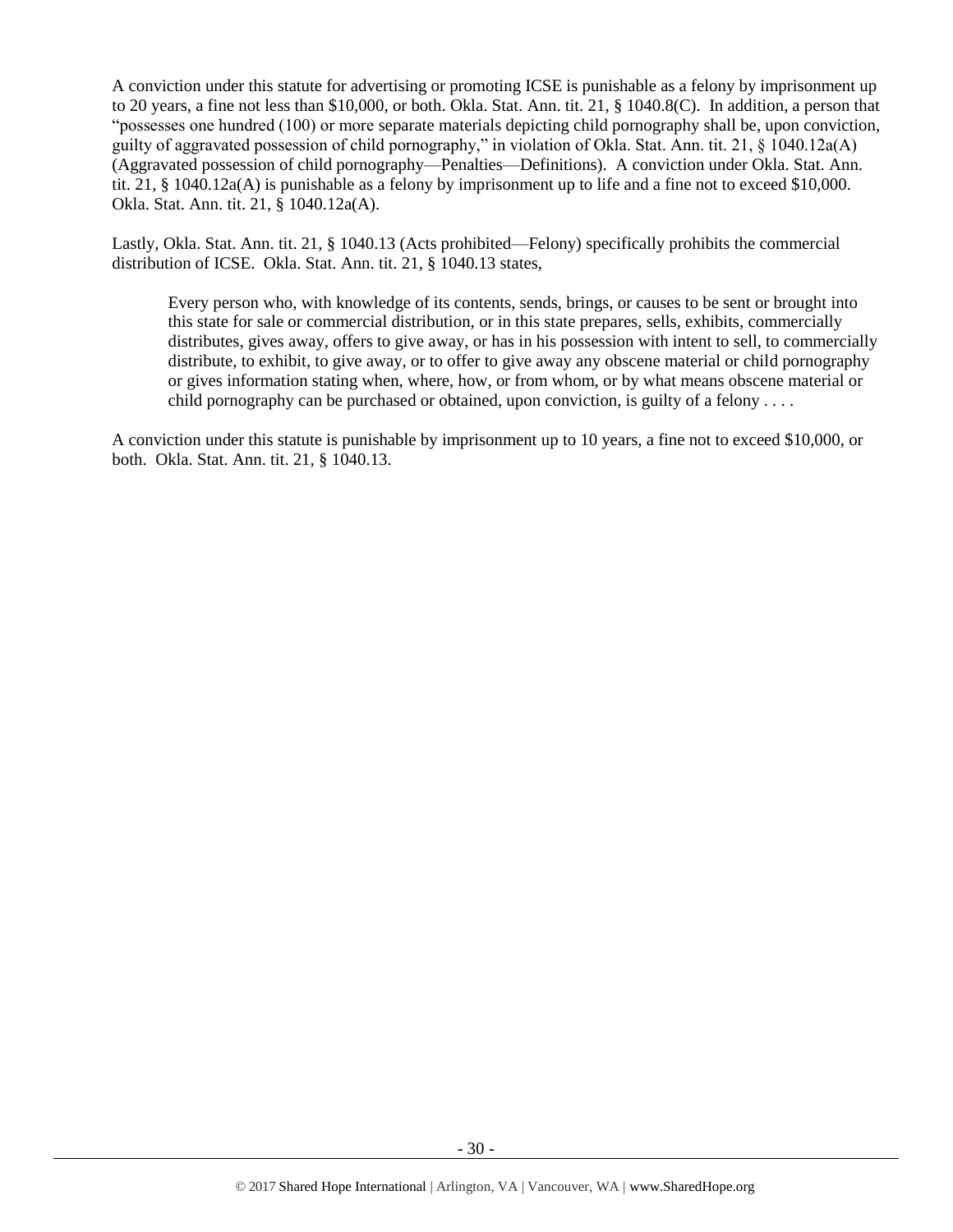A conviction under this statute for advertising or promoting ICSE is punishable as a felony by imprisonment up to 20 years, a fine not less than $10,000, or both. Okla. Stat. Ann. tit. 21, § 1040.8(C). In addition, a person that "possesses one hundred (100) or more separate materials depicting child pornography shall be, upon conviction, guilty of aggravated possession of child pornography," in violation of Okla. Stat. Ann. tit. 21, § 1040.12a(A) (Aggravated possession of child pornography—Penalties—Definitions). A conviction under Okla. Stat. Ann. tit. 21, § 1040.12a(A) is punishable as a felony by imprisonment up to life and a fine not to exceed $10,000. Okla. Stat. Ann. tit. 21, § 1040.12a(A).

Lastly, Okla. Stat. Ann. tit. 21, § 1040.13 (Acts prohibited—Felony) specifically prohibits the commercial distribution of ICSE. Okla. Stat. Ann. tit. 21, § 1040.13 states,

> Every person who, with knowledge of its contents, sends, brings, or causes to be sent or brought into this state for sale or commercial distribution, or in this state prepares, sells, exhibits, commercially distributes, gives away, offers to give away, or has in his possession with intent to sell, to commercially distribute, to exhibit, to give away, or to offer to give away any obscene material or child pornography or gives information stating when, where, how, or from whom, or by what means obscene material or child pornography can be purchased or obtained, upon conviction, is guilty of a felony . . . .

A conviction under this statute is punishable by imprisonment up to 10 years, a fine not to exceed $10,000, or both. Okla. Stat. Ann. tit. 21, § 1040.13.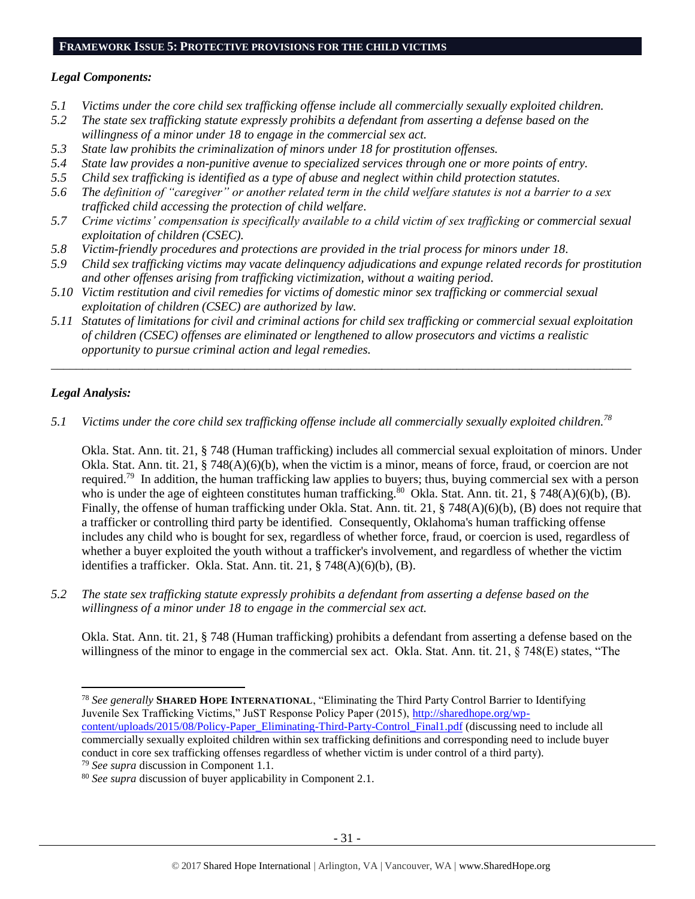## FRAMEWORK ISSUE 5: PROTECTIVE PROVISIONS FOR THE CHILD VICTIMS

### *Legal Components:*

*5.1 Victims under the core child sex trafficking offense include all commercially sexually exploited children.*
*5.2 The state sex trafficking statute expressly prohibits a defendant from asserting a defense based on the willingness of a minor under 18 to engage in the commercial sex act.*
*5.3 State law prohibits the criminalization of minors under 18 for prostitution offenses.*
*5.4 State law provides a non-punitive avenue to specialized services through one or more points of entry.*
*5.5 Child sex trafficking is identified as a type of abuse and neglect within child protection statutes.*
*5.6 The definition of "caregiver" or another related term in the child welfare statutes is not a barrier to a sex trafficked child accessing the protection of child welfare.*
*5.7 Crime victims' compensation is specifically available to a child victim of sex trafficking or commercial sexual exploitation of children (CSEC).*
*5.8 Victim-friendly procedures and protections are provided in the trial process for minors under 18.*
*5.9 Child sex trafficking victims may vacate delinquency adjudications and expunge related records for prostitution and other offenses arising from trafficking victimization, without a waiting period.*
*5.10 Victim restitution and civil remedies for victims of domestic minor sex trafficking or commercial sexual exploitation of children (CSEC) are authorized by law.*
*5.11 Statutes of limitations for civil and criminal actions for child sex trafficking or commercial sexual exploitation of children (CSEC) offenses are eliminated or lengthened to allow prosecutors and victims a realistic opportunity to pursue criminal action and legal remedies.*

---

### *Legal Analysis:*

*5.1 Victims under the core child sex trafficking offense include all commercially sexually exploited children.*[78]

Okla. Stat. Ann. tit. 21, § 748 (Human trafficking) includes all commercial sexual exploitation of minors. Under Okla. Stat. Ann. tit. 21, § 748(A)(6)(b), when the victim is a minor, means of force, fraud, or coercion are not required.[79] In addition, the human trafficking law applies to buyers; thus, buying commercial sex with a person who is under the age of eighteen constitutes human trafficking.[80] Okla. Stat. Ann. tit. 21, § 748(A)(6)(b), (B). Finally, the offense of human trafficking under Okla. Stat. Ann. tit. 21, § 748(A)(6)(b), (B) does not require that a trafficker or controlling third party be identified. Consequently, Oklahoma's human trafficking offense includes any child who is bought for sex, regardless of whether force, fraud, or coercion is used, regardless of whether a buyer exploited the youth without a trafficker's involvement, and regardless of whether the victim identifies a trafficker. Okla. Stat. Ann. tit. 21, § 748(A)(6)(b), (B).

*5.2 The state sex trafficking statute expressly prohibits a defendant from asserting a defense based on the willingness of a minor under 18 to engage in the commercial sex act.*

Okla. Stat. Ann. tit. 21, § 748 (Human trafficking) prohibits a defendant from asserting a defense based on the willingness of the minor to engage in the commercial sex act. Okla. Stat. Ann. tit. 21, § 748(E) states, "The

---

[78] *See generally* **SHARED HOPE INTERNATIONAL**, "Eliminating the Third Party Control Barrier to Identifying Juvenile Sex Trafficking Victims," JuST Response Policy Paper (2015), http://sharedhope.org/wp-content/uploads/2015/08/Policy-Paper_Eliminating-Third-Party-Control_Final1.pdf (discussing need to include all commercially sexually exploited children within sex trafficking definitions and corresponding need to include buyer conduct in core sex trafficking offenses regardless of whether victim is under control of a third party).

[79] *See supra* discussion in Component 1.1.

[80] *See supra* discussion of buyer applicability in Component 2.1.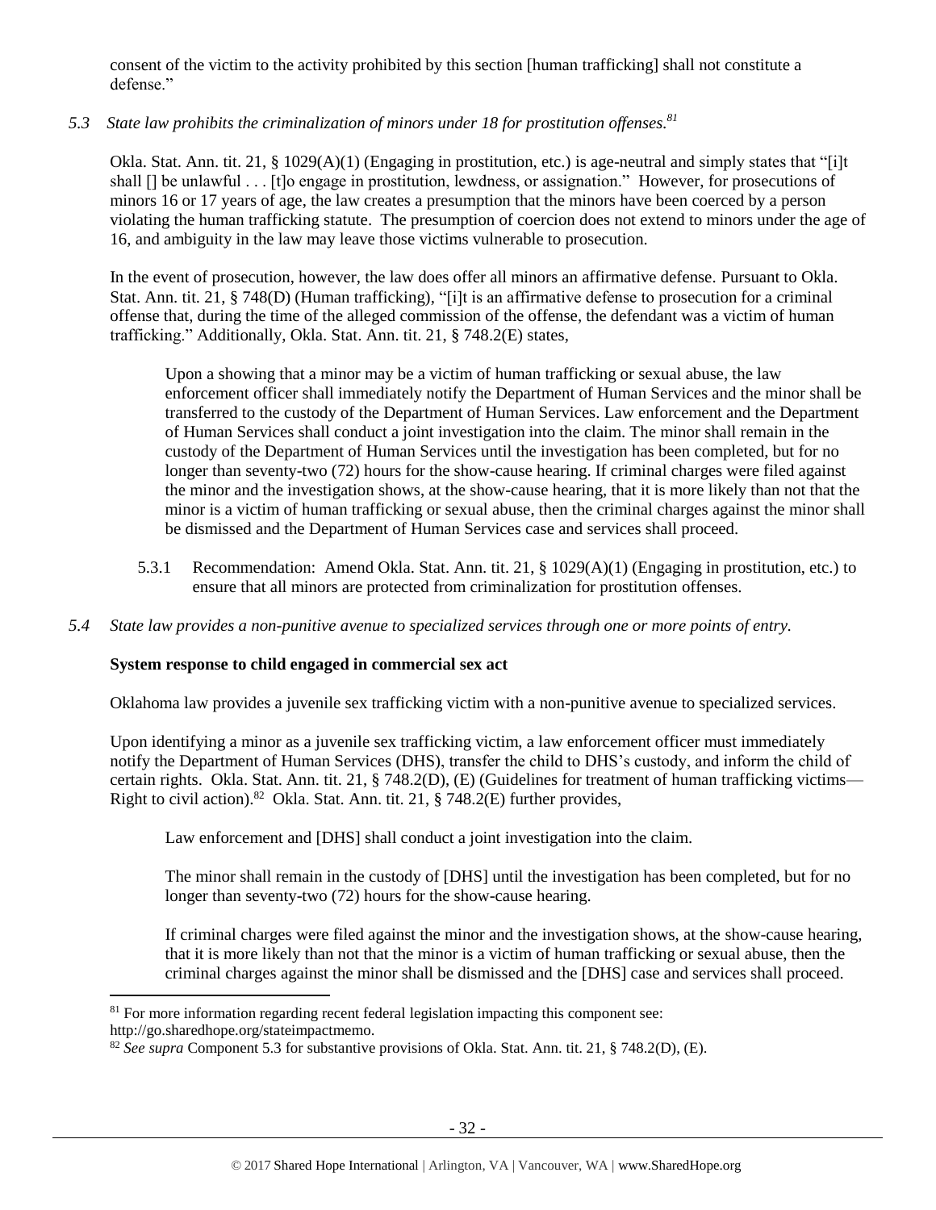consent of the victim to the activity prohibited by this section [human trafficking] shall not constitute a defense."

*5.3 State law prohibits the criminalization of minors under 18 for prostitution offenses.*[81]

Okla. Stat. Ann. tit. 21, § 1029(A)(1) (Engaging in prostitution, etc.) is age-neutral and simply states that "[i]t shall [] be unlawful . . . [t]o engage in prostitution, lewdness, or assignation." However, for prosecutions of minors 16 or 17 years of age, the law creates a presumption that the minors have been coerced by a person violating the human trafficking statute. The presumption of coercion does not extend to minors under the age of 16, and ambiguity in the law may leave those victims vulnerable to prosecution.

In the event of prosecution, however, the law does offer all minors an affirmative defense. Pursuant to Okla. Stat. Ann. tit. 21, § 748(D) (Human trafficking), "[i]t is an affirmative defense to prosecution for a criminal offense that, during the time of the alleged commission of the offense, the defendant was a victim of human trafficking." Additionally, Okla. Stat. Ann. tit. 21, § 748.2(E) states,

> Upon a showing that a minor may be a victim of human trafficking or sexual abuse, the law enforcement officer shall immediately notify the Department of Human Services and the minor shall be transferred to the custody of the Department of Human Services. Law enforcement and the Department of Human Services shall conduct a joint investigation into the claim. The minor shall remain in the custody of the Department of Human Services until the investigation has been completed, but for no longer than seventy-two (72) hours for the show-cause hearing. If criminal charges were filed against the minor and the investigation shows, at the show-cause hearing, that it is more likely than not that the minor is a victim of human trafficking or sexual abuse, then the criminal charges against the minor shall be dismissed and the Department of Human Services case and services shall proceed.

5.3.1 Recommendation: Amend Okla. Stat. Ann. tit. 21, § 1029(A)(1) (Engaging in prostitution, etc.) to ensure that all minors are protected from criminalization for prostitution offenses.

*5.4 State law provides a non-punitive avenue to specialized services through one or more points of entry.*

**System response to child engaged in commercial sex act**

Oklahoma law provides a juvenile sex trafficking victim with a non-punitive avenue to specialized services.

Upon identifying a minor as a juvenile sex trafficking victim, a law enforcement officer must immediately notify the Department of Human Services (DHS), transfer the child to DHS's custody, and inform the child of certain rights. Okla. Stat. Ann. tit. 21, § 748.2(D), (E) (Guidelines for treatment of human trafficking victims—Right to civil action).[82] Okla. Stat. Ann. tit. 21, § 748.2(E) further provides,

> Law enforcement and [DHS] shall conduct a joint investigation into the claim.
>
> The minor shall remain in the custody of [DHS] until the investigation has been completed, but for no longer than seventy-two (72) hours for the show-cause hearing.
>
> If criminal charges were filed against the minor and the investigation shows, at the show-cause hearing, that it is more likely than not that the minor is a victim of human trafficking or sexual abuse, then the criminal charges against the minor shall be dismissed and the [DHS] case and services shall proceed.

---

[81] For more information regarding recent federal legislation impacting this component see: http://go.sharedhope.org/stateimpactmemo.

[82] *See supra* Component 5.3 for substantive provisions of Okla. Stat. Ann. tit. 21, § 748.2(D), (E).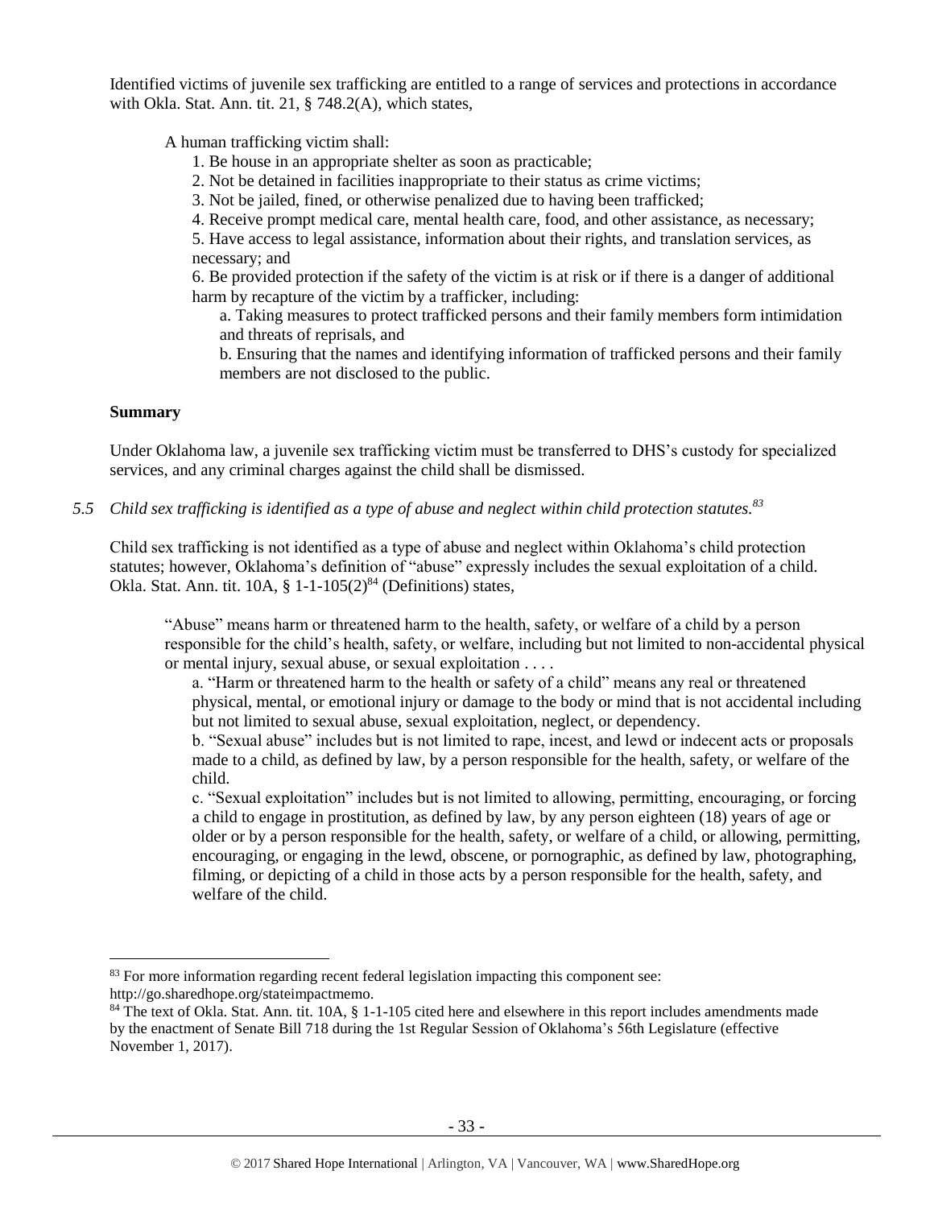Identified victims of juvenile sex trafficking are entitled to a range of services and protections in accordance with Okla. Stat. Ann. tit. 21, § 748.2(A), which states,

> A human trafficking victim shall:
>
> 1. Be house in an appropriate shelter as soon as practicable;
> 2. Not be detained in facilities inappropriate to their status as crime victims;
> 3. Not be jailed, fined, or otherwise penalized due to having been trafficked;
> 4. Receive prompt medical care, mental health care, food, and other assistance, as necessary;
> 5. Have access to legal assistance, information about their rights, and translation services, as necessary; and
> 6. Be provided protection if the safety of the victim is at risk or if there is a danger of additional harm by recapture of the victim by a trafficker, including:
>     a. Taking measures to protect trafficked persons and their family members form intimidation and threats of reprisals, and
>     b. Ensuring that the names and identifying information of trafficked persons and their family members are not disclosed to the public.

**Summary**

Under Oklahoma law, a juvenile sex trafficking victim must be transferred to DHS's custody for specialized services, and any criminal charges against the child shall be dismissed.

*5.5 Child sex trafficking is identified as a type of abuse and neglect within child protection statutes.*[83]

Child sex trafficking is not identified as a type of abuse and neglect within Oklahoma's child protection statutes; however, Oklahoma's definition of "abuse" expressly includes the sexual exploitation of a child. Okla. Stat. Ann. tit. 10A, § 1-1-105(2)[84] (Definitions) states,

> "Abuse" means harm or threatened harm to the health, safety, or welfare of a child by a person responsible for the child's health, safety, or welfare, including but not limited to non-accidental physical or mental injury, sexual abuse, or sexual exploitation . . . .
>
> a. "Harm or threatened harm to the health or safety of a child" means any real or threatened physical, mental, or emotional injury or damage to the body or mind that is not accidental including but not limited to sexual abuse, sexual exploitation, neglect, or dependency.
>
> b. "Sexual abuse" includes but is not limited to rape, incest, and lewd or indecent acts or proposals made to a child, as defined by law, by a person responsible for the health, safety, or welfare of the child.
>
> c. "Sexual exploitation" includes but is not limited to allowing, permitting, encouraging, or forcing a child to engage in prostitution, as defined by law, by any person eighteen (18) years of age or older or by a person responsible for the health, safety, or welfare of a child, or allowing, permitting, encouraging, or engaging in the lewd, obscene, or pornographic, as defined by law, photographing, filming, or depicting of a child in those acts by a person responsible for the health, safety, and welfare of the child.

---

[83] For more information regarding recent federal legislation impacting this component see: http://go.sharedhope.org/stateimpactmemo.

[84] The text of Okla. Stat. Ann. tit. 10A, § 1-1-105 cited here and elsewhere in this report includes amendments made by the enactment of Senate Bill 718 during the 1st Regular Session of Oklahoma's 56th Legislature (effective November 1, 2017).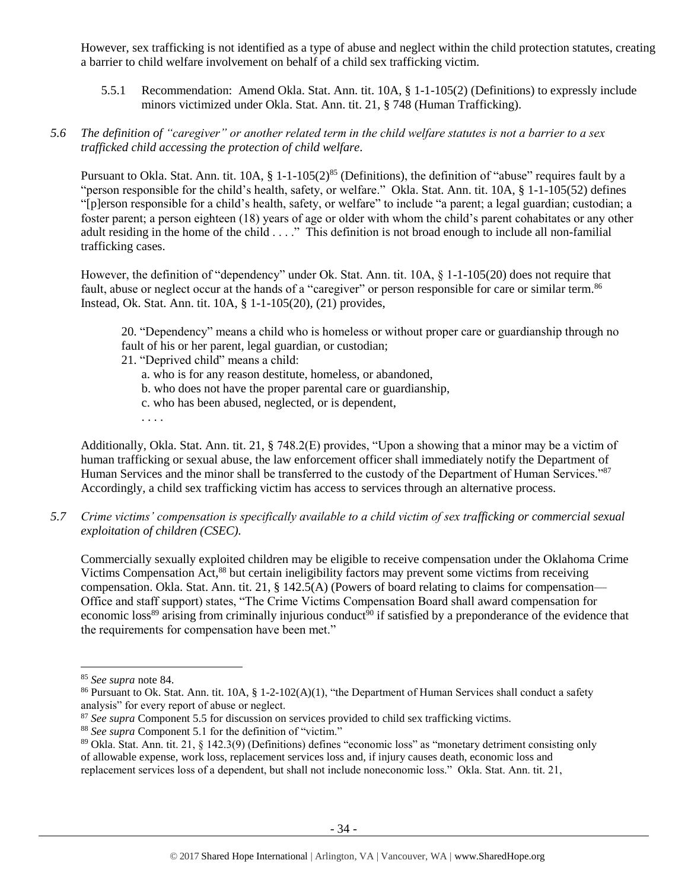However, sex trafficking is not identified as a type of abuse and neglect within the child protection statutes, creating a barrier to child welfare involvement on behalf of a child sex trafficking victim.

5.5.1 Recommendation: Amend Okla. Stat. Ann. tit. 10A, § 1-1-105(2) (Definitions) to expressly include minors victimized under Okla. Stat. Ann. tit. 21, § 748 (Human Trafficking).

*5.6 The definition of "caregiver" or another related term in the child welfare statutes is not a barrier to a sex trafficked child accessing the protection of child welfare.*

Pursuant to Okla. Stat. Ann. tit. 10A, § 1-1-105(2)[85] (Definitions), the definition of "abuse" requires fault by a "person responsible for the child's health, safety, or welfare." Okla. Stat. Ann. tit. 10A, § 1-1-105(52) defines "[p]erson responsible for a child's health, safety, or welfare" to include "a parent; a legal guardian; custodian; a foster parent; a person eighteen (18) years of age or older with whom the child's parent cohabitates or any other adult residing in the home of the child . . . ." This definition is not broad enough to include all non-familial trafficking cases.

However, the definition of "dependency" under Ok. Stat. Ann. tit. 10A, § 1-1-105(20) does not require that fault, abuse or neglect occur at the hands of a "caregiver" or person responsible for care or similar term.[86] Instead, Ok. Stat. Ann. tit. 10A, § 1-1-105(20), (21) provides,

> 20. "Dependency" means a child who is homeless or without proper care or guardianship through no fault of his or her parent, legal guardian, or custodian;
>
> 21. "Deprived child" means a child:
>
> a. who is for any reason destitute, homeless, or abandoned,
>
> b. who does not have the proper parental care or guardianship,
>
> c. who has been abused, neglected, or is dependent,
>
> . . . .

Additionally, Okla. Stat. Ann. tit. 21, § 748.2(E) provides, "Upon a showing that a minor may be a victim of human trafficking or sexual abuse, the law enforcement officer shall immediately notify the Department of Human Services and the minor shall be transferred to the custody of the Department of Human Services."[87] Accordingly, a child sex trafficking victim has access to services through an alternative process.

*5.7 Crime victims' compensation is specifically available to a child victim of sex trafficking or commercial sexual exploitation of children (CSEC).*

Commercially sexually exploited children may be eligible to receive compensation under the Oklahoma Crime Victims Compensation Act,[88] but certain ineligibility factors may prevent some victims from receiving compensation. Okla. Stat. Ann. tit. 21, § 142.5(A) (Powers of board relating to claims for compensation—Office and staff support) states, "The Crime Victims Compensation Board shall award compensation for economic loss[89] arising from criminally injurious conduct[90] if satisfied by a preponderance of the evidence that the requirements for compensation have been met."

---

[85] *See supra* note 84.

[86] Pursuant to Ok. Stat. Ann. tit. 10A, § 1-2-102(A)(1), "the Department of Human Services shall conduct a safety analysis" for every report of abuse or neglect.

[87] *See supra* Component 5.5 for discussion on services provided to child sex trafficking victims.

[88] *See supra* Component 5.1 for the definition of "victim."

[89] Okla. Stat. Ann. tit. 21, § 142.3(9) (Definitions) defines "economic loss" as "monetary detriment consisting only of allowable expense, work loss, replacement services loss and, if injury causes death, economic loss and replacement services loss of a dependent, but shall not include noneconomic loss." Okla. Stat. Ann. tit. 21,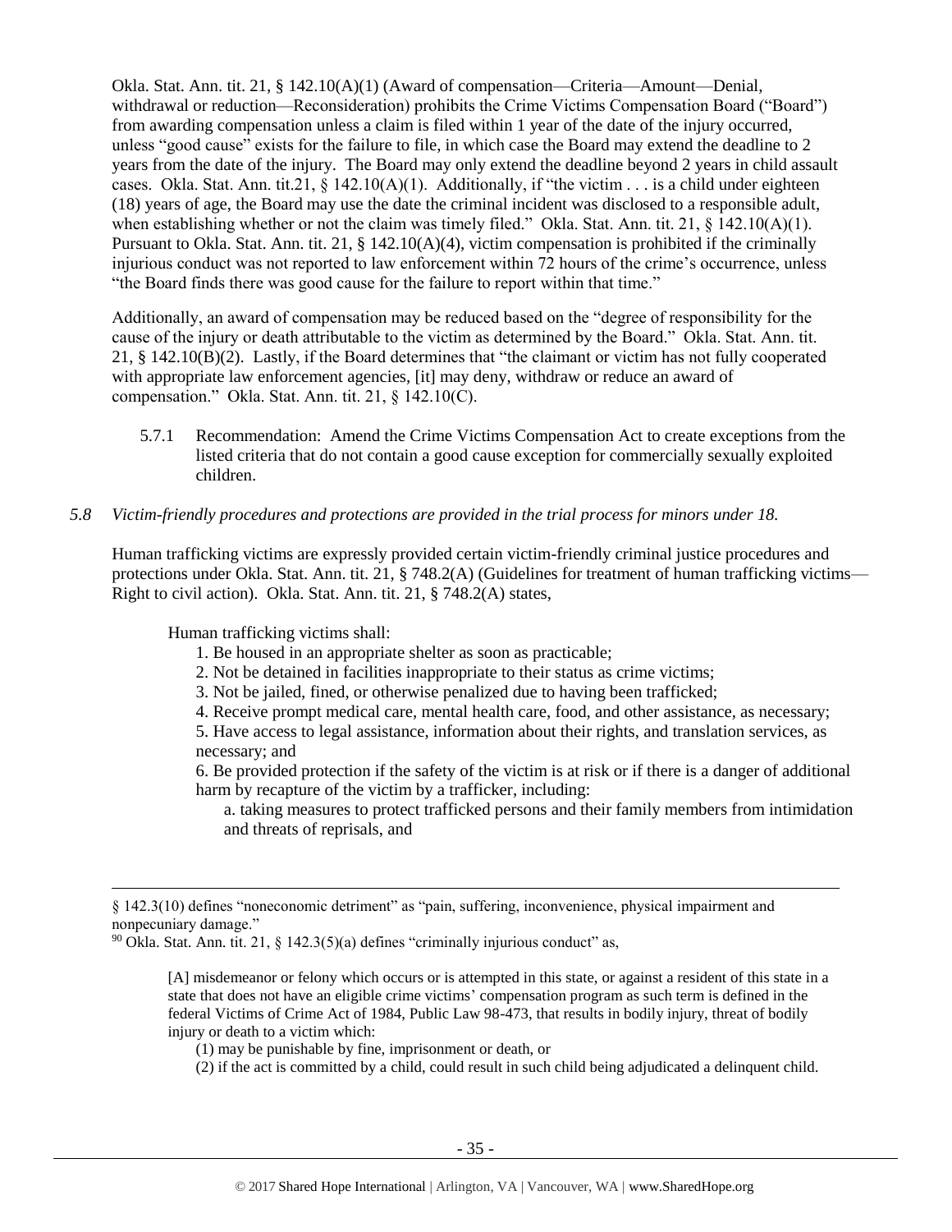Okla. Stat. Ann. tit. 21, § 142.10(A)(1) (Award of compensation—Criteria—Amount—Denial, withdrawal or reduction—Reconsideration) prohibits the Crime Victims Compensation Board ("Board") from awarding compensation unless a claim is filed within 1 year of the date of the injury occurred, unless "good cause" exists for the failure to file, in which case the Board may extend the deadline to 2 years from the date of the injury. The Board may only extend the deadline beyond 2 years in child assault cases. Okla. Stat. Ann. tit.21, § 142.10(A)(1). Additionally, if "the victim . . . is a child under eighteen (18) years of age, the Board may use the date the criminal incident was disclosed to a responsible adult, when establishing whether or not the claim was timely filed." Okla. Stat. Ann. tit. 21, § 142.10(A)(1). Pursuant to Okla. Stat. Ann. tit. 21, § 142.10(A)(4), victim compensation is prohibited if the criminally injurious conduct was not reported to law enforcement within 72 hours of the crime's occurrence, unless "the Board finds there was good cause for the failure to report within that time."

Additionally, an award of compensation may be reduced based on the "degree of responsibility for the cause of the injury or death attributable to the victim as determined by the Board." Okla. Stat. Ann. tit. 21, § 142.10(B)(2). Lastly, if the Board determines that "the claimant or victim has not fully cooperated with appropriate law enforcement agencies, [it] may deny, withdraw or reduce an award of compensation." Okla. Stat. Ann. tit. 21, § 142.10(C).

5.7.1 Recommendation: Amend the Crime Victims Compensation Act to create exceptions from the listed criteria that do not contain a good cause exception for commercially sexually exploited children.

*5.8 Victim-friendly procedures and protections are provided in the trial process for minors under 18.*

Human trafficking victims are expressly provided certain victim-friendly criminal justice procedures and protections under Okla. Stat. Ann. tit. 21, § 748.2(A) (Guidelines for treatment of human trafficking victims—Right to civil action). Okla. Stat. Ann. tit. 21, § 748.2(A) states,

> Human trafficking victims shall:
>
> 1. Be housed in an appropriate shelter as soon as practicable;
> 2. Not be detained in facilities inappropriate to their status as crime victims;
> 3. Not be jailed, fined, or otherwise penalized due to having been trafficked;
> 4. Receive prompt medical care, mental health care, food, and other assistance, as necessary;
> 5. Have access to legal assistance, information about their rights, and translation services, as necessary; and
> 6. Be provided protection if the safety of the victim is at risk or if there is a danger of additional harm by recapture of the victim by a trafficker, including:
>
>    a. taking measures to protect trafficked persons and their family members from intimidation and threats of reprisals, and

---

§ 142.3(10) defines "noneconomic detriment" as "pain, suffering, inconvenience, physical impairment and nonpecuniary damage."

[90] Okla. Stat. Ann. tit. 21, § 142.3(5)(a) defines "criminally injurious conduct" as,

> [A] misdemeanor or felony which occurs or is attempted in this state, or against a resident of this state in a state that does not have an eligible crime victims' compensation program as such term is defined in the federal Victims of Crime Act of 1984, Public Law 98-473, that results in bodily injury, threat of bodily injury or death to a victim which:
>
> (1) may be punishable by fine, imprisonment or death, or
>
> (2) if the act is committed by a child, could result in such child being adjudicated a delinquent child.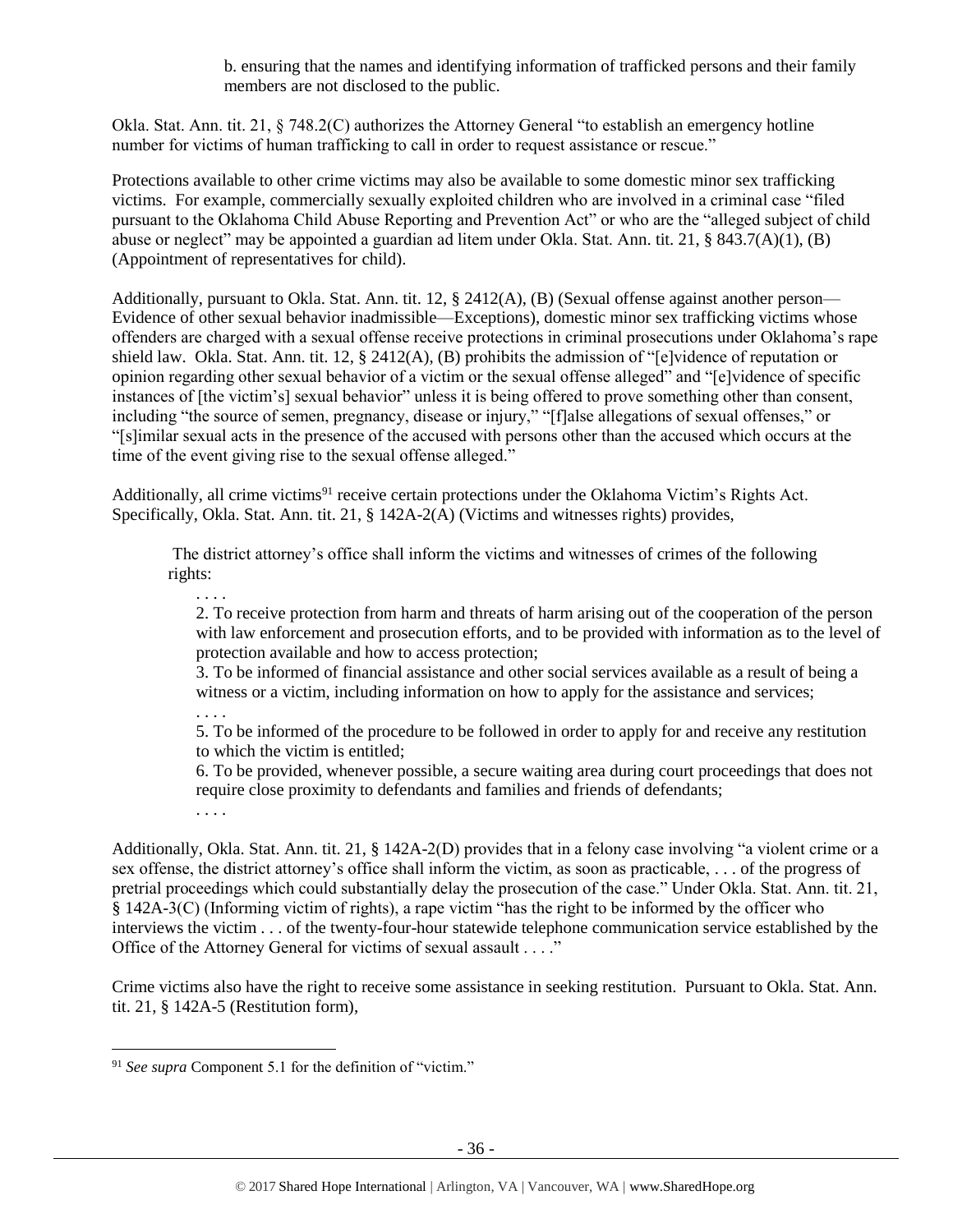b. ensuring that the names and identifying information of trafficked persons and their family members are not disclosed to the public.

Okla. Stat. Ann. tit. 21, § 748.2(C) authorizes the Attorney General "to establish an emergency hotline number for victims of human trafficking to call in order to request assistance or rescue."

Protections available to other crime victims may also be available to some domestic minor sex trafficking victims. For example, commercially sexually exploited children who are involved in a criminal case "filed pursuant to the Oklahoma Child Abuse Reporting and Prevention Act" or who are the "alleged subject of child abuse or neglect" may be appointed a guardian ad litem under Okla. Stat. Ann. tit. 21, § 843.7(A)(1), (B) (Appointment of representatives for child).

Additionally, pursuant to Okla. Stat. Ann. tit. 12, § 2412(A), (B) (Sexual offense against another person—Evidence of other sexual behavior inadmissible—Exceptions), domestic minor sex trafficking victims whose offenders are charged with a sexual offense receive protections in criminal prosecutions under Oklahoma's rape shield law. Okla. Stat. Ann. tit. 12, § 2412(A), (B) prohibits the admission of "[e]vidence of reputation or opinion regarding other sexual behavior of a victim or the sexual offense alleged" and "[e]vidence of specific instances of [the victim's] sexual behavior" unless it is being offered to prove something other than consent, including "the source of semen, pregnancy, disease or injury," "[f]alse allegations of sexual offenses," or "[s]imilar sexual acts in the presence of the accused with persons other than the accused which occurs at the time of the event giving rise to the sexual offense alleged."

Additionally, all crime victims[91] receive certain protections under the Oklahoma Victim's Rights Act. Specifically, Okla. Stat. Ann. tit. 21, § 142A-2(A) (Victims and witnesses rights) provides,

> The district attorney's office shall inform the victims and witnesses of crimes of the following rights:
>
> . . . .
>
> 2. To receive protection from harm and threats of harm arising out of the cooperation of the person with law enforcement and prosecution efforts, and to be provided with information as to the level of protection available and how to access protection;
>
> 3. To be informed of financial assistance and other social services available as a result of being a witness or a victim, including information on how to apply for the assistance and services;
>
> . . . .
>
> 5. To be informed of the procedure to be followed in order to apply for and receive any restitution to which the victim is entitled;
>
> 6. To be provided, whenever possible, a secure waiting area during court proceedings that does not require close proximity to defendants and families and friends of defendants;
>
> . . . .

Additionally, Okla. Stat. Ann. tit. 21, § 142A-2(D) provides that in a felony case involving "a violent crime or a sex offense, the district attorney's office shall inform the victim, as soon as practicable, . . . of the progress of pretrial proceedings which could substantially delay the prosecution of the case." Under Okla. Stat. Ann. tit. 21, § 142A-3(C) (Informing victim of rights), a rape victim "has the right to be informed by the officer who interviews the victim . . . of the twenty-four-hour statewide telephone communication service established by the Office of the Attorney General for victims of sexual assault . . . ."

Crime victims also have the right to receive some assistance in seeking restitution. Pursuant to Okla. Stat. Ann. tit. 21, § 142A-5 (Restitution form),

---

[91] *See supra* Component 5.1 for the definition of "victim."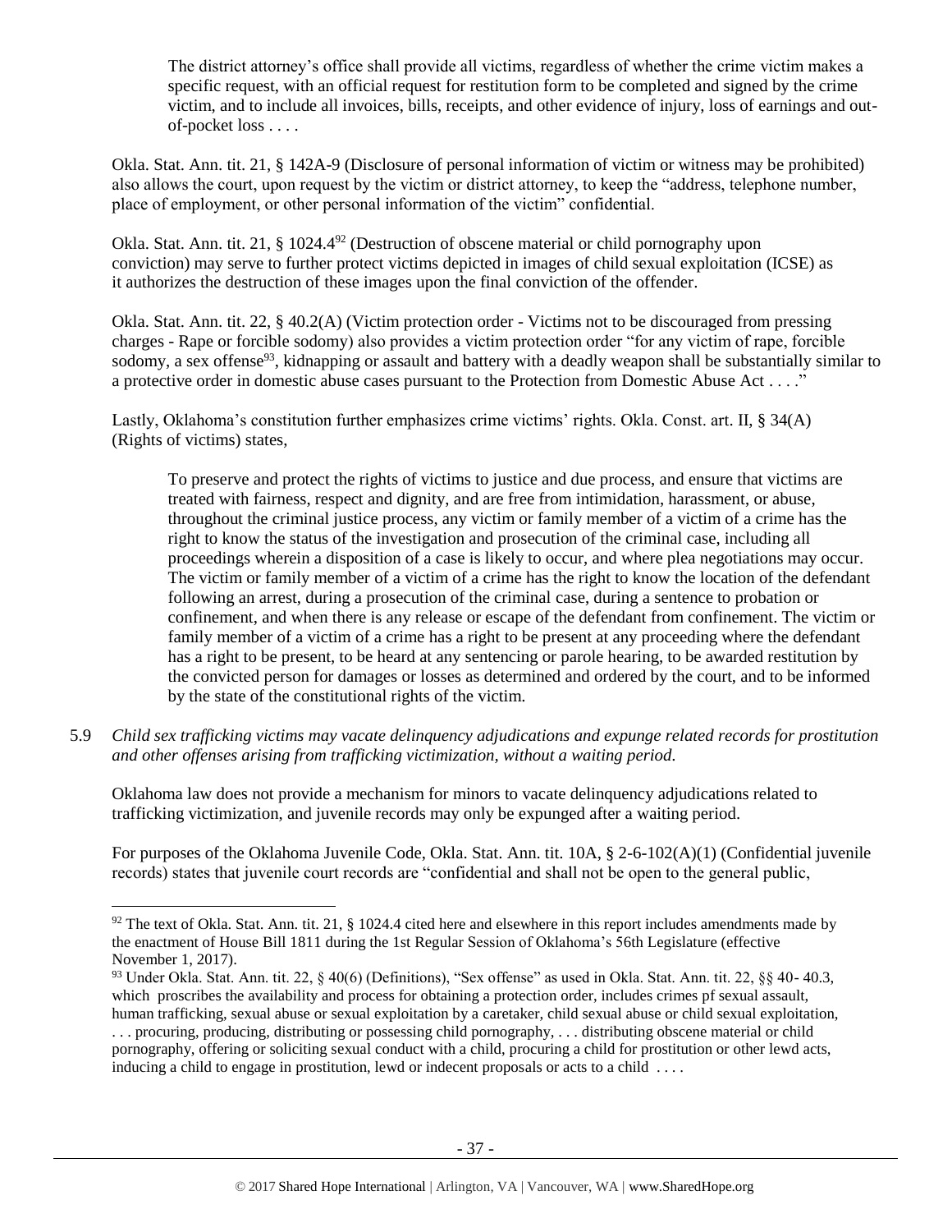> The district attorney's office shall provide all victims, regardless of whether the crime victim makes a specific request, with an official request for restitution form to be completed and signed by the crime victim, and to include all invoices, bills, receipts, and other evidence of injury, loss of earnings and out-of-pocket loss . . . .

Okla. Stat. Ann. tit. 21, § 142A-9 (Disclosure of personal information of victim or witness may be prohibited) also allows the court, upon request by the victim or district attorney, to keep the "address, telephone number, place of employment, or other personal information of the victim" confidential.

Okla. Stat. Ann. tit. 21, § 1024.4[92] (Destruction of obscene material or child pornography upon conviction) may serve to further protect victims depicted in images of child sexual exploitation (ICSE) as it authorizes the destruction of these images upon the final conviction of the offender.

Okla. Stat. Ann. tit. 22, § 40.2(A) (Victim protection order - Victims not to be discouraged from pressing charges - Rape or forcible sodomy) also provides a victim protection order "for any victim of rape, forcible sodomy, a sex offense[93], kidnapping or assault and battery with a deadly weapon shall be substantially similar to a protective order in domestic abuse cases pursuant to the Protection from Domestic Abuse Act . . . ."

Lastly, Oklahoma's constitution further emphasizes crime victims' rights. Okla. Const. art. II, § 34(A) (Rights of victims) states,

> To preserve and protect the rights of victims to justice and due process, and ensure that victims are treated with fairness, respect and dignity, and are free from intimidation, harassment, or abuse, throughout the criminal justice process, any victim or family member of a victim of a crime has the right to know the status of the investigation and prosecution of the criminal case, including all proceedings wherein a disposition of a case is likely to occur, and where plea negotiations may occur. The victim or family member of a victim of a crime has the right to know the location of the defendant following an arrest, during a prosecution of the criminal case, during a sentence to probation or confinement, and when there is any release or escape of the defendant from confinement. The victim or family member of a victim of a crime has a right to be present at any proceeding where the defendant has a right to be present, to be heard at any sentencing or parole hearing, to be awarded restitution by the convicted person for damages or losses as determined and ordered by the court, and to be informed by the state of the constitutional rights of the victim.

5.9 *Child sex trafficking victims may vacate delinquency adjudications and expunge related records for prostitution and other offenses arising from trafficking victimization, without a waiting period.*

Oklahoma law does not provide a mechanism for minors to vacate delinquency adjudications related to trafficking victimization, and juvenile records may only be expunged after a waiting period.

For purposes of the Oklahoma Juvenile Code, Okla. Stat. Ann. tit. 10A, § 2-6-102(A)(1) (Confidential juvenile records) states that juvenile court records are "confidential and shall not be open to the general public,

---

[92] The text of Okla. Stat. Ann. tit. 21, § 1024.4 cited here and elsewhere in this report includes amendments made by the enactment of House Bill 1811 during the 1st Regular Session of Oklahoma's 56th Legislature (effective November 1, 2017).

[93] Under Okla. Stat. Ann. tit. 22, § 40(6) (Definitions), "Sex offense" as used in Okla. Stat. Ann. tit. 22, §§ 40- 40.3, which proscribes the availability and process for obtaining a protection order, includes crimes pf sexual assault, human trafficking, sexual abuse or sexual exploitation by a caretaker, child sexual abuse or child sexual exploitation, . . . procuring, producing, distributing or possessing child pornography, . . . distributing obscene material or child pornography, offering or soliciting sexual conduct with a child, procuring a child for prostitution or other lewd acts, inducing a child to engage in prostitution, lewd or indecent proposals or acts to a child . . . .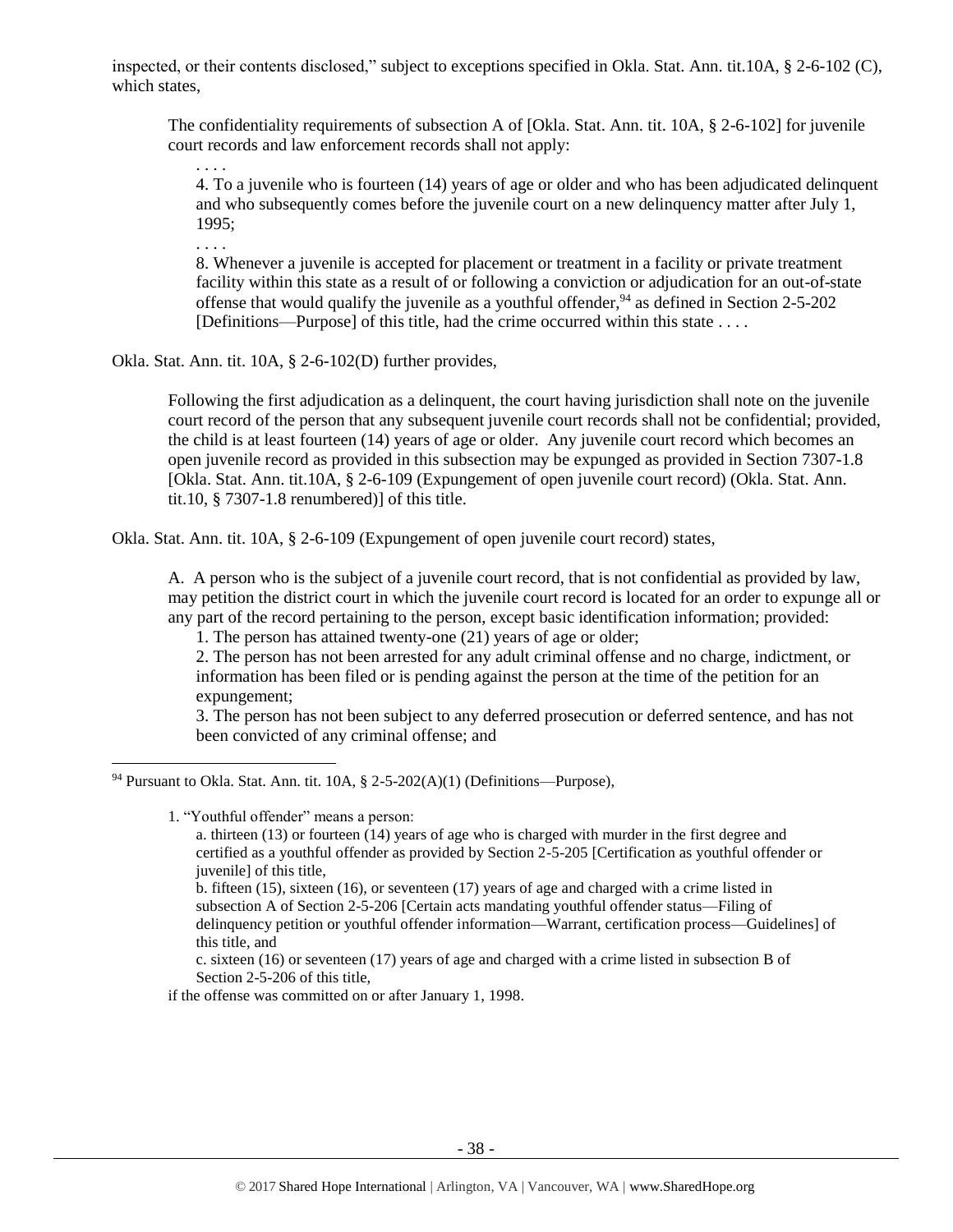inspected, or their contents disclosed," subject to exceptions specified in Okla. Stat. Ann. tit.10A, § 2-6-102 (C), which states,

> The confidentiality requirements of subsection A of [Okla. Stat. Ann. tit. 10A, § 2-6-102] for juvenile court records and law enforcement records shall not apply:
>
> . . . .
>
> 4. To a juvenile who is fourteen (14) years of age or older and who has been adjudicated delinquent and who subsequently comes before the juvenile court on a new delinquency matter after July 1, 1995;
>
> . . . .
>
> 8. Whenever a juvenile is accepted for placement or treatment in a facility or private treatment facility within this state as a result of or following a conviction or adjudication for an out-of-state offense that would qualify the juvenile as a youthful offender,[94] as defined in Section 2-5-202 [Definitions—Purpose] of this title, had the crime occurred within this state . . . .

Okla. Stat. Ann. tit. 10A, § 2-6-102(D) further provides,

> Following the first adjudication as a delinquent, the court having jurisdiction shall note on the juvenile court record of the person that any subsequent juvenile court records shall not be confidential; provided, the child is at least fourteen (14) years of age or older. Any juvenile court record which becomes an open juvenile record as provided in this subsection may be expunged as provided in Section 7307-1.8 [Okla. Stat. Ann. tit.10A, § 2-6-109 (Expungement of open juvenile court record) (Okla. Stat. Ann. tit.10, § 7307-1.8 renumbered)] of this title.

Okla. Stat. Ann. tit. 10A, § 2-6-109 (Expungement of open juvenile court record) states,

> A. A person who is the subject of a juvenile court record, that is not confidential as provided by law, may petition the district court in which the juvenile court record is located for an order to expunge all or any part of the record pertaining to the person, except basic identification information; provided:
>
> 1. The person has attained twenty-one (21) years of age or older;
>
> 2. The person has not been arrested for any adult criminal offense and no charge, indictment, or information has been filed or is pending against the person at the time of the petition for an expungement;
>
> 3. The person has not been subject to any deferred prosecution or deferred sentence, and has not been convicted of any criminal offense; and

---

[94] Pursuant to Okla. Stat. Ann. tit. 10A, § 2-5-202(A)(1) (Definitions—Purpose),

> 1. "Youthful offender" means a person:
>
> a. thirteen (13) or fourteen (14) years of age who is charged with murder in the first degree and certified as a youthful offender as provided by Section 2-5-205 [Certification as youthful offender or juvenile] of this title,
>
> b. fifteen (15), sixteen (16), or seventeen (17) years of age and charged with a crime listed in subsection A of Section 2-5-206 [Certain acts mandating youthful offender status—Filing of delinquency petition or youthful offender information—Warrant, certification process—Guidelines] of this title, and
>
> c. sixteen (16) or seventeen (17) years of age and charged with a crime listed in subsection B of Section 2-5-206 of this title,
>
> if the offense was committed on or after January 1, 1998.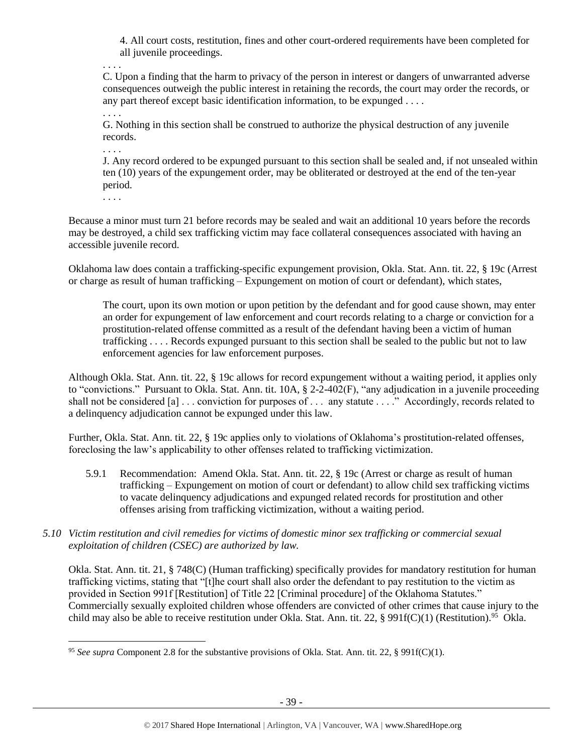> 4. All court costs, restitution, fines and other court-ordered requirements have been completed for all juvenile proceedings.
>
> . . . .
>
> C. Upon a finding that the harm to privacy of the person in interest or dangers of unwarranted adverse consequences outweigh the public interest in retaining the records, the court may order the records, or any part thereof except basic identification information, to be expunged . . . .
>
> . . . .
>
> G. Nothing in this section shall be construed to authorize the physical destruction of any juvenile records.
>
> . . . .
>
> J. Any record ordered to be expunged pursuant to this section shall be sealed and, if not unsealed within ten (10) years of the expungement order, may be obliterated or destroyed at the end of the ten-year period.
>
> . . . .

Because a minor must turn 21 before records may be sealed and wait an additional 10 years before the records may be destroyed, a child sex trafficking victim may face collateral consequences associated with having an accessible juvenile record.

Oklahoma law does contain a trafficking-specific expungement provision, Okla. Stat. Ann. tit. 22, § 19c (Arrest or charge as result of human trafficking – Expungement on motion of court or defendant), which states,

> The court, upon its own motion or upon petition by the defendant and for good cause shown, may enter an order for expungement of law enforcement and court records relating to a charge or conviction for a prostitution-related offense committed as a result of the defendant having been a victim of human trafficking . . . . Records expunged pursuant to this section shall be sealed to the public but not to law enforcement agencies for law enforcement purposes.

Although Okla. Stat. Ann. tit. 22, § 19c allows for record expungement without a waiting period, it applies only to "convictions." Pursuant to Okla. Stat. Ann. tit. 10A, § 2-2-402(F), "any adjudication in a juvenile proceeding shall not be considered [a] . . . conviction for purposes of . . . any statute . . . ." Accordingly, records related to a delinquency adjudication cannot be expunged under this law.

Further, Okla. Stat. Ann. tit. 22, § 19c applies only to violations of Oklahoma's prostitution-related offenses, foreclosing the law's applicability to other offenses related to trafficking victimization.

> 5.9.1 Recommendation: Amend Okla. Stat. Ann. tit. 22, § 19c (Arrest or charge as result of human trafficking – Expungement on motion of court or defendant) to allow child sex trafficking victims to vacate delinquency adjudications and expunged related records for prostitution and other offenses arising from trafficking victimization, without a waiting period.

*5.10 Victim restitution and civil remedies for victims of domestic minor sex trafficking or commercial sexual exploitation of children (CSEC) are authorized by law.*

Okla. Stat. Ann. tit. 21, § 748(C) (Human trafficking) specifically provides for mandatory restitution for human trafficking victims, stating that "[t]he court shall also order the defendant to pay restitution to the victim as provided in Section 991f [Restitution] of Title 22 [Criminal procedure] of the Oklahoma Statutes." Commercially sexually exploited children whose offenders are convicted of other crimes that cause injury to the child may also be able to receive restitution under Okla. Stat. Ann. tit. 22, § 991f(C)(1) (Restitution).[95] Okla.

---

[95] *See supra* Component 2.8 for the substantive provisions of Okla. Stat. Ann. tit. 22, § 991f(C)(1).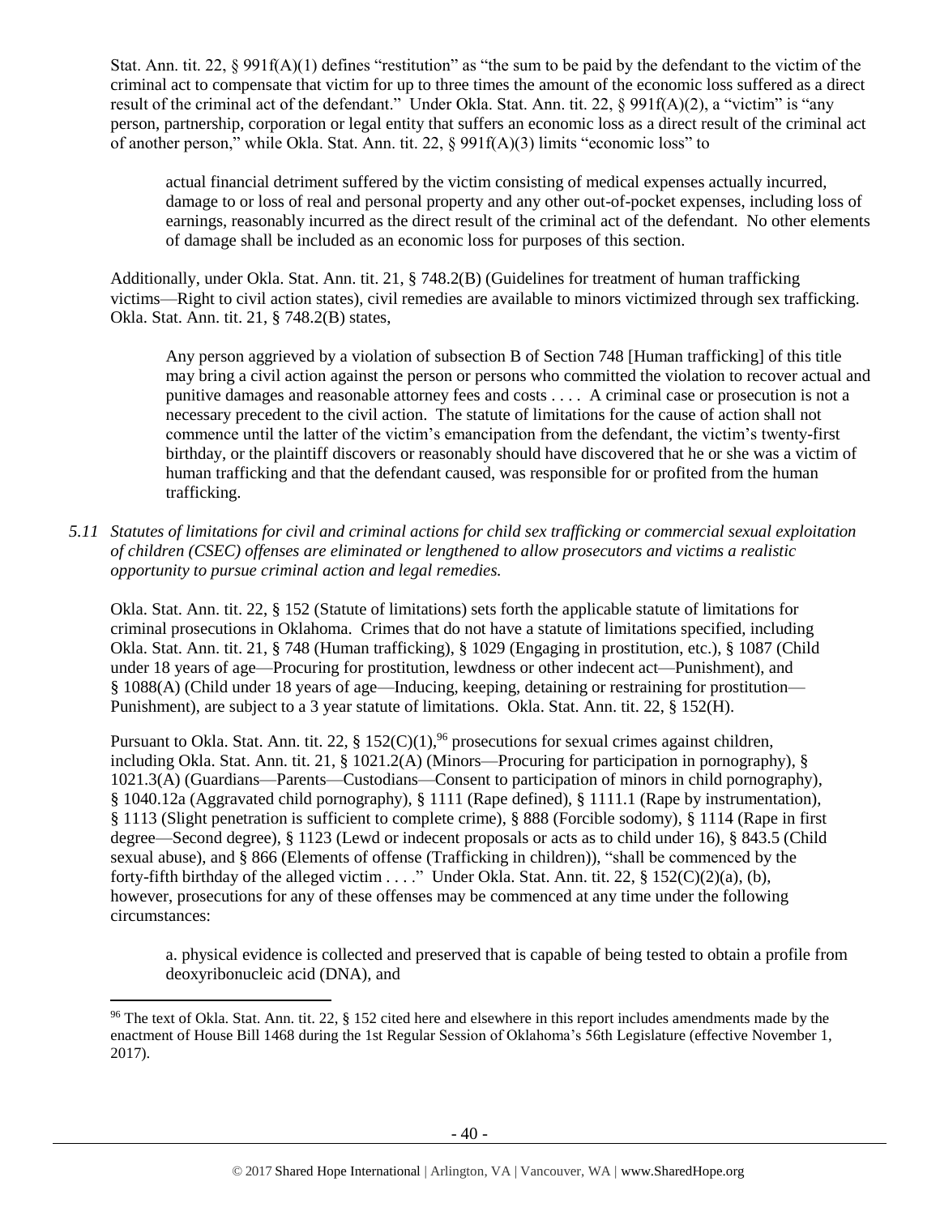Stat. Ann. tit. 22, § 991f(A)(1) defines "restitution" as "the sum to be paid by the defendant to the victim of the criminal act to compensate that victim for up to three times the amount of the economic loss suffered as a direct result of the criminal act of the defendant." Under Okla. Stat. Ann. tit. 22, § 991f(A)(2), a "victim" is "any person, partnership, corporation or legal entity that suffers an economic loss as a direct result of the criminal act of another person," while Okla. Stat. Ann. tit. 22, § 991f(A)(3) limits "economic loss" to

> actual financial detriment suffered by the victim consisting of medical expenses actually incurred, damage to or loss of real and personal property and any other out-of-pocket expenses, including loss of earnings, reasonably incurred as the direct result of the criminal act of the defendant. No other elements of damage shall be included as an economic loss for purposes of this section.

Additionally, under Okla. Stat. Ann. tit. 21, § 748.2(B) (Guidelines for treatment of human trafficking victims—Right to civil action states), civil remedies are available to minors victimized through sex trafficking. Okla. Stat. Ann. tit. 21, § 748.2(B) states,

> Any person aggrieved by a violation of subsection B of Section 748 [Human trafficking] of this title may bring a civil action against the person or persons who committed the violation to recover actual and punitive damages and reasonable attorney fees and costs . . . . A criminal case or prosecution is not a necessary precedent to the civil action. The statute of limitations for the cause of action shall not commence until the latter of the victim's emancipation from the defendant, the victim's twenty-first birthday, or the plaintiff discovers or reasonably should have discovered that he or she was a victim of human trafficking and that the defendant caused, was responsible for or profited from the human trafficking.

*5.11 Statutes of limitations for civil and criminal actions for child sex trafficking or commercial sexual exploitation of children (CSEC) offenses are eliminated or lengthened to allow prosecutors and victims a realistic opportunity to pursue criminal action and legal remedies.*

Okla. Stat. Ann. tit. 22, § 152 (Statute of limitations) sets forth the applicable statute of limitations for criminal prosecutions in Oklahoma. Crimes that do not have a statute of limitations specified, including Okla. Stat. Ann. tit. 21, § 748 (Human trafficking), § 1029 (Engaging in prostitution, etc.), § 1087 (Child under 18 years of age—Procuring for prostitution, lewdness or other indecent act—Punishment), and § 1088(A) (Child under 18 years of age—Inducing, keeping, detaining or restraining for prostitution—Punishment), are subject to a 3 year statute of limitations. Okla. Stat. Ann. tit. 22, § 152(H).

Pursuant to Okla. Stat. Ann. tit. 22, § 152(C)(1),[96] prosecutions for sexual crimes against children, including Okla. Stat. Ann. tit. 21, § 1021.2(A) (Minors—Procuring for participation in pornography), § 1021.3(A) (Guardians—Parents—Custodians—Consent to participation of minors in child pornography), § 1040.12a (Aggravated child pornography), § 1111 (Rape defined), § 1111.1 (Rape by instrumentation), § 1113 (Slight penetration is sufficient to complete crime), § 888 (Forcible sodomy), § 1114 (Rape in first degree—Second degree), § 1123 (Lewd or indecent proposals or acts as to child under 16), § 843.5 (Child sexual abuse), and § 866 (Elements of offense (Trafficking in children)), "shall be commenced by the forty-fifth birthday of the alleged victim . . . ." Under Okla. Stat. Ann. tit. 22, § 152(C)(2)(a), (b), however, prosecutions for any of these offenses may be commenced at any time under the following circumstances:

> a. physical evidence is collected and preserved that is capable of being tested to obtain a profile from deoxyribonucleic acid (DNA), and

---

[96] The text of Okla. Stat. Ann. tit. 22, § 152 cited here and elsewhere in this report includes amendments made by the enactment of House Bill 1468 during the 1st Regular Session of Oklahoma's 56th Legislature (effective November 1, 2017).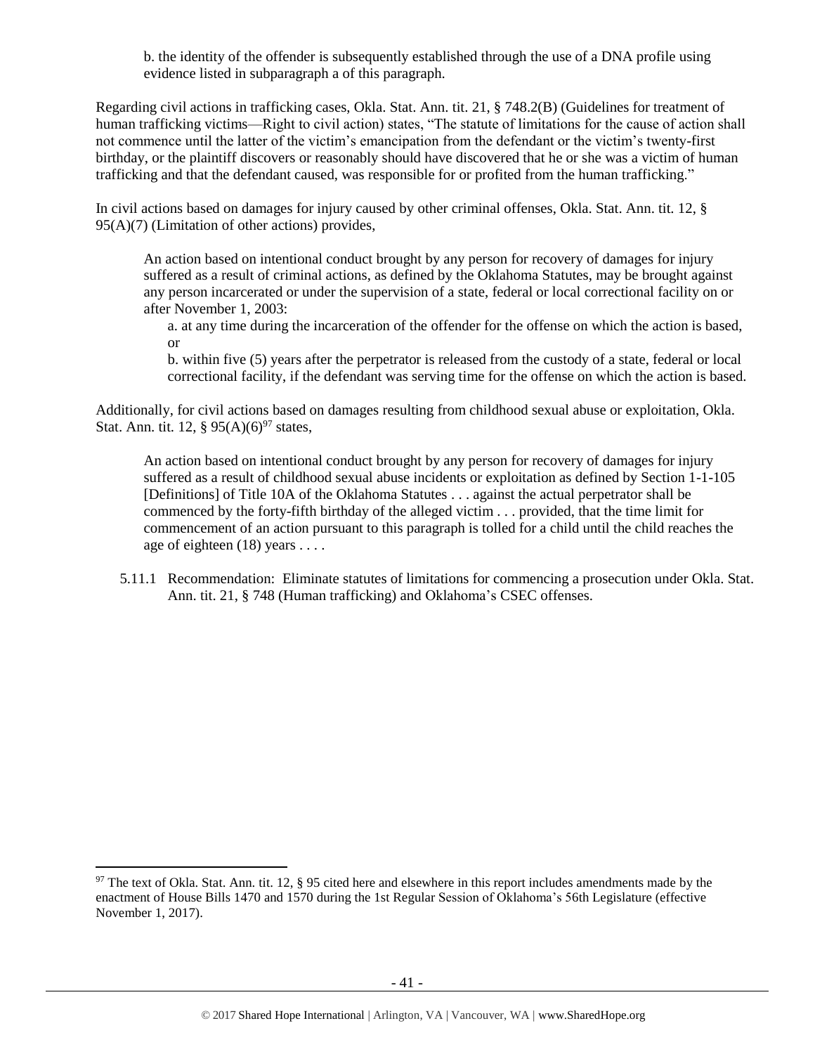b. the identity of the offender is subsequently established through the use of a DNA profile using evidence listed in subparagraph a of this paragraph.

Regarding civil actions in trafficking cases, Okla. Stat. Ann. tit. 21, § 748.2(B) (Guidelines for treatment of human trafficking victims—Right to civil action) states, "The statute of limitations for the cause of action shall not commence until the latter of the victim's emancipation from the defendant or the victim's twenty-first birthday, or the plaintiff discovers or reasonably should have discovered that he or she was a victim of human trafficking and that the defendant caused, was responsible for or profited from the human trafficking."

In civil actions based on damages for injury caused by other criminal offenses, Okla. Stat. Ann. tit. 12, § 95(A)(7) (Limitation of other actions) provides,

> An action based on intentional conduct brought by any person for recovery of damages for injury suffered as a result of criminal actions, as defined by the Oklahoma Statutes, may be brought against any person incarcerated or under the supervision of a state, federal or local correctional facility on or after November 1, 2003:
>
> a. at any time during the incarceration of the offender for the offense on which the action is based, or
>
> b. within five (5) years after the perpetrator is released from the custody of a state, federal or local correctional facility, if the defendant was serving time for the offense on which the action is based.

Additionally, for civil actions based on damages resulting from childhood sexual abuse or exploitation, Okla. Stat. Ann. tit. 12, § 95(A)(6)[97] states,

> An action based on intentional conduct brought by any person for recovery of damages for injury suffered as a result of childhood sexual abuse incidents or exploitation as defined by Section 1-1-105 [Definitions] of Title 10A of the Oklahoma Statutes . . . against the actual perpetrator shall be commenced by the forty-fifth birthday of the alleged victim . . . provided, that the time limit for commencement of an action pursuant to this paragraph is tolled for a child until the child reaches the age of eighteen (18) years . . . .

5.11.1 Recommendation: Eliminate statutes of limitations for commencing a prosecution under Okla. Stat. Ann. tit. 21, § 748 (Human trafficking) and Oklahoma's CSEC offenses.

---

[97] The text of Okla. Stat. Ann. tit. 12, § 95 cited here and elsewhere in this report includes amendments made by the enactment of House Bills 1470 and 1570 during the 1st Regular Session of Oklahoma's 56th Legislature (effective November 1, 2017).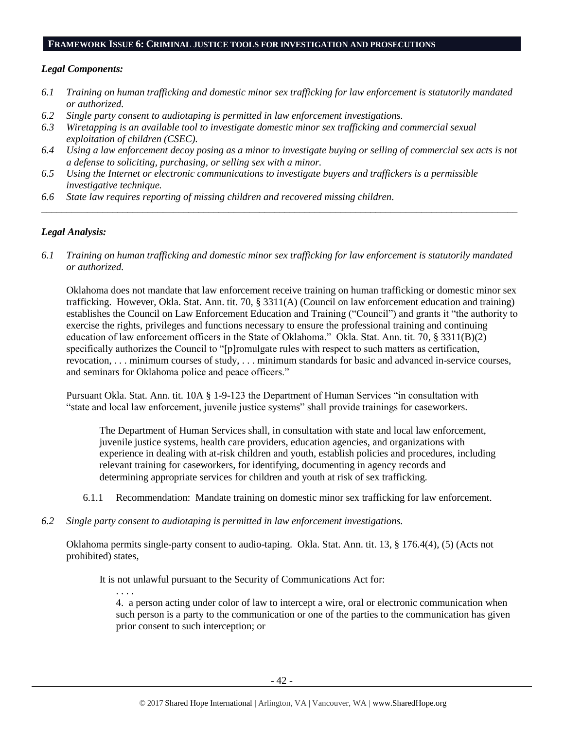## FRAMEWORK ISSUE 6: CRIMINAL JUSTICE TOOLS FOR INVESTIGATION AND PROSECUTIONS

### *Legal Components:*

- *6.1 Training on human trafficking and domestic minor sex trafficking for law enforcement is statutorily mandated or authorized.*
- *6.2 Single party consent to audiotaping is permitted in law enforcement investigations.*
- *6.3 Wiretapping is an available tool to investigate domestic minor sex trafficking and commercial sexual exploitation of children (CSEC).*
- *6.4 Using a law enforcement decoy posing as a minor to investigate buying or selling of commercial sex acts is not a defense to soliciting, purchasing, or selling sex with a minor.*
- *6.5 Using the Internet or electronic communications to investigate buyers and traffickers is a permissible investigative technique.*
- *6.6 State law requires reporting of missing children and recovered missing children.*

---

### *Legal Analysis:*

*6.1 Training on human trafficking and domestic minor sex trafficking for law enforcement is statutorily mandated or authorized.*

Oklahoma does not mandate that law enforcement receive training on human trafficking or domestic minor sex trafficking. However, Okla. Stat. Ann. tit. 70, § 3311(A) (Council on law enforcement education and training) establishes the Council on Law Enforcement Education and Training ("Council") and grants it "the authority to exercise the rights, privileges and functions necessary to ensure the professional training and continuing education of law enforcement officers in the State of Oklahoma." Okla. Stat. Ann. tit. 70, § 3311(B)(2) specifically authorizes the Council to "[p]romulgate rules with respect to such matters as certification, revocation, . . . minimum courses of study, . . . minimum standards for basic and advanced in-service courses, and seminars for Oklahoma police and peace officers."

Pursuant Okla. Stat. Ann. tit. 10A § 1-9-123 the Department of Human Services "in consultation with "state and local law enforcement, juvenile justice systems" shall provide trainings for caseworkers.

> The Department of Human Services shall, in consultation with state and local law enforcement, juvenile justice systems, health care providers, education agencies, and organizations with experience in dealing with at-risk children and youth, establish policies and procedures, including relevant training for caseworkers, for identifying, documenting in agency records and determining appropriate services for children and youth at risk of sex trafficking.

6.1.1 Recommendation: Mandate training on domestic minor sex trafficking for law enforcement.

*6.2 Single party consent to audiotaping is permitted in law enforcement investigations.*

Oklahoma permits single-party consent to audio-taping. Okla. Stat. Ann. tit. 13, § 176.4(4), (5) (Acts not prohibited) states,

> It is not unlawful pursuant to the Security of Communications Act for:
>
> . . . .
>
> 4. a person acting under color of law to intercept a wire, oral or electronic communication when such person is a party to the communication or one of the parties to the communication has given prior consent to such interception; or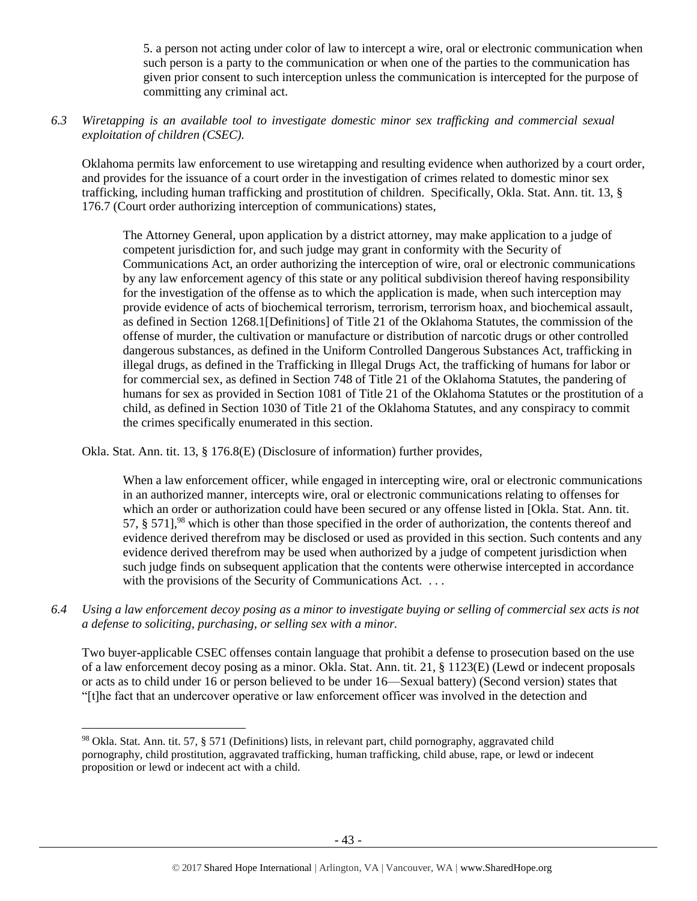5. a person not acting under color of law to intercept a wire, oral or electronic communication when such person is a party to the communication or when one of the parties to the communication has given prior consent to such interception unless the communication is intercepted for the purpose of committing any criminal act.

*6.3 Wiretapping is an available tool to investigate domestic minor sex trafficking and commercial sexual exploitation of children (CSEC).*

Oklahoma permits law enforcement to use wiretapping and resulting evidence when authorized by a court order, and provides for the issuance of a court order in the investigation of crimes related to domestic minor sex trafficking, including human trafficking and prostitution of children. Specifically, Okla. Stat. Ann. tit. 13, § 176.7 (Court order authorizing interception of communications) states,

> The Attorney General, upon application by a district attorney, may make application to a judge of competent jurisdiction for, and such judge may grant in conformity with the Security of Communications Act, an order authorizing the interception of wire, oral or electronic communications by any law enforcement agency of this state or any political subdivision thereof having responsibility for the investigation of the offense as to which the application is made, when such interception may provide evidence of acts of biochemical terrorism, terrorism, terrorism hoax, and biochemical assault, as defined in Section 1268.1[Definitions] of Title 21 of the Oklahoma Statutes, the commission of the offense of murder, the cultivation or manufacture or distribution of narcotic drugs or other controlled dangerous substances, as defined in the Uniform Controlled Dangerous Substances Act, trafficking in illegal drugs, as defined in the Trafficking in Illegal Drugs Act, the trafficking of humans for labor or for commercial sex, as defined in Section 748 of Title 21 of the Oklahoma Statutes, the pandering of humans for sex as provided in Section 1081 of Title 21 of the Oklahoma Statutes or the prostitution of a child, as defined in Section 1030 of Title 21 of the Oklahoma Statutes, and any conspiracy to commit the crimes specifically enumerated in this section.

Okla. Stat. Ann. tit. 13, § 176.8(E) (Disclosure of information) further provides,

> When a law enforcement officer, while engaged in intercepting wire, oral or electronic communications in an authorized manner, intercepts wire, oral or electronic communications relating to offenses for which an order or authorization could have been secured or any offense listed in [Okla. Stat. Ann. tit. 57, § 571],[98] which is other than those specified in the order of authorization, the contents thereof and evidence derived therefrom may be disclosed or used as provided in this section. Such contents and any evidence derived therefrom may be used when authorized by a judge of competent jurisdiction when such judge finds on subsequent application that the contents were otherwise intercepted in accordance with the provisions of the Security of Communications Act. . . .

*6.4 Using a law enforcement decoy posing as a minor to investigate buying or selling of commercial sex acts is not a defense to soliciting, purchasing, or selling sex with a minor.*

Two buyer-applicable CSEC offenses contain language that prohibit a defense to prosecution based on the use of a law enforcement decoy posing as a minor. Okla. Stat. Ann. tit. 21, § 1123(E) (Lewd or indecent proposals or acts as to child under 16 or person believed to be under 16—Sexual battery) (Second version) states that "[t]he fact that an undercover operative or law enforcement officer was involved in the detection and

[98] Okla. Stat. Ann. tit. 57, § 571 (Definitions) lists, in relevant part, child pornography, aggravated child pornography, child prostitution, aggravated trafficking, human trafficking, child abuse, rape, or lewd or indecent proposition or lewd or indecent act with a child.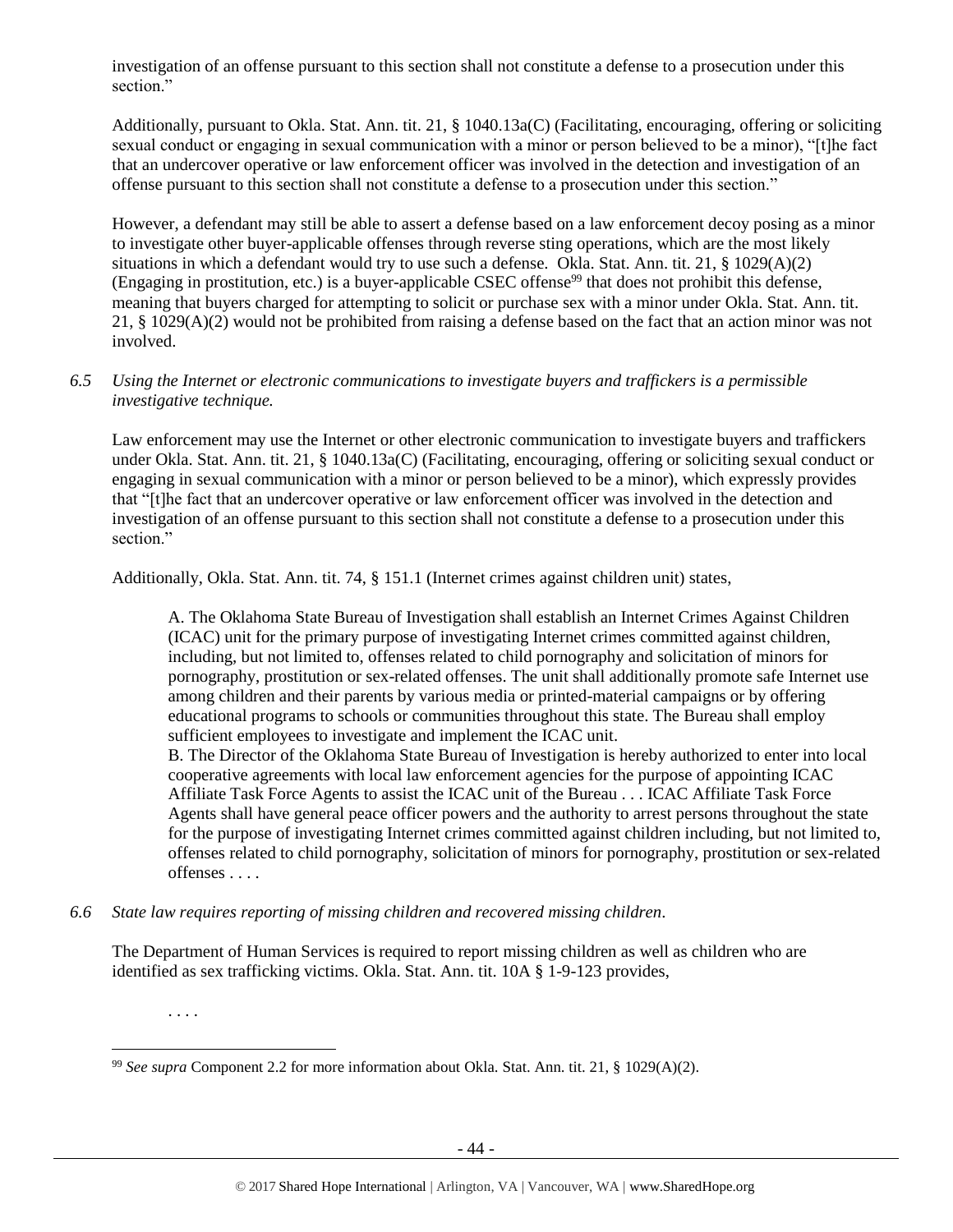investigation of an offense pursuant to this section shall not constitute a defense to a prosecution under this section."

Additionally, pursuant to Okla. Stat. Ann. tit. 21, § 1040.13a(C) (Facilitating, encouraging, offering or soliciting sexual conduct or engaging in sexual communication with a minor or person believed to be a minor), "[t]he fact that an undercover operative or law enforcement officer was involved in the detection and investigation of an offense pursuant to this section shall not constitute a defense to a prosecution under this section."

However, a defendant may still be able to assert a defense based on a law enforcement decoy posing as a minor to investigate other buyer-applicable offenses through reverse sting operations, which are the most likely situations in which a defendant would try to use such a defense. Okla. Stat. Ann. tit. 21, § 1029(A)(2) (Engaging in prostitution, etc.) is a buyer-applicable CSEC offense[99] that does not prohibit this defense, meaning that buyers charged for attempting to solicit or purchase sex with a minor under Okla. Stat. Ann. tit. 21, § 1029(A)(2) would not be prohibited from raising a defense based on the fact that an action minor was not involved.

*6.5 Using the Internet or electronic communications to investigate buyers and traffickers is a permissible investigative technique.*

Law enforcement may use the Internet or other electronic communication to investigate buyers and traffickers under Okla. Stat. Ann. tit. 21, § 1040.13a(C) (Facilitating, encouraging, offering or soliciting sexual conduct or engaging in sexual communication with a minor or person believed to be a minor), which expressly provides that "[t]he fact that an undercover operative or law enforcement officer was involved in the detection and investigation of an offense pursuant to this section shall not constitute a defense to a prosecution under this section."

Additionally, Okla. Stat. Ann. tit. 74, § 151.1 (Internet crimes against children unit) states,

> A. The Oklahoma State Bureau of Investigation shall establish an Internet Crimes Against Children (ICAC) unit for the primary purpose of investigating Internet crimes committed against children, including, but not limited to, offenses related to child pornography and solicitation of minors for pornography, prostitution or sex-related offenses. The unit shall additionally promote safe Internet use among children and their parents by various media or printed-material campaigns or by offering educational programs to schools or communities throughout this state. The Bureau shall employ sufficient employees to investigate and implement the ICAC unit.
> B. The Director of the Oklahoma State Bureau of Investigation is hereby authorized to enter into local cooperative agreements with local law enforcement agencies for the purpose of appointing ICAC Affiliate Task Force Agents to assist the ICAC unit of the Bureau . . . ICAC Affiliate Task Force Agents shall have general peace officer powers and the authority to arrest persons throughout the state for the purpose of investigating Internet crimes committed against children including, but not limited to, offenses related to child pornography, solicitation of minors for pornography, prostitution or sex-related offenses . . . .

*6.6 State law requires reporting of missing children and recovered missing children.*

The Department of Human Services is required to report missing children as well as children who are identified as sex trafficking victims. Okla. Stat. Ann. tit. 10A § 1-9-123 provides,

> . . . .

[99] *See supra* Component 2.2 for more information about Okla. Stat. Ann. tit. 21, § 1029(A)(2).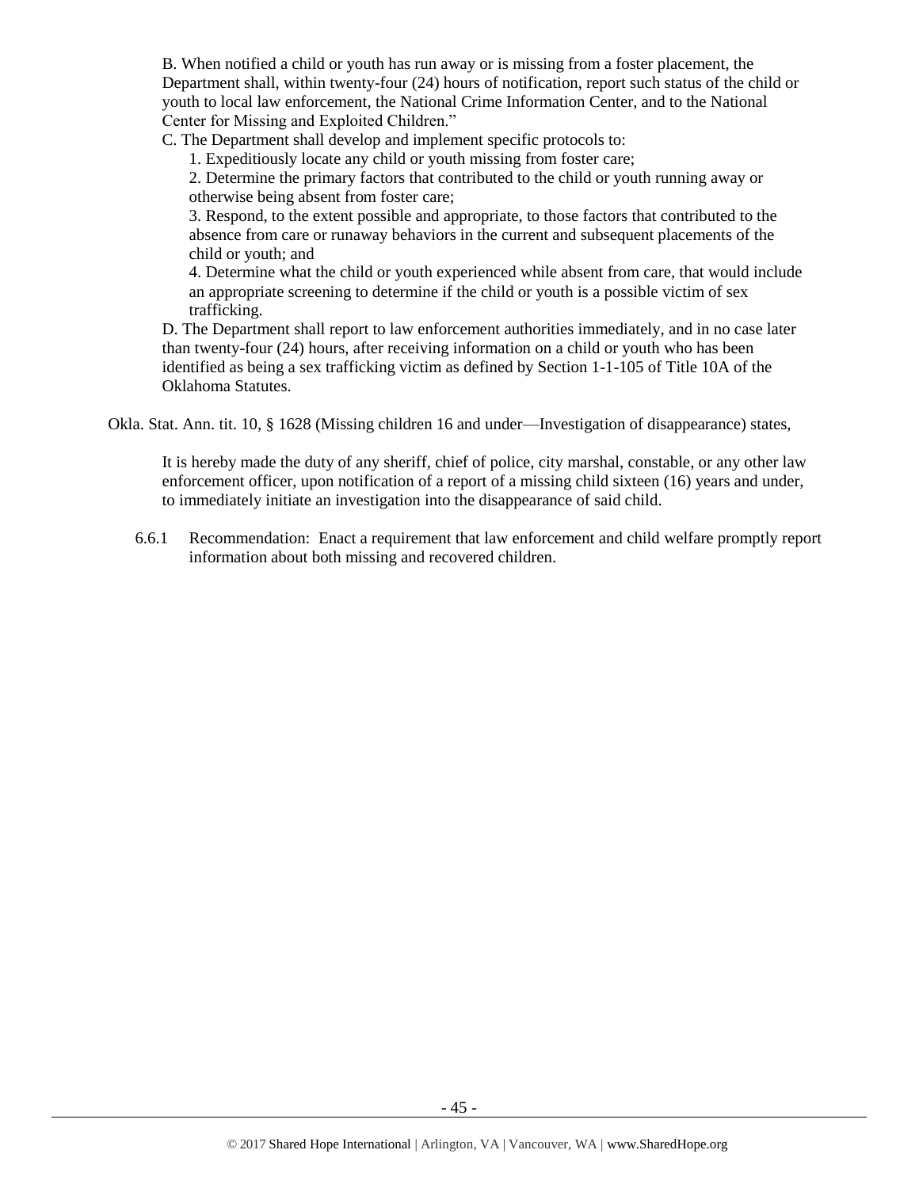B. When notified a child or youth has run away or is missing from a foster placement, the Department shall, within twenty-four (24) hours of notification, report such status of the child or youth to local law enforcement, the National Crime Information Center, and to the National Center for Missing and Exploited Children."

C. The Department shall develop and implement specific protocols to:

1. Expeditiously locate any child or youth missing from foster care;
2. Determine the primary factors that contributed to the child or youth running away or otherwise being absent from foster care;
3. Respond, to the extent possible and appropriate, to those factors that contributed to the absence from care or runaway behaviors in the current and subsequent placements of the child or youth; and
4. Determine what the child or youth experienced while absent from care, that would include an appropriate screening to determine if the child or youth is a possible victim of sex trafficking.

D. The Department shall report to law enforcement authorities immediately, and in no case later than twenty-four (24) hours, after receiving information on a child or youth who has been identified as being a sex trafficking victim as defined by Section 1-1-105 of Title 10A of the Oklahoma Statutes.

Okla. Stat. Ann. tit. 10, § 1628 (Missing children 16 and under—Investigation of disappearance) states,

> It is hereby made the duty of any sheriff, chief of police, city marshal, constable, or any other law enforcement officer, upon notification of a report of a missing child sixteen (16) years and under, to immediately initiate an investigation into the disappearance of said child.

6.6.1 Recommendation: Enact a requirement that law enforcement and child welfare promptly report information about both missing and recovered children.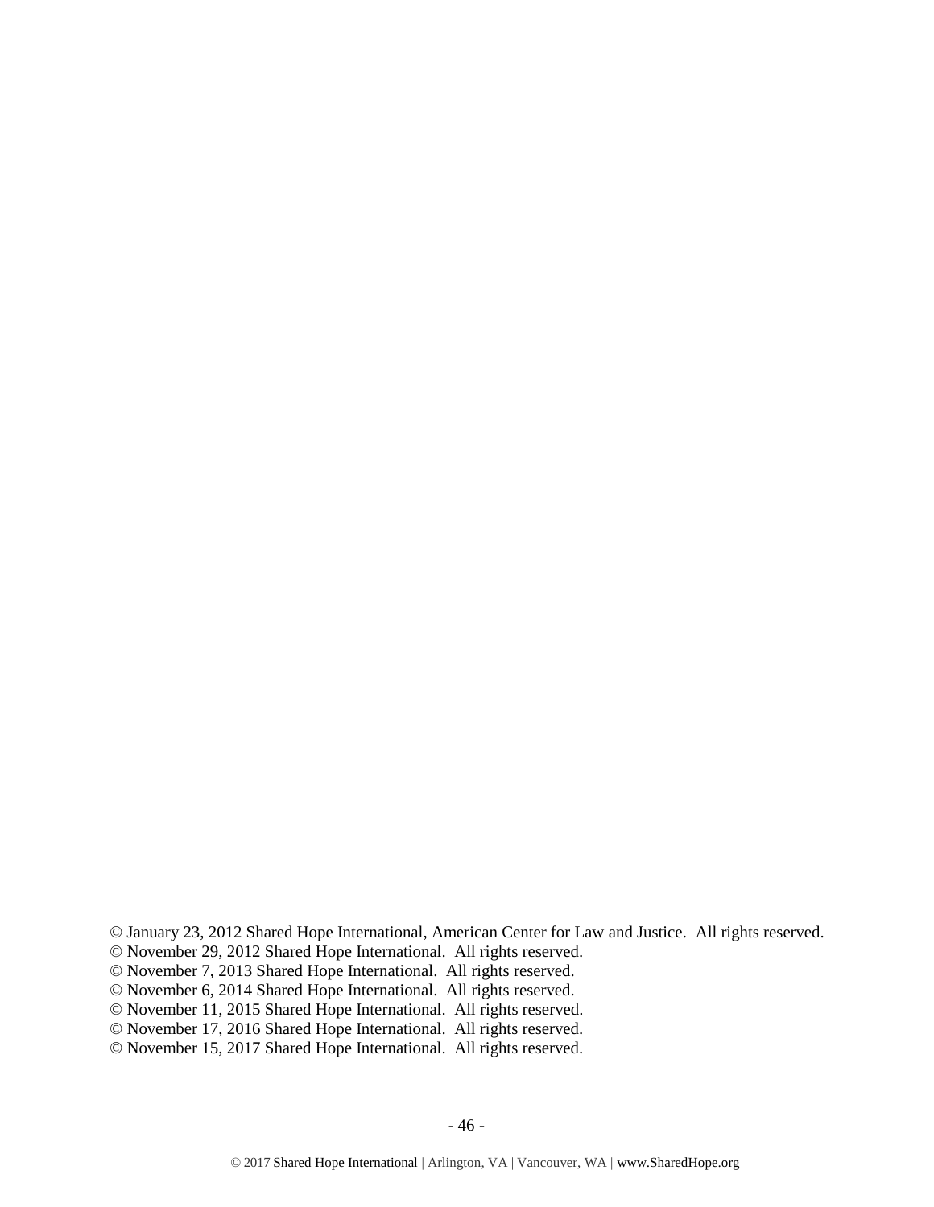© January 23, 2012 Shared Hope International, American Center for Law and Justice. All rights reserved.
© November 29, 2012 Shared Hope International. All rights reserved.
© November 7, 2013 Shared Hope International. All rights reserved.
© November 6, 2014 Shared Hope International. All rights reserved.
© November 11, 2015 Shared Hope International. All rights reserved.
© November 17, 2016 Shared Hope International. All rights reserved.
© November 15, 2017 Shared Hope International. All rights reserved.